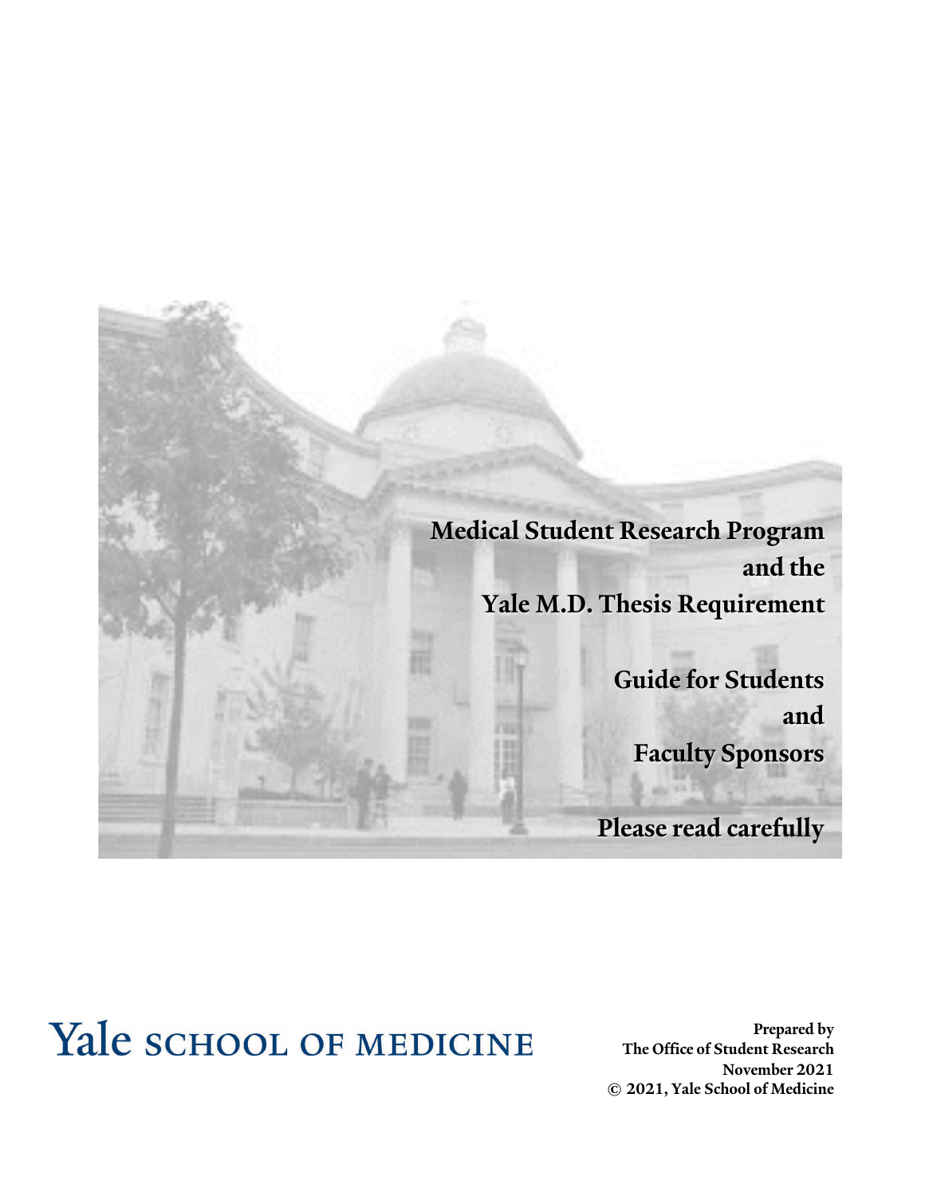# Medical Student Research Program and the Yale M.D. Thesis Requirement

## Guide for Students and Faculty Sponsors

**Please read carefully**

Yale SCHOOL OF MEDICINE

**Prepared by**
**The Office of Student Research**
**November 2021**
**© 2021, Yale School of Medicine**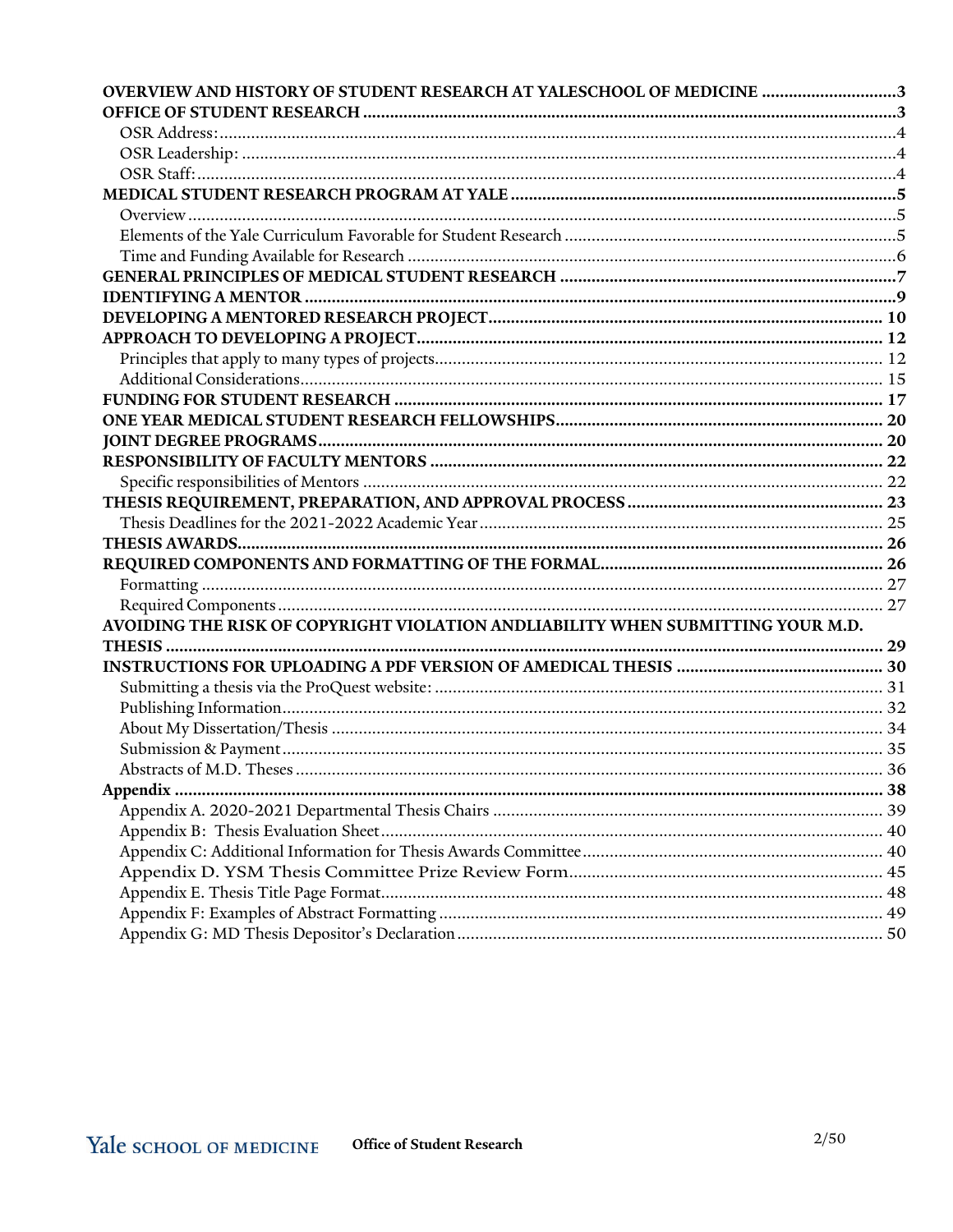OVERVIEW AND HISTORY OF STUDENT RESEARCH AT YALESCHOOL OF MEDICINE ............................. 3
OFFICE OF STUDENT RESEARCH ........................................................................................................ 3
OSR Address: .......................................................................................................................................... 4
OSR Leadership: ..................................................................................................................................... 4
OSR Staff: ................................................................................................................................................ 4
MEDICAL STUDENT RESEARCH PROGRAM AT YALE ..................................................................... 5
Overview .................................................................................................................................................. 5
Elements of the Yale Curriculum Favorable for Student Research ......................................................... 5
Time and Funding Available for Research ............................................................................................. 6
GENERAL PRINCIPLES OF MEDICAL STUDENT RESEARCH .......................................................... 7
IDENTIFYING A MENTOR ................................................................................................................... 9
DEVELOPING A MENTORED RESEARCH PROJECT ....................................................................... 10
APPROACH TO DEVELOPING A PROJECT ....................................................................................... 12
Principles that apply to many types of projects .................................................................................... 12
Additional Considerations ..................................................................................................................... 15
FUNDING FOR STUDENT RESEARCH ............................................................................................. 17
ONE YEAR MEDICAL STUDENT RESEARCH FELLOWSHIPS ......................................................... 20
JOINT DEGREE PROGRAMS .............................................................................................................. 20
RESPONSIBILITY OF FACULTY MENTORS ..................................................................................... 22
Specific responsibilities of Mentors ...................................................................................................... 22
THESIS REQUIREMENT, PREPARATION, AND APPROVAL PROCESS ......................................... 23
Thesis Deadlines for the 2021-2022 Academic Year ............................................................................ 25
THESIS AWARDS ................................................................................................................................. 26
REQUIRED COMPONENTS AND FORMATTING OF THE FORMAL ............................................... 26
Formatting ............................................................................................................................................ 27
Required Components .......................................................................................................................... 27
AVOIDING THE RISK OF COPYRIGHT VIOLATION ANDLIABILITY WHEN SUBMITTING YOUR M.D. THESIS ......................................................................................................................................... 29
INSTRUCTIONS FOR UPLOADING A PDF VERSION OF AMEDICAL THESIS ............................... 30
Submitting a thesis via the ProQuest website: ...................................................................................... 31
Publishing Information ......................................................................................................................... 32
About My Dissertation/Thesis ............................................................................................................... 34
Submission & Payment ......................................................................................................................... 35
Abstracts of M.D. Theses ...................................................................................................................... 36
Appendix ............................................................................................................................................... 38
Appendix A. 2020-2021 Departmental Thesis Chairs ........................................................................... 39
Appendix B: Thesis Evaluation Sheet ................................................................................................... 40
Appendix C: Additional Information for Thesis Awards Committee .................................................... 40
Appendix D. YSM Thesis Committee Prize Review Form ..................................................................... 45
Appendix E. Thesis Title Page Format ................................................................................................... 48
Appendix F: Examples of Abstract Formatting ..................................................................................... 49
Appendix G: MD Thesis Depositor's Declaration ................................................................................. 50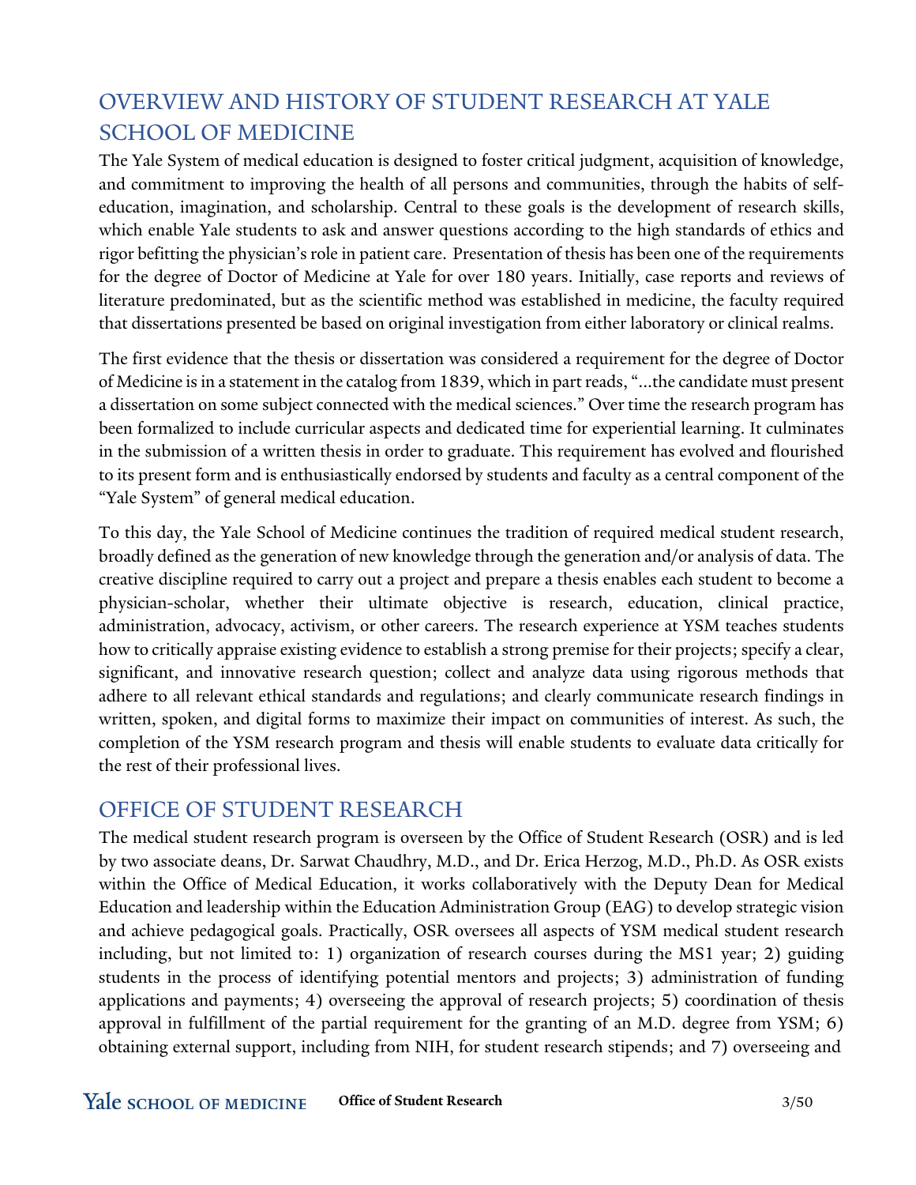## OVERVIEW AND HISTORY OF STUDENT RESEARCH AT YALE SCHOOL OF MEDICINE

The Yale System of medical education is designed to foster critical judgment, acquisition of knowledge, and commitment to improving the health of all persons and communities, through the habits of self-education, imagination, and scholarship. Central to these goals is the development of research skills, which enable Yale students to ask and answer questions according to the high standards of ethics and rigor befitting the physician's role in patient care. Presentation of thesis has been one of the requirements for the degree of Doctor of Medicine at Yale for over 180 years. Initially, case reports and reviews of literature predominated, but as the scientific method was established in medicine, the faculty required that dissertations presented be based on original investigation from either laboratory or clinical realms.

The first evidence that the thesis or dissertation was considered a requirement for the degree of Doctor of Medicine is in a statement in the catalog from 1839, which in part reads, "...the candidate must present a dissertation on some subject connected with the medical sciences." Over time the research program has been formalized to include curricular aspects and dedicated time for experiential learning. It culminates in the submission of a written thesis in order to graduate. This requirement has evolved and flourished to its present form and is enthusiastically endorsed by students and faculty as a central component of the "Yale System" of general medical education.

To this day, the Yale School of Medicine continues the tradition of required medical student research, broadly defined as the generation of new knowledge through the generation and/or analysis of data. The creative discipline required to carry out a project and prepare a thesis enables each student to become a physician-scholar, whether their ultimate objective is research, education, clinical practice, administration, advocacy, activism, or other careers. The research experience at YSM teaches students how to critically appraise existing evidence to establish a strong premise for their projects; specify a clear, significant, and innovative research question; collect and analyze data using rigorous methods that adhere to all relevant ethical standards and regulations; and clearly communicate research findings in written, spoken, and digital forms to maximize their impact on communities of interest. As such, the completion of the YSM research program and thesis will enable students to evaluate data critically for the rest of their professional lives.

## OFFICE OF STUDENT RESEARCH

The medical student research program is overseen by the Office of Student Research (OSR) and is led by two associate deans, Dr. Sarwat Chaudhry, M.D., and Dr. Erica Herzog, M.D., Ph.D. As OSR exists within the Office of Medical Education, it works collaboratively with the Deputy Dean for Medical Education and leadership within the Education Administration Group (EAG) to develop strategic vision and achieve pedagogical goals. Practically, OSR oversees all aspects of YSM medical student research including, but not limited to: 1) organization of research courses during the MS1 year; 2) guiding students in the process of identifying potential mentors and projects; 3) administration of funding applications and payments; 4) overseeing the approval of research projects; 5) coordination of thesis approval in fulfillment of the partial requirement for the granting of an M.D. degree from YSM; 6) obtaining external support, including from NIH, for student research stipends; and 7) overseeing and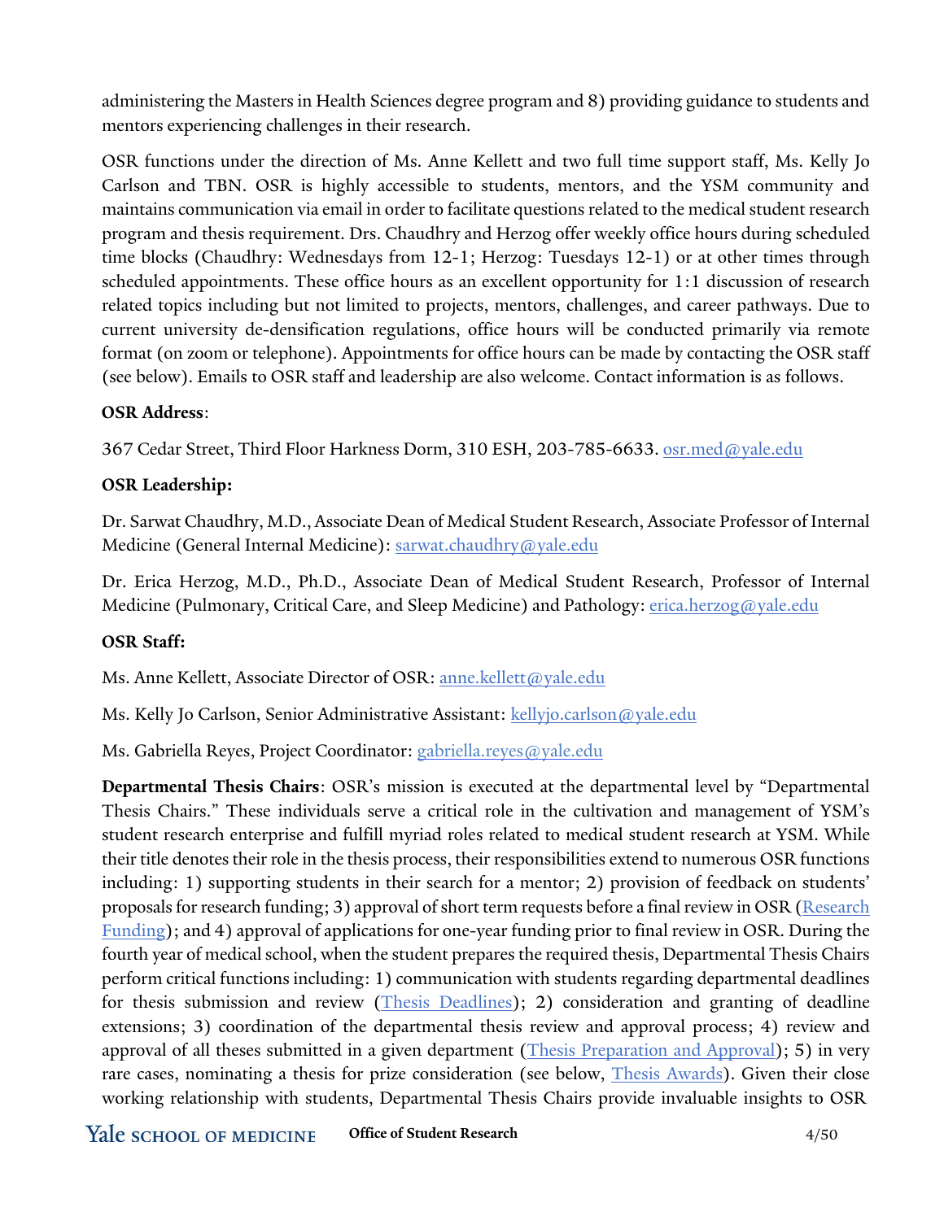administering the Masters in Health Sciences degree program and 8) providing guidance to students and mentors experiencing challenges in their research.

OSR functions under the direction of Ms. Anne Kellett and two full time support staff, Ms. Kelly Jo Carlson and TBN. OSR is highly accessible to students, mentors, and the YSM community and maintains communication via email in order to facilitate questions related to the medical student research program and thesis requirement. Drs. Chaudhry and Herzog offer weekly office hours during scheduled time blocks (Chaudhry: Wednesdays from 12-1; Herzog: Tuesdays 12-1) or at other times through scheduled appointments. These office hours as an excellent opportunity for 1:1 discussion of research related topics including but not limited to projects, mentors, challenges, and career pathways. Due to current university de-densification regulations, office hours will be conducted primarily via remote format (on zoom or telephone). Appointments for office hours can be made by contacting the OSR staff (see below). Emails to OSR staff and leadership are also welcome. Contact information is as follows.

**OSR Address**:

367 Cedar Street, Third Floor Harkness Dorm, 310 ESH, 203-785-6633. osr.med@yale.edu

**OSR Leadership:**

Dr. Sarwat Chaudhry, M.D., Associate Dean of Medical Student Research, Associate Professor of Internal Medicine (General Internal Medicine): sarwat.chaudhry@yale.edu

Dr. Erica Herzog, M.D., Ph.D., Associate Dean of Medical Student Research, Professor of Internal Medicine (Pulmonary, Critical Care, and Sleep Medicine) and Pathology: erica.herzog@yale.edu

**OSR Staff:**

Ms. Anne Kellett, Associate Director of OSR: anne.kellett@yale.edu

Ms. Kelly Jo Carlson, Senior Administrative Assistant: kellyjo.carlson@yale.edu

Ms. Gabriella Reyes, Project Coordinator: gabriella.reyes@yale.edu

**Departmental Thesis Chairs**: OSR's mission is executed at the departmental level by "Departmental Thesis Chairs." These individuals serve a critical role in the cultivation and management of YSM's student research enterprise and fulfill myriad roles related to medical student research at YSM. While their title denotes their role in the thesis process, their responsibilities extend to numerous OSR functions including: 1) supporting students in their search for a mentor; 2) provision of feedback on students' proposals for research funding; 3) approval of short term requests before a final review in OSR (Research Funding); and 4) approval of applications for one-year funding prior to final review in OSR. During the fourth year of medical school, when the student prepares the required thesis, Departmental Thesis Chairs perform critical functions including: 1) communication with students regarding departmental deadlines for thesis submission and review (Thesis Deadlines); 2) consideration and granting of deadline extensions; 3) coordination of the departmental thesis review and approval process; 4) review and approval of all theses submitted in a given department (Thesis Preparation and Approval); 5) in very rare cases, nominating a thesis for prize consideration (see below, Thesis Awards). Given their close working relationship with students, Departmental Thesis Chairs provide invaluable insights to OSR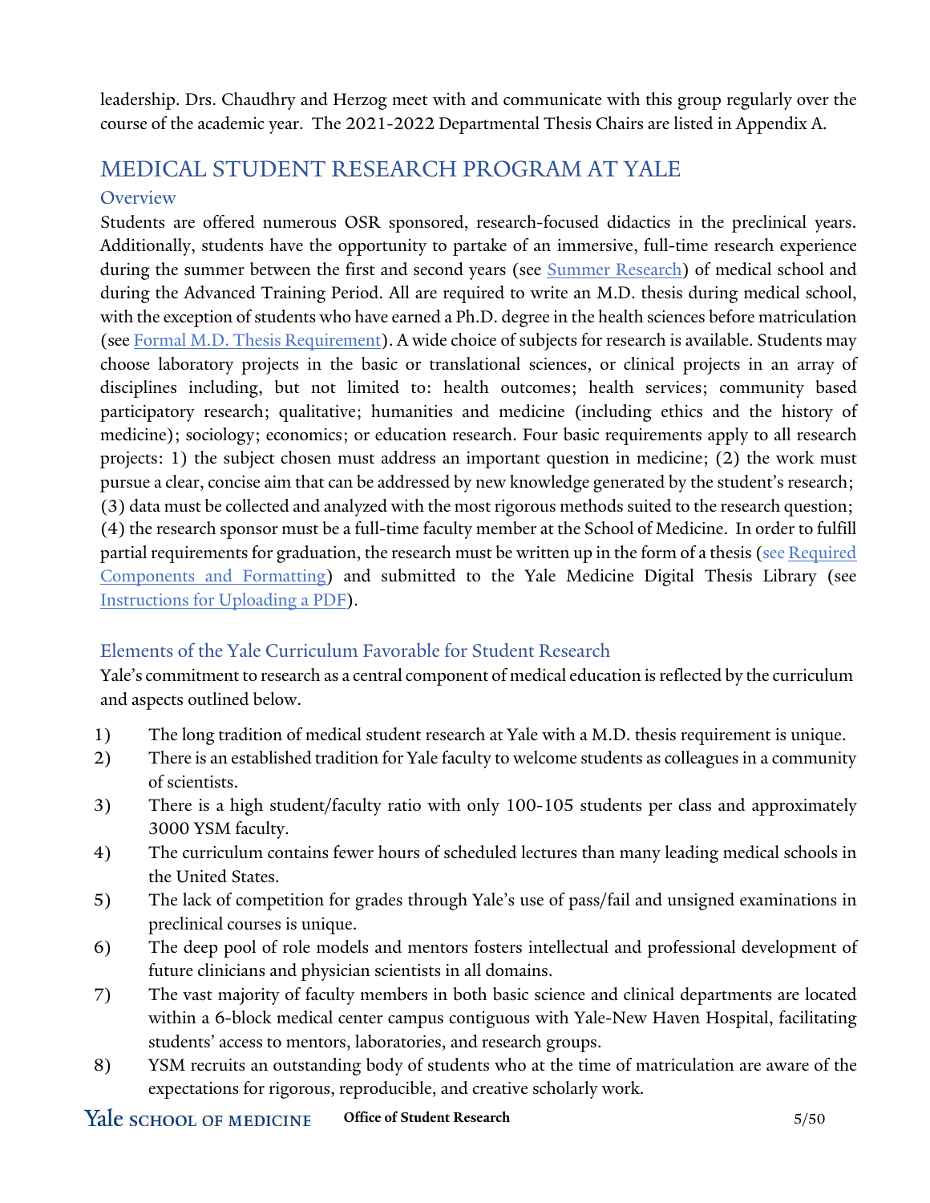leadership. Drs. Chaudhry and Herzog meet with and communicate with this group regularly over the course of the academic year. The 2021-2022 Departmental Thesis Chairs are listed in Appendix A.

# MEDICAL STUDENT RESEARCH PROGRAM AT YALE

## Overview

Students are offered numerous OSR sponsored, research-focused didactics in the preclinical years. Additionally, students have the opportunity to partake of an immersive, full-time research experience during the summer between the first and second years (see Summer Research) of medical school and during the Advanced Training Period. All are required to write an M.D. thesis during medical school, with the exception of students who have earned a Ph.D. degree in the health sciences before matriculation (see Formal M.D. Thesis Requirement). A wide choice of subjects for research is available. Students may choose laboratory projects in the basic or translational sciences, or clinical projects in an array of disciplines including, but not limited to: health outcomes; health services; community based participatory research; qualitative; humanities and medicine (including ethics and the history of medicine); sociology; economics; or education research. Four basic requirements apply to all research projects: 1) the subject chosen must address an important question in medicine; (2) the work must pursue a clear, concise aim that can be addressed by new knowledge generated by the student's research; (3) data must be collected and analyzed with the most rigorous methods suited to the research question; (4) the research sponsor must be a full-time faculty member at the School of Medicine. In order to fulfill partial requirements for graduation, the research must be written up in the form of a thesis (see Required Components and Formatting) and submitted to the Yale Medicine Digital Thesis Library (see Instructions for Uploading a PDF).

## Elements of the Yale Curriculum Favorable for Student Research

Yale's commitment to research as a central component of medical education is reflected by the curriculum and aspects outlined below.

1) The long tradition of medical student research at Yale with a M.D. thesis requirement is unique.
2) There is an established tradition for Yale faculty to welcome students as colleagues in a community of scientists.
3) There is a high student/faculty ratio with only 100-105 students per class and approximately 3000 YSM faculty.
4) The curriculum contains fewer hours of scheduled lectures than many leading medical schools in the United States.
5) The lack of competition for grades through Yale's use of pass/fail and unsigned examinations in preclinical courses is unique.
6) The deep pool of role models and mentors fosters intellectual and professional development of future clinicians and physician scientists in all domains.
7) The vast majority of faculty members in both basic science and clinical departments are located within a 6-block medical center campus contiguous with Yale-New Haven Hospital, facilitating students' access to mentors, laboratories, and research groups.
8) YSM recruits an outstanding body of students who at the time of matriculation are aware of the expectations for rigorous, reproducible, and creative scholarly work.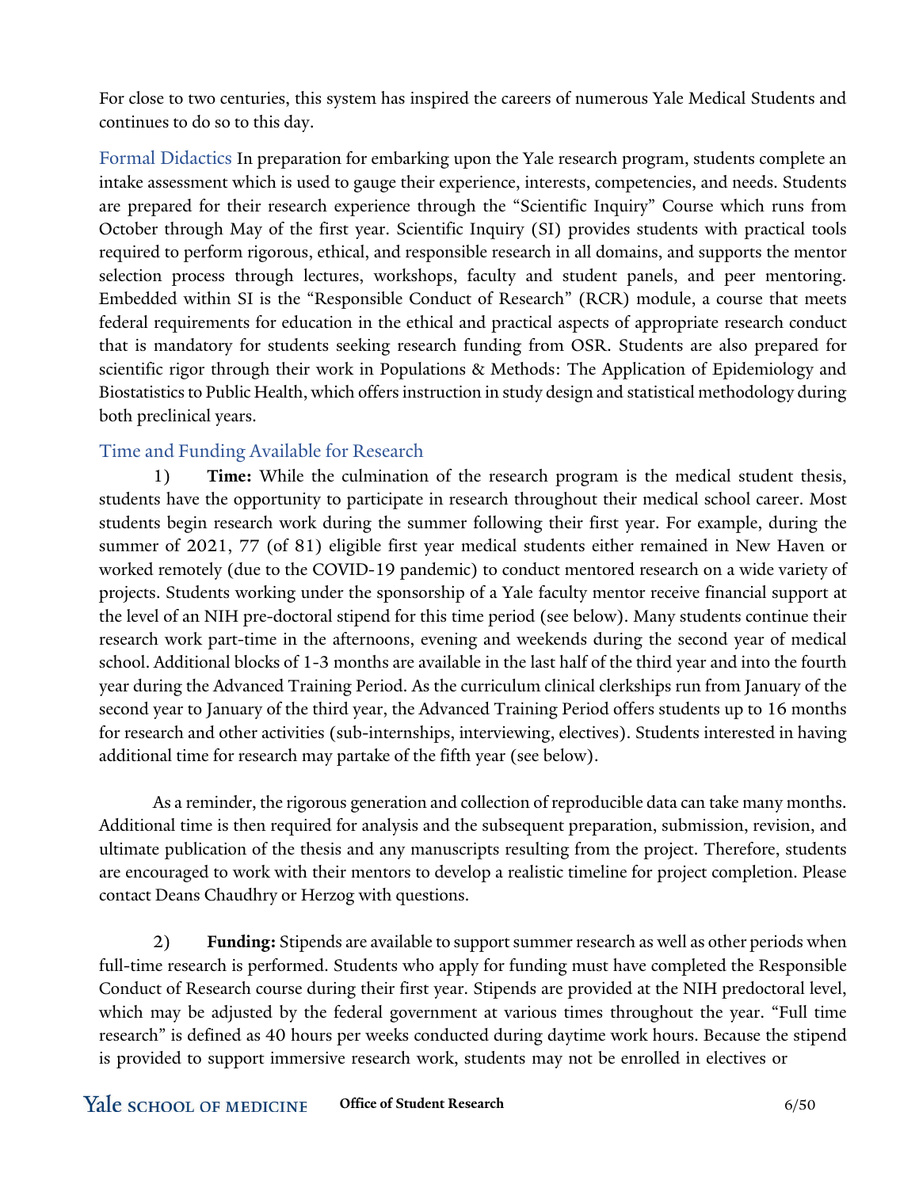For close to two centuries, this system has inspired the careers of numerous Yale Medical Students and continues to do so to this day.

**Formal Didactics** In preparation for embarking upon the Yale research program, students complete an intake assessment which is used to gauge their experience, interests, competencies, and needs. Students are prepared for their research experience through the "Scientific Inquiry" Course which runs from October through May of the first year. Scientific Inquiry (SI) provides students with practical tools required to perform rigorous, ethical, and responsible research in all domains, and supports the mentor selection process through lectures, workshops, faculty and student panels, and peer mentoring. Embedded within SI is the "Responsible Conduct of Research" (RCR) module, a course that meets federal requirements for education in the ethical and practical aspects of appropriate research conduct that is mandatory for students seeking research funding from OSR. Students are also prepared for scientific rigor through their work in Populations & Methods: The Application of Epidemiology and Biostatistics to Public Health, which offers instruction in study design and statistical methodology during both preclinical years.

## Time and Funding Available for Research

1) **Time:** While the culmination of the research program is the medical student thesis, students have the opportunity to participate in research throughout their medical school career. Most students begin research work during the summer following their first year. For example, during the summer of 2021, 77 (of 81) eligible first year medical students either remained in New Haven or worked remotely (due to the COVID-19 pandemic) to conduct mentored research on a wide variety of projects. Students working under the sponsorship of a Yale faculty mentor receive financial support at the level of an NIH pre-doctoral stipend for this time period (see below). Many students continue their research work part-time in the afternoons, evening and weekends during the second year of medical school. Additional blocks of 1-3 months are available in the last half of the third year and into the fourth year during the Advanced Training Period. As the curriculum clinical clerkships run from January of the second year to January of the third year, the Advanced Training Period offers students up to 16 months for research and other activities (sub-internships, interviewing, electives). Students interested in having additional time for research may partake of the fifth year (see below).

As a reminder, the rigorous generation and collection of reproducible data can take many months. Additional time is then required for analysis and the subsequent preparation, submission, revision, and ultimate publication of the thesis and any manuscripts resulting from the project. Therefore, students are encouraged to work with their mentors to develop a realistic timeline for project completion. Please contact Deans Chaudhry or Herzog with questions.

2) **Funding:** Stipends are available to support summer research as well as other periods when full-time research is performed. Students who apply for funding must have completed the Responsible Conduct of Research course during their first year. Stipends are provided at the NIH predoctoral level, which may be adjusted by the federal government at various times throughout the year. "Full time research" is defined as 40 hours per weeks conducted during daytime work hours. Because the stipend is provided to support immersive research work, students may not be enrolled in electives or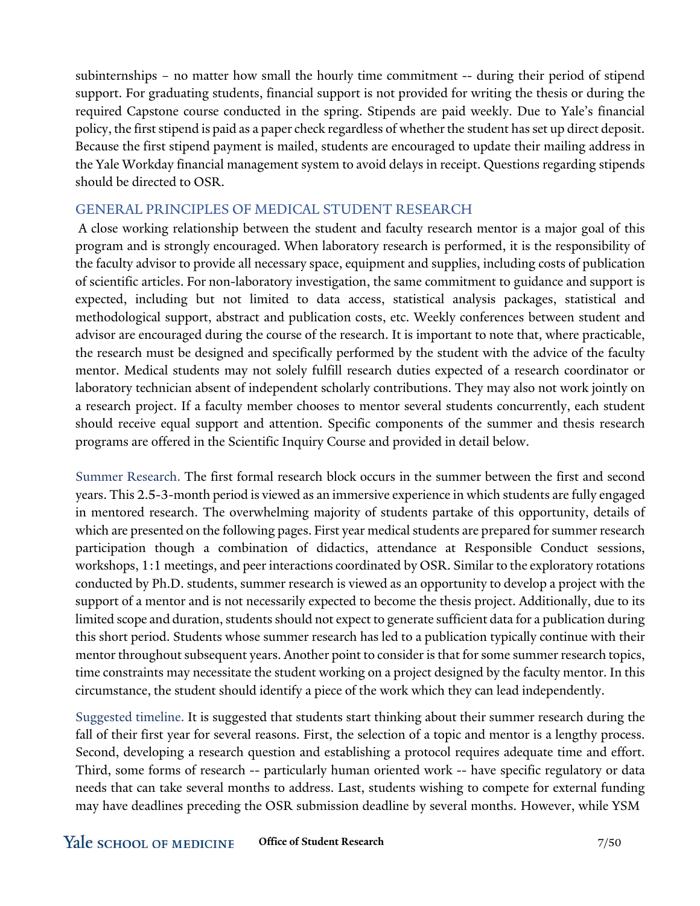subinternships – no matter how small the hourly time commitment -- during their period of stipend support. For graduating students, financial support is not provided for writing the thesis or during the required Capstone course conducted in the spring. Stipends are paid weekly. Due to Yale's financial policy, the first stipend is paid as a paper check regardless of whether the student has set up direct deposit. Because the first stipend payment is mailed, students are encouraged to update their mailing address in the Yale Workday financial management system to avoid delays in receipt. Questions regarding stipends should be directed to OSR.

## GENERAL PRINCIPLES OF MEDICAL STUDENT RESEARCH

A close working relationship between the student and faculty research mentor is a major goal of this program and is strongly encouraged. When laboratory research is performed, it is the responsibility of the faculty advisor to provide all necessary space, equipment and supplies, including costs of publication of scientific articles. For non-laboratory investigation, the same commitment to guidance and support is expected, including but not limited to data access, statistical analysis packages, statistical and methodological support, abstract and publication costs, etc. Weekly conferences between student and advisor are encouraged during the course of the research. It is important to note that, where practicable, the research must be designed and specifically performed by the student with the advice of the faculty mentor. Medical students may not solely fulfill research duties expected of a research coordinator or laboratory technician absent of independent scholarly contributions. They may also not work jointly on a research project. If a faculty member chooses to mentor several students concurrently, each student should receive equal support and attention. Specific components of the summer and thesis research programs are offered in the Scientific Inquiry Course and provided in detail below.

Summer Research. The first formal research block occurs in the summer between the first and second years. This 2.5-3-month period is viewed as an immersive experience in which students are fully engaged in mentored research. The overwhelming majority of students partake of this opportunity, details of which are presented on the following pages. First year medical students are prepared for summer research participation though a combination of didactics, attendance at Responsible Conduct sessions, workshops, 1:1 meetings, and peer interactions coordinated by OSR. Similar to the exploratory rotations conducted by Ph.D. students, summer research is viewed as an opportunity to develop a project with the support of a mentor and is not necessarily expected to become the thesis project. Additionally, due to its limited scope and duration, students should not expect to generate sufficient data for a publication during this short period. Students whose summer research has led to a publication typically continue with their mentor throughout subsequent years. Another point to consider is that for some summer research topics, time constraints may necessitate the student working on a project designed by the faculty mentor. In this circumstance, the student should identify a piece of the work which they can lead independently.

Suggested timeline. It is suggested that students start thinking about their summer research during the fall of their first year for several reasons. First, the selection of a topic and mentor is a lengthy process. Second, developing a research question and establishing a protocol requires adequate time and effort. Third, some forms of research -- particularly human oriented work -- have specific regulatory or data needs that can take several months to address. Last, students wishing to compete for external funding may have deadlines preceding the OSR submission deadline by several months. However, while YSM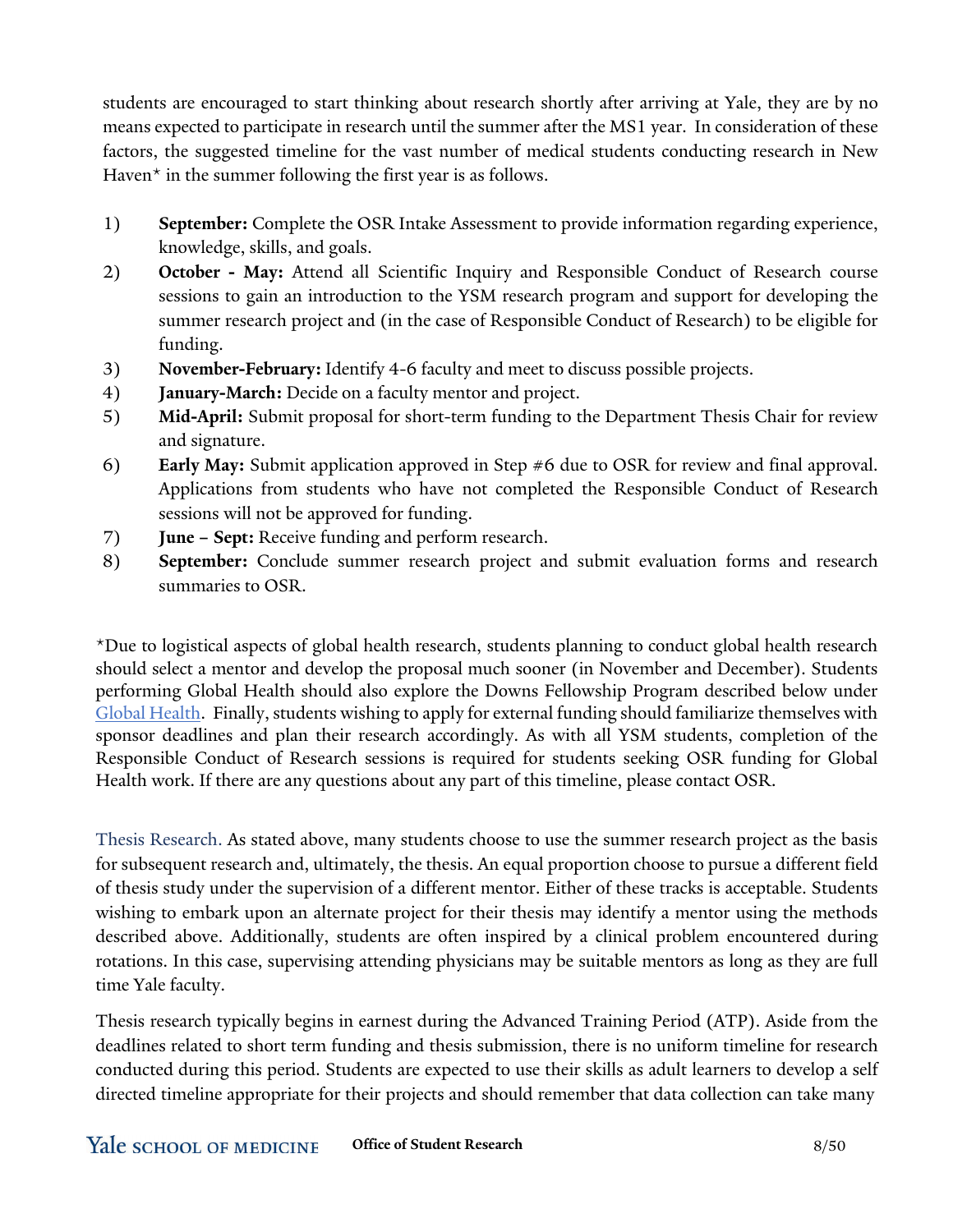students are encouraged to start thinking about research shortly after arriving at Yale, they are by no means expected to participate in research until the summer after the MS1 year. In consideration of these factors, the suggested timeline for the vast number of medical students conducting research in New Haven* in the summer following the first year is as follows.

1) **September:** Complete the OSR Intake Assessment to provide information regarding experience, knowledge, skills, and goals.
2) **October - May:** Attend all Scientific Inquiry and Responsible Conduct of Research course sessions to gain an introduction to the YSM research program and support for developing the summer research project and (in the case of Responsible Conduct of Research) to be eligible for funding.
3) **November-February:** Identify 4-6 faculty and meet to discuss possible projects.
4) **January-March:** Decide on a faculty mentor and project.
5) **Mid-April:** Submit proposal for short-term funding to the Department Thesis Chair for review and signature.
6) **Early May:** Submit application approved in Step #6 due to OSR for review and final approval. Applications from students who have not completed the Responsible Conduct of Research sessions will not be approved for funding.
7) **June – Sept:** Receive funding and perform research.
8) **September:** Conclude summer research project and submit evaluation forms and research summaries to OSR.

*Due to logistical aspects of global health research, students planning to conduct global health research should select a mentor and develop the proposal much sooner (in November and December). Students performing Global Health should also explore the Downs Fellowship Program described below under Global Health. Finally, students wishing to apply for external funding should familiarize themselves with sponsor deadlines and plan their research accordingly. As with all YSM students, completion of the Responsible Conduct of Research sessions is required for students seeking OSR funding for Global Health work. If there are any questions about any part of this timeline, please contact OSR.

Thesis Research. As stated above, many students choose to use the summer research project as the basis for subsequent research and, ultimately, the thesis. An equal proportion choose to pursue a different field of thesis study under the supervision of a different mentor. Either of these tracks is acceptable. Students wishing to embark upon an alternate project for their thesis may identify a mentor using the methods described above. Additionally, students are often inspired by a clinical problem encountered during rotations. In this case, supervising attending physicians may be suitable mentors as long as they are full time Yale faculty.

Thesis research typically begins in earnest during the Advanced Training Period (ATP). Aside from the deadlines related to short term funding and thesis submission, there is no uniform timeline for research conducted during this period. Students are expected to use their skills as adult learners to develop a self directed timeline appropriate for their projects and should remember that data collection can take many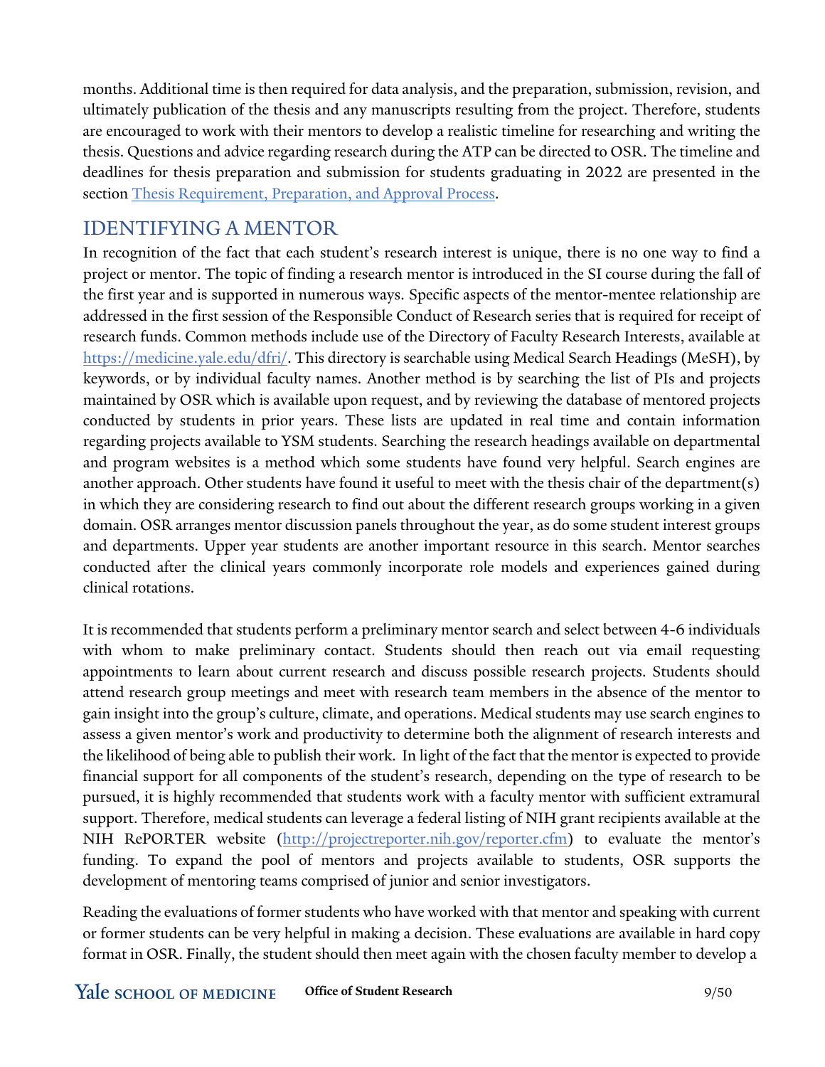months. Additional time is then required for data analysis, and the preparation, submission, revision, and ultimately publication of the thesis and any manuscripts resulting from the project. Therefore, students are encouraged to work with their mentors to develop a realistic timeline for researching and writing the thesis. Questions and advice regarding research during the ATP can be directed to OSR. The timeline and deadlines for thesis preparation and submission for students graduating in 2022 are presented in the section [Thesis Requirement, Preparation, and Approval Process](#).

## IDENTIFYING A MENTOR

In recognition of the fact that each student's research interest is unique, there is no one way to find a project or mentor. The topic of finding a research mentor is introduced in the SI course during the fall of the first year and is supported in numerous ways. Specific aspects of the mentor-mentee relationship are addressed in the first session of the Responsible Conduct of Research series that is required for receipt of research funds. Common methods include use of the Directory of Faculty Research Interests, available at [https://medicine.yale.edu/dfri/](https://medicine.yale.edu/dfri/). This directory is searchable using Medical Search Headings (MeSH), by keywords, or by individual faculty names. Another method is by searching the list of PIs and projects maintained by OSR which is available upon request, and by reviewing the database of mentored projects conducted by students in prior years. These lists are updated in real time and contain information regarding projects available to YSM students. Searching the research headings available on departmental and program websites is a method which some students have found very helpful. Search engines are another approach. Other students have found it useful to meet with the thesis chair of the department(s) in which they are considering research to find out about the different research groups working in a given domain. OSR arranges mentor discussion panels throughout the year, as do some student interest groups and departments. Upper year students are another important resource in this search. Mentor searches conducted after the clinical years commonly incorporate role models and experiences gained during clinical rotations.

It is recommended that students perform a preliminary mentor search and select between 4-6 individuals with whom to make preliminary contact. Students should then reach out via email requesting appointments to learn about current research and discuss possible research projects. Students should attend research group meetings and meet with research team members in the absence of the mentor to gain insight into the group's culture, climate, and operations. Medical students may use search engines to assess a given mentor's work and productivity to determine both the alignment of research interests and the likelihood of being able to publish their work. In light of the fact that the mentor is expected to provide financial support for all components of the student's research, depending on the type of research to be pursued, it is highly recommended that students work with a faculty mentor with sufficient extramural support. Therefore, medical students can leverage a federal listing of NIH grant recipients available at the NIH RePORTER website ([http://projectreporter.nih.gov/reporter.cfm](http://projectreporter.nih.gov/reporter.cfm)) to evaluate the mentor's funding. To expand the pool of mentors and projects available to students, OSR supports the development of mentoring teams comprised of junior and senior investigators.

Reading the evaluations of former students who have worked with that mentor and speaking with current or former students can be very helpful in making a decision. These evaluations are available in hard copy format in OSR. Finally, the student should then meet again with the chosen faculty member to develop a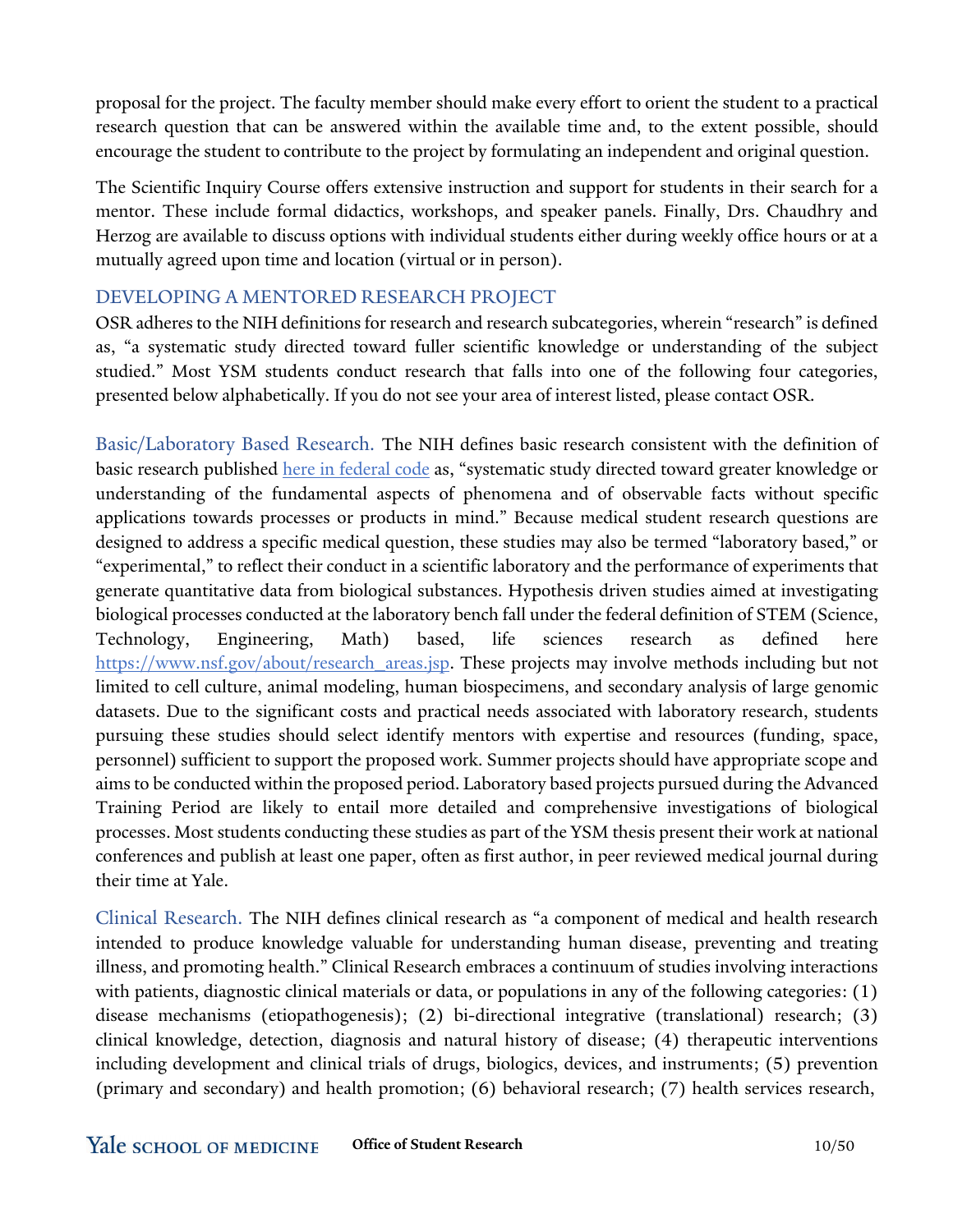proposal for the project. The faculty member should make every effort to orient the student to a practical research question that can be answered within the available time and, to the extent possible, should encourage the student to contribute to the project by formulating an independent and original question.

The Scientific Inquiry Course offers extensive instruction and support for students in their search for a mentor. These include formal didactics, workshops, and speaker panels. Finally, Drs. Chaudhry and Herzog are available to discuss options with individual students either during weekly office hours or at a mutually agreed upon time and location (virtual or in person).

## DEVELOPING A MENTORED RESEARCH PROJECT

OSR adheres to the NIH definitions for research and research subcategories, wherein "research" is defined as, "a systematic study directed toward fuller scientific knowledge or understanding of the subject studied." Most YSM students conduct research that falls into one of the following four categories, presented below alphabetically. If you do not see your area of interest listed, please contact OSR.

**Basic/Laboratory Based Research.** The NIH defines basic research consistent with the definition of basic research published [here in federal code] as, "systematic study directed toward greater knowledge or understanding of the fundamental aspects of phenomena and of observable facts without specific applications towards processes or products in mind." Because medical student research questions are designed to address a specific medical question, these studies may also be termed "laboratory based," or "experimental," to reflect their conduct in a scientific laboratory and the performance of experiments that generate quantitative data from biological substances. Hypothesis driven studies aimed at investigating biological processes conducted at the laboratory bench fall under the federal definition of STEM (Science, Technology, Engineering, Math) based, life sciences research as defined here https://www.nsf.gov/about/research_areas.jsp. These projects may involve methods including but not limited to cell culture, animal modeling, human biospecimens, and secondary analysis of large genomic datasets. Due to the significant costs and practical needs associated with laboratory research, students pursuing these studies should select identify mentors with expertise and resources (funding, space, personnel) sufficient to support the proposed work. Summer projects should have appropriate scope and aims to be conducted within the proposed period. Laboratory based projects pursued during the Advanced Training Period are likely to entail more detailed and comprehensive investigations of biological processes. Most students conducting these studies as part of the YSM thesis present their work at national conferences and publish at least one paper, often as first author, in peer reviewed medical journal during their time at Yale.

**Clinical Research.** The NIH defines clinical research as "a component of medical and health research intended to produce knowledge valuable for understanding human disease, preventing and treating illness, and promoting health." Clinical Research embraces a continuum of studies involving interactions with patients, diagnostic clinical materials or data, or populations in any of the following categories: (1) disease mechanisms (etiopathogenesis); (2) bi-directional integrative (translational) research; (3) clinical knowledge, detection, diagnosis and natural history of disease; (4) therapeutic interventions including development and clinical trials of drugs, biologics, devices, and instruments; (5) prevention (primary and secondary) and health promotion; (6) behavioral research; (7) health services research,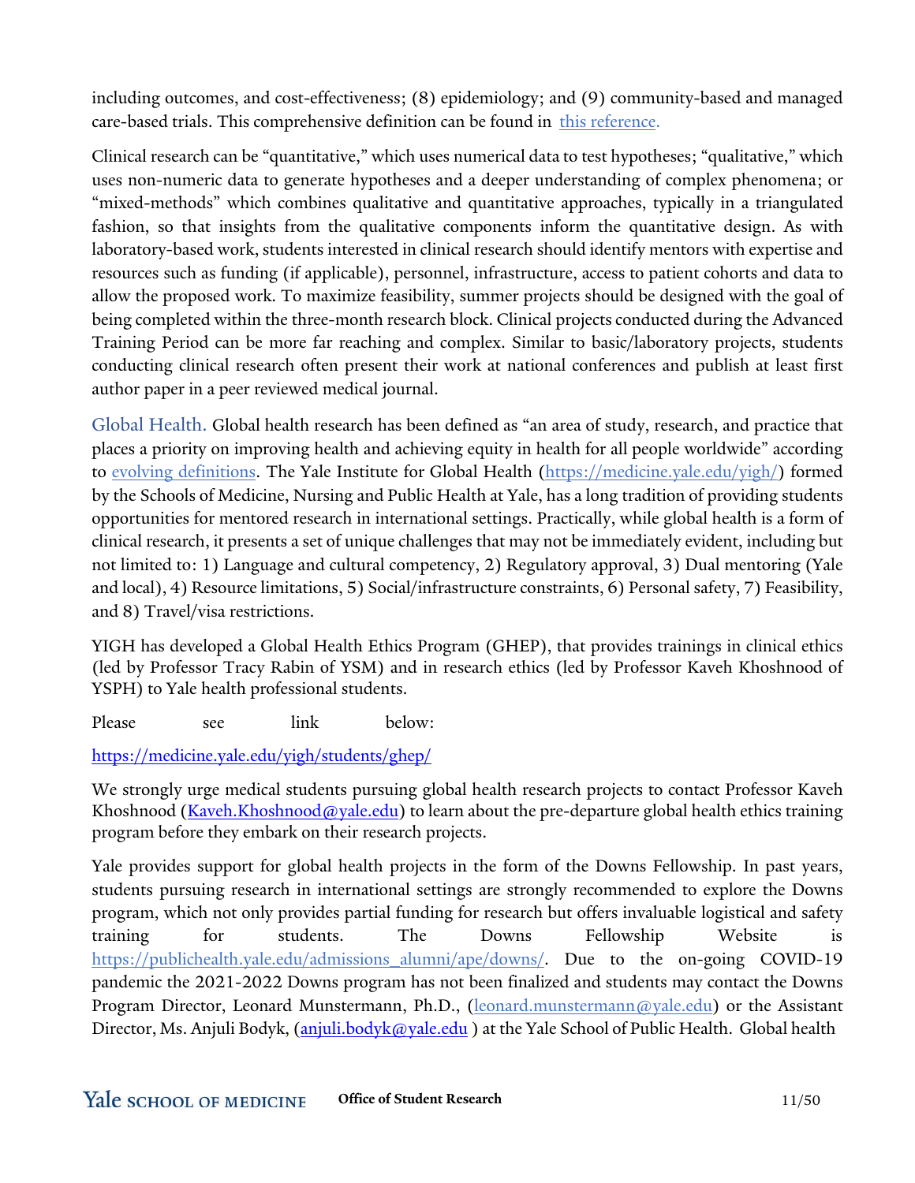including outcomes, and cost-effectiveness; (8) epidemiology; and (9) community-based and managed care-based trials. This comprehensive definition can be found in [this reference.](this reference.)

Clinical research can be "quantitative," which uses numerical data to test hypotheses; "qualitative," which uses non-numeric data to generate hypotheses and a deeper understanding of complex phenomena; or "mixed-methods" which combines qualitative and quantitative approaches, typically in a triangulated fashion, so that insights from the qualitative components inform the quantitative design. As with laboratory-based work, students interested in clinical research should identify mentors with expertise and resources such as funding (if applicable), personnel, infrastructure, access to patient cohorts and data to allow the proposed work. To maximize feasibility, summer projects should be designed with the goal of being completed within the three-month research block. Clinical projects conducted during the Advanced Training Period can be more far reaching and complex. Similar to basic/laboratory projects, students conducting clinical research often present their work at national conferences and publish at least first author paper in a peer reviewed medical journal.

**Global Health.** Global health research has been defined as "an area of study, research, and practice that places a priority on improving health and achieving equity in health for all people worldwide" according to evolving definitions. The Yale Institute for Global Health (https://medicine.yale.edu/yigh/) formed by the Schools of Medicine, Nursing and Public Health at Yale, has a long tradition of providing students opportunities for mentored research in international settings. Practically, while global health is a form of clinical research, it presents a set of unique challenges that may not be immediately evident, including but not limited to: 1) Language and cultural competency, 2) Regulatory approval, 3) Dual mentoring (Yale and local), 4) Resource limitations, 5) Social/infrastructure constraints, 6) Personal safety, 7) Feasibility, and 8) Travel/visa restrictions.

YIGH has developed a Global Health Ethics Program (GHEP), that provides trainings in clinical ethics (led by Professor Tracy Rabin of YSM) and in research ethics (led by Professor Kaveh Khoshnood of YSPH) to Yale health professional students.

Please see link below:

https://medicine.yale.edu/yigh/students/ghep/

We strongly urge medical students pursuing global health research projects to contact Professor Kaveh Khoshnood (Kaveh.Khoshnood@yale.edu) to learn about the pre-departure global health ethics training program before they embark on their research projects.

Yale provides support for global health projects in the form of the Downs Fellowship. In past years, students pursuing research in international settings are strongly recommended to explore the Downs program, which not only provides partial funding for research but offers invaluable logistical and safety training for students. The Downs Fellowship Website is https://publichealth.yale.edu/admissions_alumni/ape/downs/. Due to the on-going COVID-19 pandemic the 2021-2022 Downs program has not been finalized and students may contact the Downs Program Director, Leonard Munstermann, Ph.D., (leonard.munstermann@yale.edu) or the Assistant Director, Ms. Anjuli Bodyk, (anjuli.bodyk@yale.edu ) at the Yale School of Public Health. Global health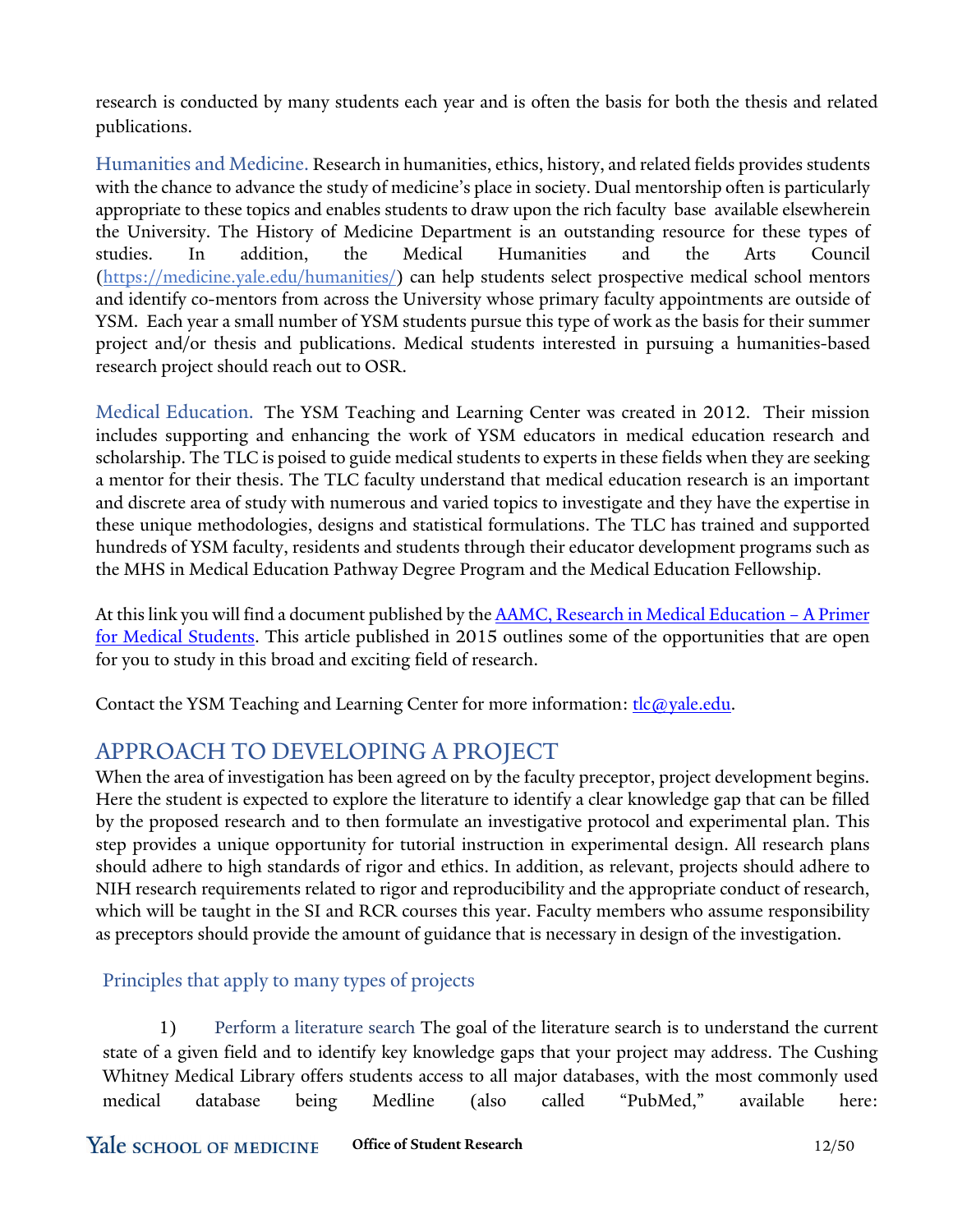research is conducted by many students each year and is often the basis for both the thesis and related publications.

**Humanities and Medicine.** Research in humanities, ethics, history, and related fields provides students with the chance to advance the study of medicine's place in society. Dual mentorship often is particularly appropriate to these topics and enables students to draw upon the rich faculty base available elsewherein the University. The History of Medicine Department is an outstanding resource for these types of studies. In addition, the Medical Humanities and the Arts Council (https://medicine.yale.edu/humanities/) can help students select prospective medical school mentors and identify co-mentors from across the University whose primary faculty appointments are outside of YSM. Each year a small number of YSM students pursue this type of work as the basis for their summer project and/or thesis and publications. Medical students interested in pursuing a humanities-based research project should reach out to OSR.

**Medical Education.** The YSM Teaching and Learning Center was created in 2012. Their mission includes supporting and enhancing the work of YSM educators in medical education research and scholarship. The TLC is poised to guide medical students to experts in these fields when they are seeking a mentor for their thesis. The TLC faculty understand that medical education research is an important and discrete area of study with numerous and varied topics to investigate and they have the expertise in these unique methodologies, designs and statistical formulations. The TLC has trained and supported hundreds of YSM faculty, residents and students through their educator development programs such as the MHS in Medical Education Pathway Degree Program and the Medical Education Fellowship.

At this link you will find a document published by the AAMC, Research in Medical Education – A Primer for Medical Students. This article published in 2015 outlines some of the opportunities that are open for you to study in this broad and exciting field of research.

Contact the YSM Teaching and Learning Center for more information: tlc@yale.edu.

## APPROACH TO DEVELOPING A PROJECT

When the area of investigation has been agreed on by the faculty preceptor, project development begins. Here the student is expected to explore the literature to identify a clear knowledge gap that can be filled by the proposed research and to then formulate an investigative protocol and experimental plan. This step provides a unique opportunity for tutorial instruction in experimental design. All research plans should adhere to high standards of rigor and ethics. In addition, as relevant, projects should adhere to NIH research requirements related to rigor and reproducibility and the appropriate conduct of research, which will be taught in the SI and RCR courses this year. Faculty members who assume responsibility as preceptors should provide the amount of guidance that is necessary in design of the investigation.

### Principles that apply to many types of projects

1) **Perform a literature search** The goal of the literature search is to understand the current state of a given field and to identify key knowledge gaps that your project may address. The Cushing Whitney Medical Library offers students access to all major databases, with the most commonly used medical database being Medline (also called "PubMed," available here: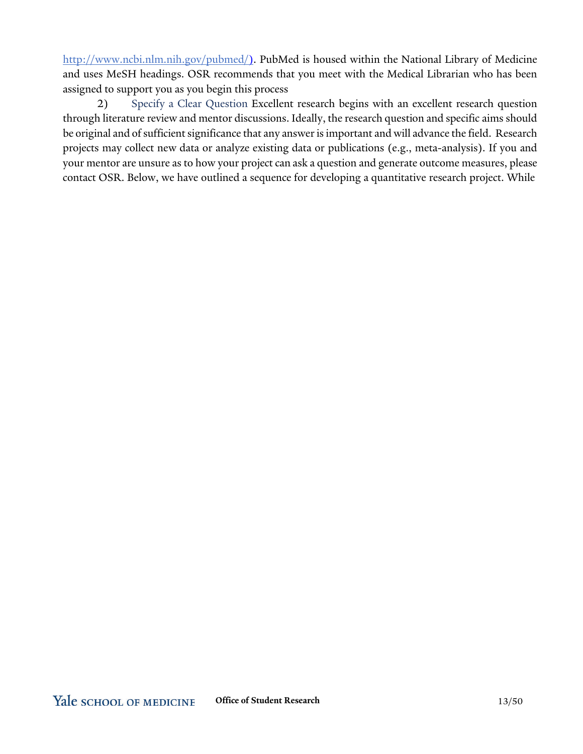http://www.ncbi.nlm.nih.gov/pubmed/). PubMed is housed within the National Library of Medicine and uses MeSH headings. OSR recommends that you meet with the Medical Librarian who has been assigned to support you as you begin this process

2) Specify a Clear Question Excellent research begins with an excellent research question through literature review and mentor discussions. Ideally, the research question and specific aims should be original and of sufficient significance that any answer is important and will advance the field. Research projects may collect new data or analyze existing data or publications (e.g., meta-analysis). If you and your mentor are unsure as to how your project can ask a question and generate outcome measures, please contact OSR. Below, we have outlined a sequence for developing a quantitative research project. While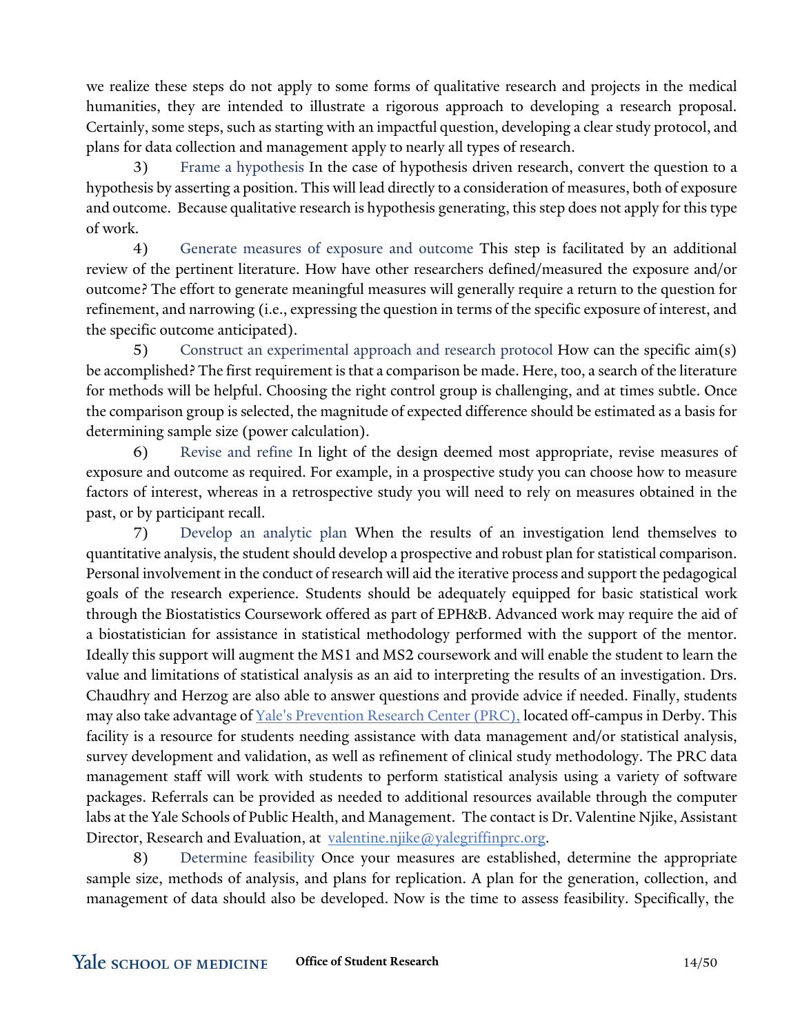we realize these steps do not apply to some forms of qualitative research and projects in the medical humanities, they are intended to illustrate a rigorous approach to developing a research proposal. Certainly, some steps, such as starting with an impactful question, developing a clear study protocol, and plans for data collection and management apply to nearly all types of research.

3) Frame a hypothesis In the case of hypothesis driven research, convert the question to a hypothesis by asserting a position. This will lead directly to a consideration of measures, both of exposure and outcome. Because qualitative research is hypothesis generating, this step does not apply for this type of work.

4) Generate measures of exposure and outcome This step is facilitated by an additional review of the pertinent literature. How have other researchers defined/measured the exposure and/or outcome? The effort to generate meaningful measures will generally require a return to the question for refinement, and narrowing (i.e., expressing the question in terms of the specific exposure of interest, and the specific outcome anticipated).

5) Construct an experimental approach and research protocol How can the specific aim(s) be accomplished? The first requirement is that a comparison be made. Here, too, a search of the literature for methods will be helpful. Choosing the right control group is challenging, and at times subtle. Once the comparison group is selected, the magnitude of expected difference should be estimated as a basis for determining sample size (power calculation).

6) Revise and refine In light of the design deemed most appropriate, revise measures of exposure and outcome as required. For example, in a prospective study you can choose how to measure factors of interest, whereas in a retrospective study you will need to rely on measures obtained in the past, or by participant recall.

7) Develop an analytic plan When the results of an investigation lend themselves to quantitative analysis, the student should develop a prospective and robust plan for statistical comparison. Personal involvement in the conduct of research will aid the iterative process and support the pedagogical goals of the research experience. Students should be adequately equipped for basic statistical work through the Biostatistics Coursework offered as part of EPH&B. Advanced work may require the aid of a biostatistician for assistance in statistical methodology performed with the support of the mentor. Ideally this support will augment the MS1 and MS2 coursework and will enable the student to learn the value and limitations of statistical analysis as an aid to interpreting the results of an investigation. Drs. Chaudhry and Herzog are also able to answer questions and provide advice if needed. Finally, students may also take advantage of [Yale's Prevention Research Center (PRC),] located off-campus in Derby. This facility is a resource for students needing assistance with data management and/or statistical analysis, survey development and validation, as well as refinement of clinical study methodology. The PRC data management staff will work with students to perform statistical analysis using a variety of software packages. Referrals can be provided as needed to additional resources available through the computer labs at the Yale Schools of Public Health, and Management. The contact is Dr. Valentine Njike, Assistant Director, Research and Evaluation, at valentine.njike@yalegriffinprc.org.

8) Determine feasibility Once your measures are established, determine the appropriate sample size, methods of analysis, and plans for replication. A plan for the generation, collection, and management of data should also be developed. Now is the time to assess feasibility. Specifically, the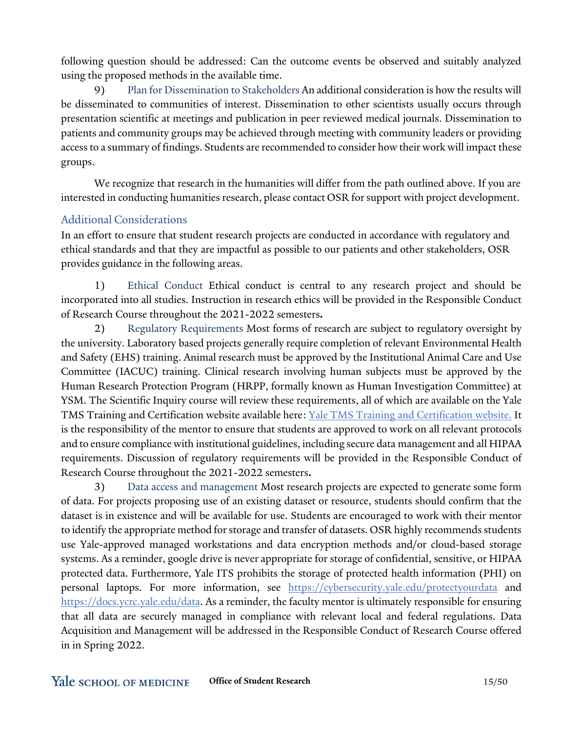following question should be addressed: Can the outcome events be observed and suitably analyzed using the proposed methods in the available time.

9) Plan for Dissemination to Stakeholders An additional consideration is how the results will be disseminated to communities of interest. Dissemination to other scientists usually occurs through presentation scientific at meetings and publication in peer reviewed medical journals. Dissemination to patients and community groups may be achieved through meeting with community leaders or providing access to a summary of findings. Students are recommended to consider how their work will impact these groups.

We recognize that research in the humanities will differ from the path outlined above. If you are interested in conducting humanities research, please contact OSR for support with project development.

## Additional Considerations

In an effort to ensure that student research projects are conducted in accordance with regulatory and ethical standards and that they are impactful as possible to our patients and other stakeholders, OSR provides guidance in the following areas.

1) Ethical Conduct Ethical conduct is central to any research project and should be incorporated into all studies. Instruction in research ethics will be provided in the Responsible Conduct of Research Course throughout the 2021-2022 semesters**.**

2) Regulatory Requirements Most forms of research are subject to regulatory oversight by the university. Laboratory based projects generally require completion of relevant Environmental Health and Safety (EHS) training. Animal research must be approved by the Institutional Animal Care and Use Committee (IACUC) training. Clinical research involving human subjects must be approved by the Human Research Protection Program (HRPP, formally known as Human Investigation Committee) at YSM. The Scientific Inquiry course will review these requirements, all of which are available on the Yale TMS Training and Certification website available here: [Yale TMS Training and Certification website.](Yale TMS Training and Certification website.) It is the responsibility of the mentor to ensure that students are approved to work on all relevant protocols and to ensure compliance with institutional guidelines, including secure data management and all HIPAA requirements. Discussion of regulatory requirements will be provided in the Responsible Conduct of Research Course throughout the 2021-2022 semesters**.**

3) Data access and management Most research projects are expected to generate some form of data. For projects proposing use of an existing dataset or resource, students should confirm that the dataset is in existence and will be available for use. Students are encouraged to work with their mentor to identify the appropriate method for storage and transfer of datasets. OSR highly recommends students use Yale-approved managed workstations and data encryption methods and/or cloud-based storage systems. As a reminder, google drive is never appropriate for storage of confidential, sensitive, or HIPAA protected data. Furthermore, Yale ITS prohibits the storage of protected health information (PHI) on personal laptops. For more information, see https://cybersecurity.yale.edu/protectyourdata and https://docs.ycrc.yale.edu/data. As a reminder, the faculty mentor is ultimately responsible for ensuring that all data are securely managed in compliance with relevant local and federal regulations. Data Acquisition and Management will be addressed in the Responsible Conduct of Research Course offered in in Spring 2022.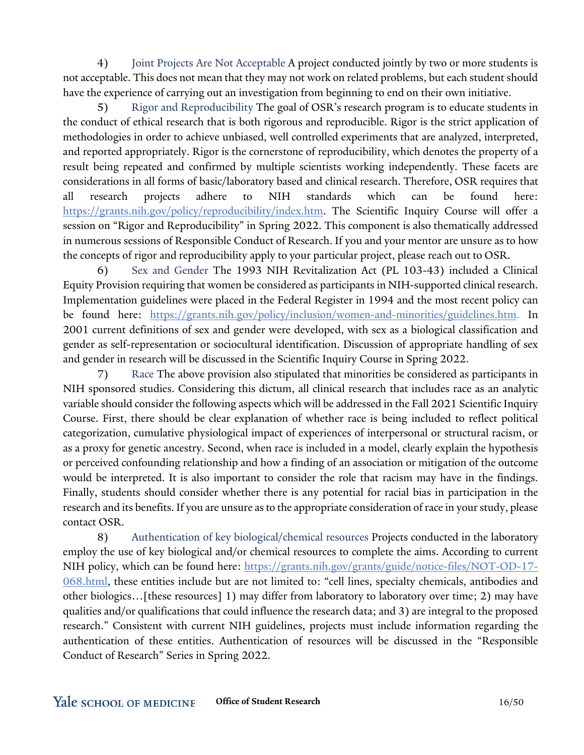4) Joint Projects Are Not Acceptable A project conducted jointly by two or more students is not acceptable. This does not mean that they may not work on related problems, but each student should have the experience of carrying out an investigation from beginning to end on their own initiative.

5) Rigor and Reproducibility The goal of OSR's research program is to educate students in the conduct of ethical research that is both rigorous and reproducible. Rigor is the strict application of methodologies in order to achieve unbiased, well controlled experiments that are analyzed, interpreted, and reported appropriately. Rigor is the cornerstone of reproducibility, which denotes the property of a result being repeated and confirmed by multiple scientists working independently. These facets are considerations in all forms of basic/laboratory based and clinical research. Therefore, OSR requires that all research projects adhere to NIH standards which can be found here: https://grants.nih.gov/policy/reproducibility/index.htm. The Scientific Inquiry Course will offer a session on "Rigor and Reproducibility" in Spring 2022. This component is also thematically addressed in numerous sessions of Responsible Conduct of Research. If you and your mentor are unsure as to how the concepts of rigor and reproducibility apply to your particular project, please reach out to OSR.

6) Sex and Gender The 1993 NIH Revitalization Act (PL 103-43) included a Clinical Equity Provision requiring that women be considered as participants in NIH-supported clinical research. Implementation guidelines were placed in the Federal Register in 1994 and the most recent policy can be found here: https://grants.nih.gov/policy/inclusion/women-and-minorities/guidelines.htm. In 2001 current definitions of sex and gender were developed, with sex as a biological classification and gender as self-representation or sociocultural identification. Discussion of appropriate handling of sex and gender in research will be discussed in the Scientific Inquiry Course in Spring 2022.

7) Race The above provision also stipulated that minorities be considered as participants in NIH sponsored studies. Considering this dictum, all clinical research that includes race as an analytic variable should consider the following aspects which will be addressed in the Fall 2021 Scientific Inquiry Course. First, there should be clear explanation of whether race is being included to reflect political categorization, cumulative physiological impact of experiences of interpersonal or structural racism, or as a proxy for genetic ancestry. Second, when race is included in a model, clearly explain the hypothesis or perceived confounding relationship and how a finding of an association or mitigation of the outcome would be interpreted. It is also important to consider the role that racism may have in the findings. Finally, students should consider whether there is any potential for racial bias in participation in the research and its benefits. If you are unsure as to the appropriate consideration of race in your study, please contact OSR.

8) Authentication of key biological/chemical resources Projects conducted in the laboratory employ the use of key biological and/or chemical resources to complete the aims. According to current NIH policy, which can be found here: https://grants.nih.gov/grants/guide/notice-files/NOT-OD-17-068.html, these entities include but are not limited to: "cell lines, specialty chemicals, antibodies and other biologics…[these resources] 1) may differ from laboratory to laboratory over time; 2) may have qualities and/or qualifications that could influence the research data; and 3) are integral to the proposed research." Consistent with current NIH guidelines, projects must include information regarding the authentication of these entities. Authentication of resources will be discussed in the "Responsible Conduct of Research" Series in Spring 2022.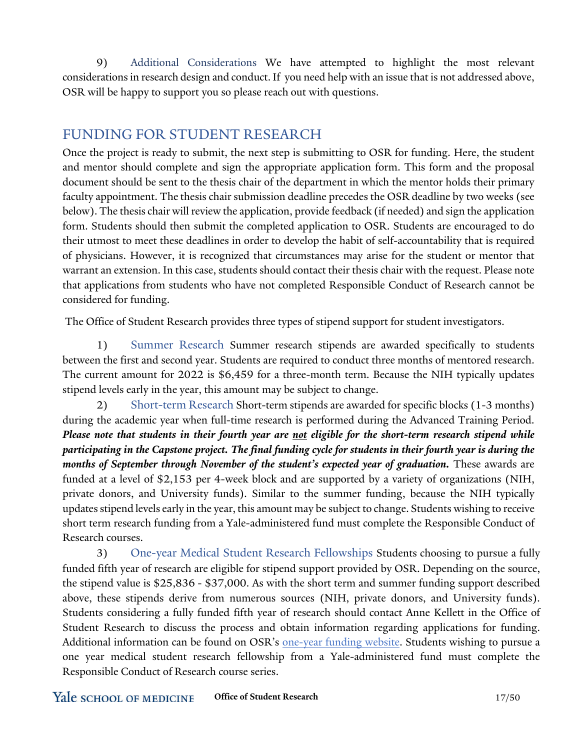9) Additional Considerations We have attempted to highlight the most relevant considerations in research design and conduct. If you need help with an issue that is not addressed above, OSR will be happy to support you so please reach out with questions.

## FUNDING FOR STUDENT RESEARCH

Once the project is ready to submit, the next step is submitting to OSR for funding. Here, the student and mentor should complete and sign the appropriate application form. This form and the proposal document should be sent to the thesis chair of the department in which the mentor holds their primary faculty appointment. The thesis chair submission deadline precedes the OSR deadline by two weeks (see below). The thesis chair will review the application, provide feedback (if needed) and sign the application form. Students should then submit the completed application to OSR. Students are encouraged to do their utmost to meet these deadlines in order to develop the habit of self-accountability that is required of physicians. However, it is recognized that circumstances may arise for the student or mentor that warrant an extension. In this case, students should contact their thesis chair with the request. Please note that applications from students who have not completed Responsible Conduct of Research cannot be considered for funding.

The Office of Student Research provides three types of stipend support for student investigators.

1) Summer Research Summer research stipends are awarded specifically to students between the first and second year. Students are required to conduct three months of mentored research. The current amount for 2022 is $6,459 for a three-month term. Because the NIH typically updates stipend levels early in the year, this amount may be subject to change.

2) Short-term Research Short-term stipends are awarded for specific blocks (1-3 months) during the academic year when full-time research is performed during the Advanced Training Period. ***Please note that students in their fourth year are <u>not</u> eligible for the short-term research stipend while participating in the Capstone project. The final funding cycle for students in their fourth year is during the months of September through November of the student's expected year of graduation.*** These awards are funded at a level of $2,153 per 4-week block and are supported by a variety of organizations (NIH, private donors, and University funds). Similar to the summer funding, because the NIH typically updates stipend levels early in the year, this amount may be subject to change. Students wishing to receive short term research funding from a Yale-administered fund must complete the Responsible Conduct of Research courses.

3) One-year Medical Student Research Fellowships Students choosing to pursue a fully funded fifth year of research are eligible for stipend support provided by OSR. Depending on the source, the stipend value is $25,836 - $37,000. As with the short term and summer funding support described above, these stipends derive from numerous sources (NIH, private donors, and University funds). Students considering a fully funded fifth year of research should contact Anne Kellett in the Office of Student Research to discuss the process and obtain information regarding applications for funding. Additional information can be found on OSR's one-year funding website. Students wishing to pursue a one year medical student research fellowship from a Yale-administered fund must complete the Responsible Conduct of Research course series.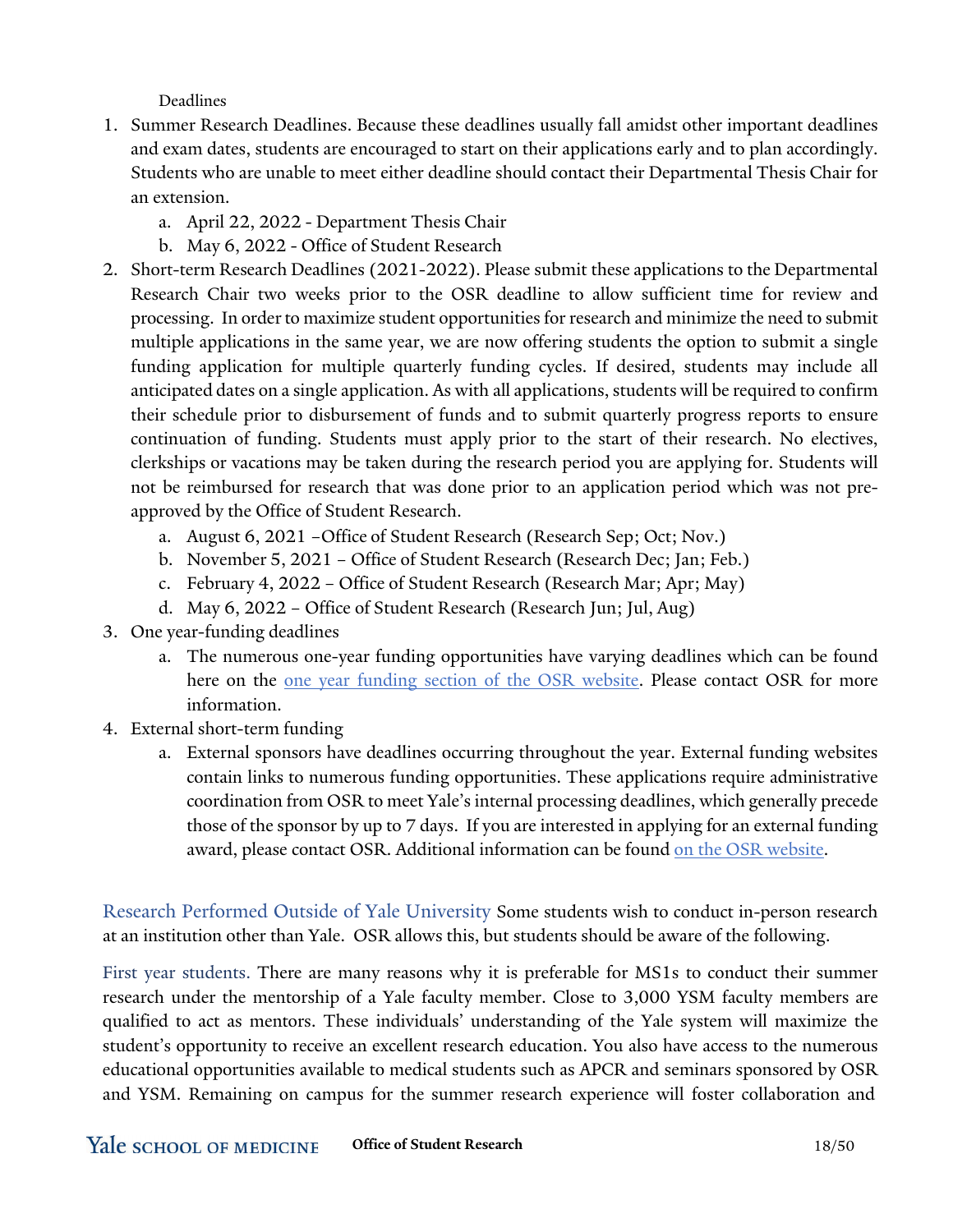Deadlines

1. Summer Research Deadlines. Because these deadlines usually fall amidst other important deadlines and exam dates, students are encouraged to start on their applications early and to plan accordingly. Students who are unable to meet either deadline should contact their Departmental Thesis Chair for an extension.
    a. April 22, 2022 - Department Thesis Chair
    b. May 6, 2022 - Office of Student Research
2. Short-term Research Deadlines (2021-2022). Please submit these applications to the Departmental Research Chair two weeks prior to the OSR deadline to allow sufficient time for review and processing. In order to maximize student opportunities for research and minimize the need to submit multiple applications in the same year, we are now offering students the option to submit a single funding application for multiple quarterly funding cycles. If desired, students may include all anticipated dates on a single application. As with all applications, students will be required to confirm their schedule prior to disbursement of funds and to submit quarterly progress reports to ensure continuation of funding. Students must apply prior to the start of their research. No electives, clerkships or vacations may be taken during the research period you are applying for. Students will not be reimbursed for research that was done prior to an application period which was not pre-approved by the Office of Student Research.
    a. August 6, 2021 –Office of Student Research (Research Sep; Oct; Nov.)
    b. November 5, 2021 – Office of Student Research (Research Dec; Jan; Feb.)
    c. February 4, 2022 – Office of Student Research (Research Mar; Apr; May)
    d. May 6, 2022 – Office of Student Research (Research Jun; Jul, Aug)
3. One year-funding deadlines
    a. The numerous one-year funding opportunities have varying deadlines which can be found here on the one year funding section of the OSR website. Please contact OSR for more information.
4. External short-term funding
    a. External sponsors have deadlines occurring throughout the year. External funding websites contain links to numerous funding opportunities. These applications require administrative coordination from OSR to meet Yale's internal processing deadlines, which generally precede those of the sponsor by up to 7 days. If you are interested in applying for an external funding award, please contact OSR. Additional information can be found on the OSR website.

**Research Performed Outside of Yale University** Some students wish to conduct in-person research at an institution other than Yale. OSR allows this, but students should be aware of the following.

**First year students.** There are many reasons why it is preferable for MS1s to conduct their summer research under the mentorship of a Yale faculty member. Close to 3,000 YSM faculty members are qualified to act as mentors. These individuals' understanding of the Yale system will maximize the student's opportunity to receive an excellent research education. You also have access to the numerous educational opportunities available to medical students such as APCR and seminars sponsored by OSR and YSM. Remaining on campus for the summer research experience will foster collaboration and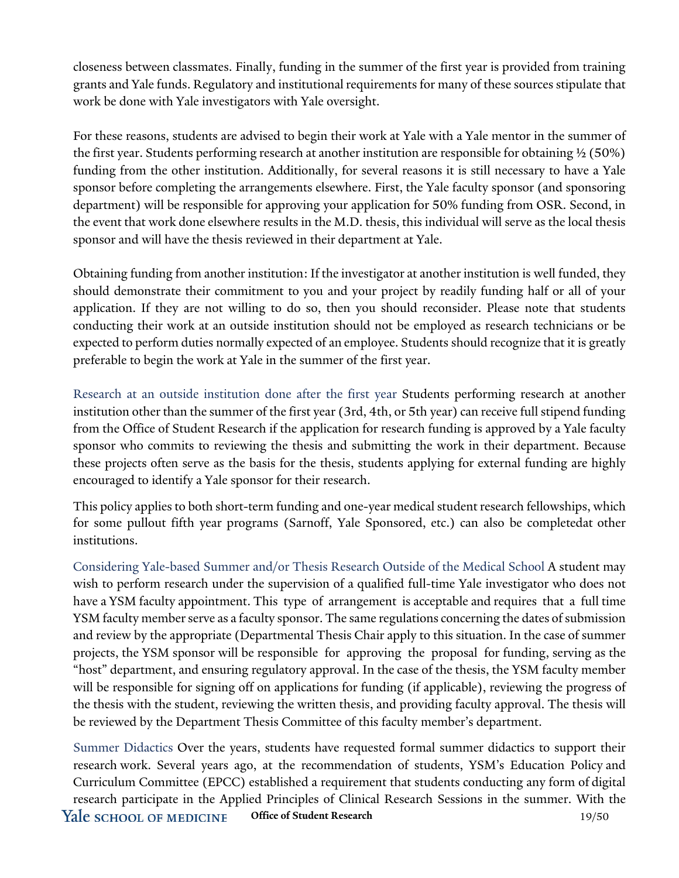closeness between classmates. Finally, funding in the summer of the first year is provided from training grants and Yale funds. Regulatory and institutional requirements for many of these sources stipulate that work be done with Yale investigators with Yale oversight.

For these reasons, students are advised to begin their work at Yale with a Yale mentor in the summer of the first year. Students performing research at another institution are responsible for obtaining ½ (50%) funding from the other institution. Additionally, for several reasons it is still necessary to have a Yale sponsor before completing the arrangements elsewhere. First, the Yale faculty sponsor (and sponsoring department) will be responsible for approving your application for 50% funding from OSR. Second, in the event that work done elsewhere results in the M.D. thesis, this individual will serve as the local thesis sponsor and will have the thesis reviewed in their department at Yale.

Obtaining funding from another institution: If the investigator at another institution is well funded, they should demonstrate their commitment to you and your project by readily funding half or all of your application. If they are not willing to do so, then you should reconsider. Please note that students conducting their work at an outside institution should not be employed as research technicians or be expected to perform duties normally expected of an employee. Students should recognize that it is greatly preferable to begin the work at Yale in the summer of the first year.

**Research at an outside institution done after the first year** Students performing research at another institution other than the summer of the first year (3rd, 4th, or 5th year) can receive full stipend funding from the Office of Student Research if the application for research funding is approved by a Yale faculty sponsor who commits to reviewing the thesis and submitting the work in their department. Because these projects often serve as the basis for the thesis, students applying for external funding are highly encouraged to identify a Yale sponsor for their research.

This policy applies to both short-term funding and one-year medical student research fellowships, which for some pullout fifth year programs (Sarnoff, Yale Sponsored, etc.) can also be completedat other institutions.

**Considering Yale-based Summer and/or Thesis Research Outside of the Medical School** A student may wish to perform research under the supervision of a qualified full-time Yale investigator who does not have a YSM faculty appointment. This type of arrangement is acceptable and requires that a full time YSM faculty member serve as a faculty sponsor. The same regulations concerning the dates of submission and review by the appropriate (Departmental Thesis Chair apply to this situation. In the case of summer projects, the YSM sponsor will be responsible for approving the proposal for funding, serving as the "host" department, and ensuring regulatory approval. In the case of the thesis, the YSM faculty member will be responsible for signing off on applications for funding (if applicable), reviewing the progress of the thesis with the student, reviewing the written thesis, and providing faculty approval. The thesis will be reviewed by the Department Thesis Committee of this faculty member's department.

**Summer Didactics** Over the years, students have requested formal summer didactics to support their research work. Several years ago, at the recommendation of students, YSM's Education Policy and Curriculum Committee (EPCC) established a requirement that students conducting any form of digital research participate in the Applied Principles of Clinical Research Sessions in the summer. With the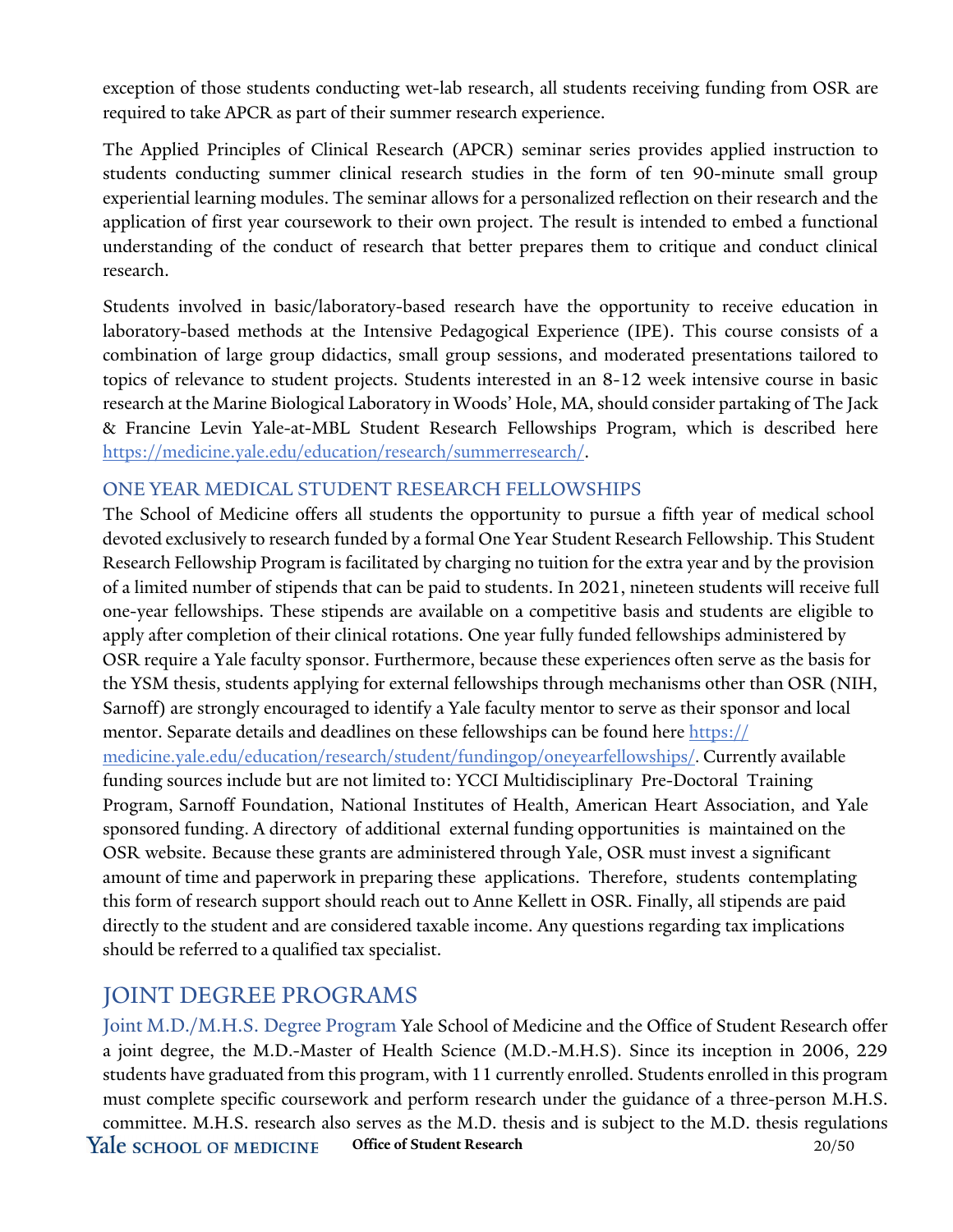exception of those students conducting wet-lab research, all students receiving funding from OSR are required to take APCR as part of their summer research experience.

The Applied Principles of Clinical Research (APCR) seminar series provides applied instruction to students conducting summer clinical research studies in the form of ten 90-minute small group experiential learning modules. The seminar allows for a personalized reflection on their research and the application of first year coursework to their own project. The result is intended to embed a functional understanding of the conduct of research that better prepares them to critique and conduct clinical research.

Students involved in basic/laboratory-based research have the opportunity to receive education in laboratory-based methods at the Intensive Pedagogical Experience (IPE). This course consists of a combination of large group didactics, small group sessions, and moderated presentations tailored to topics of relevance to student projects. Students interested in an 8-12 week intensive course in basic research at the Marine Biological Laboratory in Woods' Hole, MA, should consider partaking of The Jack & Francine Levin Yale-at-MBL Student Research Fellowships Program, which is described here https://medicine.yale.edu/education/research/summerresearch/.

### ONE YEAR MEDICAL STUDENT RESEARCH FELLOWSHIPS

The School of Medicine offers all students the opportunity to pursue a fifth year of medical school devoted exclusively to research funded by a formal One Year Student Research Fellowship. This Student Research Fellowship Program is facilitated by charging no tuition for the extra year and by the provision of a limited number of stipends that can be paid to students. In 2021, nineteen students will receive full one-year fellowships. These stipends are available on a competitive basis and students are eligible to apply after completion of their clinical rotations. One year fully funded fellowships administered by OSR require a Yale faculty sponsor. Furthermore, because these experiences often serve as the basis for the YSM thesis, students applying for external fellowships through mechanisms other than OSR (NIH, Sarnoff) are strongly encouraged to identify a Yale faculty mentor to serve as their sponsor and local mentor. Separate details and deadlines on these fellowships can be found here https://medicine.yale.edu/education/research/student/fundingop/oneyearfellowships/. Currently available funding sources include but are not limited to: YCCI Multidisciplinary Pre-Doctoral Training Program, Sarnoff Foundation, National Institutes of Health, American Heart Association, and Yale sponsored funding. A directory of additional external funding opportunities is maintained on the OSR website. Because these grants are administered through Yale, OSR must invest a significant amount of time and paperwork in preparing these applications. Therefore, students contemplating this form of research support should reach out to Anne Kellett in OSR. Finally, all stipends are paid directly to the student and are considered taxable income. Any questions regarding tax implications should be referred to a qualified tax specialist.

## JOINT DEGREE PROGRAMS

**Joint M.D./M.H.S. Degree Program** Yale School of Medicine and the Office of Student Research offer a joint degree, the M.D.-Master of Health Science (M.D.-M.H.S). Since its inception in 2006, 229 students have graduated from this program, with 11 currently enrolled. Students enrolled in this program must complete specific coursework and perform research under the guidance of a three-person M.H.S. committee. M.H.S. research also serves as the M.D. thesis and is subject to the M.D. thesis regulations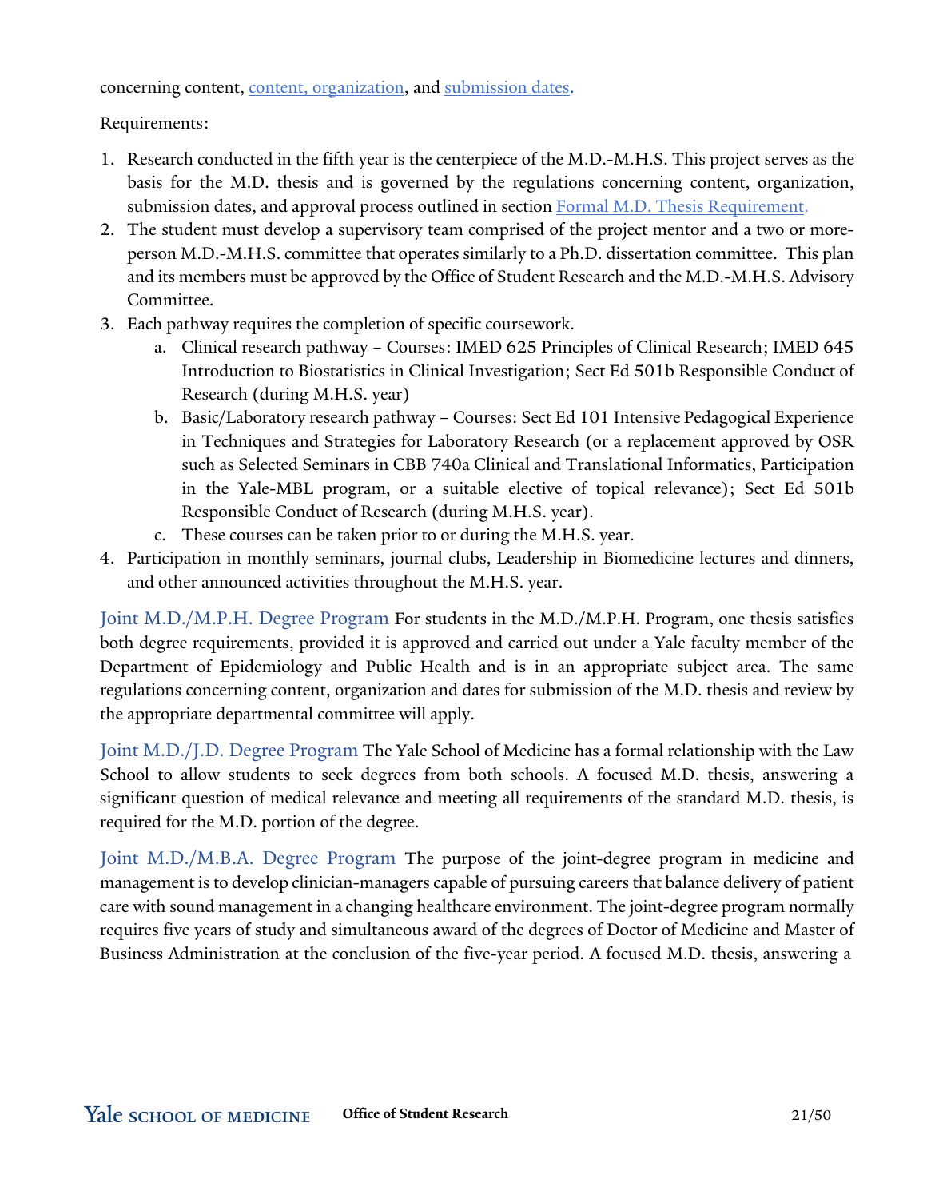concerning content, content, organization, and submission dates.

Requirements:

1. Research conducted in the fifth year is the centerpiece of the M.D.-M.H.S. This project serves as the basis for the M.D. thesis and is governed by the regulations concerning content, organization, submission dates, and approval process outlined in section Formal M.D. Thesis Requirement.
2. The student must develop a supervisory team comprised of the project mentor and a two or more-person M.D.-M.H.S. committee that operates similarly to a Ph.D. dissertation committee. This plan and its members must be approved by the Office of Student Research and the M.D.-M.H.S. Advisory Committee.
3. Each pathway requires the completion of specific coursework.
   a. Clinical research pathway – Courses: IMED 625 Principles of Clinical Research; IMED 645 Introduction to Biostatistics in Clinical Investigation; Sect Ed 501b Responsible Conduct of Research (during M.H.S. year)
   b. Basic/Laboratory research pathway – Courses: Sect Ed 101 Intensive Pedagogical Experience in Techniques and Strategies for Laboratory Research (or a replacement approved by OSR such as Selected Seminars in CBB 740a Clinical and Translational Informatics, Participation in the Yale-MBL program, or a suitable elective of topical relevance); Sect Ed 501b Responsible Conduct of Research (during M.H.S. year).
   c. These courses can be taken prior to or during the M.H.S. year.
4. Participation in monthly seminars, journal clubs, Leadership in Biomedicine lectures and dinners, and other announced activities throughout the M.H.S. year.

Joint M.D./M.P.H. Degree Program For students in the M.D./M.P.H. Program, one thesis satisfies both degree requirements, provided it is approved and carried out under a Yale faculty member of the Department of Epidemiology and Public Health and is in an appropriate subject area. The same regulations concerning content, organization and dates for submission of the M.D. thesis and review by the appropriate departmental committee will apply.

Joint M.D./J.D. Degree Program The Yale School of Medicine has a formal relationship with the Law School to allow students to seek degrees from both schools. A focused M.D. thesis, answering a significant question of medical relevance and meeting all requirements of the standard M.D. thesis, is required for the M.D. portion of the degree.

Joint M.D./M.B.A. Degree Program The purpose of the joint-degree program in medicine and management is to develop clinician-managers capable of pursuing careers that balance delivery of patient care with sound management in a changing healthcare environment. The joint-degree program normally requires five years of study and simultaneous award of the degrees of Doctor of Medicine and Master of Business Administration at the conclusion of the five-year period. A focused M.D. thesis, answering a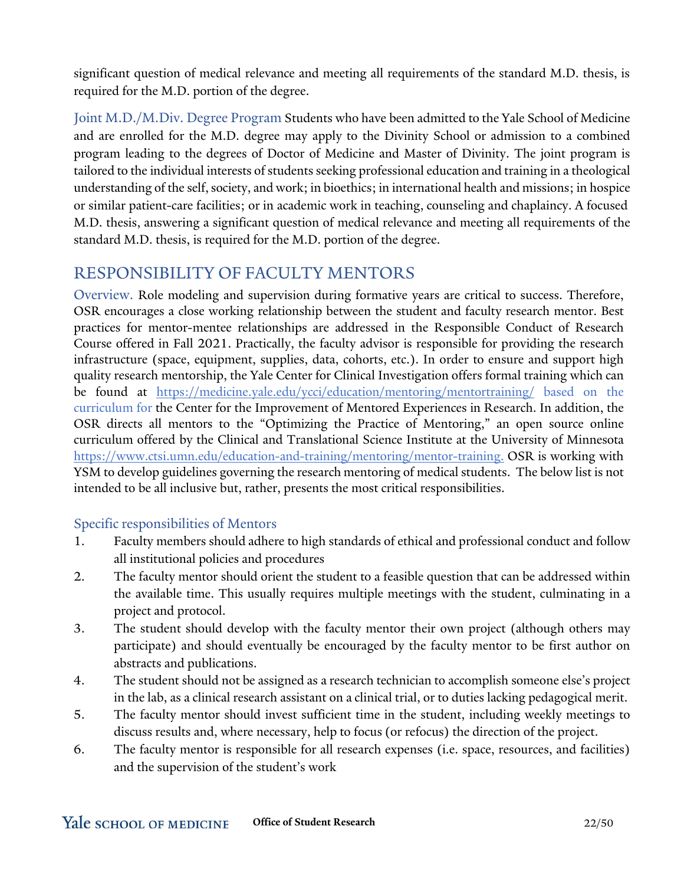significant question of medical relevance and meeting all requirements of the standard M.D. thesis, is required for the M.D. portion of the degree.

**Joint M.D./M.Div. Degree Program** Students who have been admitted to the Yale School of Medicine and are enrolled for the M.D. degree may apply to the Divinity School or admission to a combined program leading to the degrees of Doctor of Medicine and Master of Divinity. The joint program is tailored to the individual interests of students seeking professional education and training in a theological understanding of the self, society, and work; in bioethics; in international health and missions; in hospice or similar patient-care facilities; or in academic work in teaching, counseling and chaplaincy. A focused M.D. thesis, answering a significant question of medical relevance and meeting all requirements of the standard M.D. thesis, is required for the M.D. portion of the degree.

## RESPONSIBILITY OF FACULTY MENTORS

**Overview.** Role modeling and supervision during formative years are critical to success. Therefore, OSR encourages a close working relationship between the student and faculty research mentor. Best practices for mentor-mentee relationships are addressed in the Responsible Conduct of Research Course offered in Fall 2021. Practically, the faculty advisor is responsible for providing the research infrastructure (space, equipment, supplies, data, cohorts, etc.). In order to ensure and support high quality research mentorship, the Yale Center for Clinical Investigation offers formal training which can be found at https://medicine.yale.edu/ycci/education/mentoring/mentortraining/ based on the curriculum for the Center for the Improvement of Mentored Experiences in Research. In addition, the OSR directs all mentors to the "Optimizing the Practice of Mentoring," an open source online curriculum offered by the Clinical and Translational Science Institute at the University of Minnesota https://www.ctsi.umn.edu/education-and-training/mentoring/mentor-training. OSR is working with YSM to develop guidelines governing the research mentoring of medical students. The below list is not intended to be all inclusive but, rather, presents the most critical responsibilities.

### Specific responsibilities of Mentors

1. Faculty members should adhere to high standards of ethical and professional conduct and follow all institutional policies and procedures
2. The faculty mentor should orient the student to a feasible question that can be addressed within the available time. This usually requires multiple meetings with the student, culminating in a project and protocol.
3. The student should develop with the faculty mentor their own project (although others may participate) and should eventually be encouraged by the faculty mentor to be first author on abstracts and publications.
4. The student should not be assigned as a research technician to accomplish someone else's project in the lab, as a clinical research assistant on a clinical trial, or to duties lacking pedagogical merit.
5. The faculty mentor should invest sufficient time in the student, including weekly meetings to discuss results and, where necessary, help to focus (or refocus) the direction of the project.
6. The faculty mentor is responsible for all research expenses (i.e. space, resources, and facilities) and the supervision of the student's work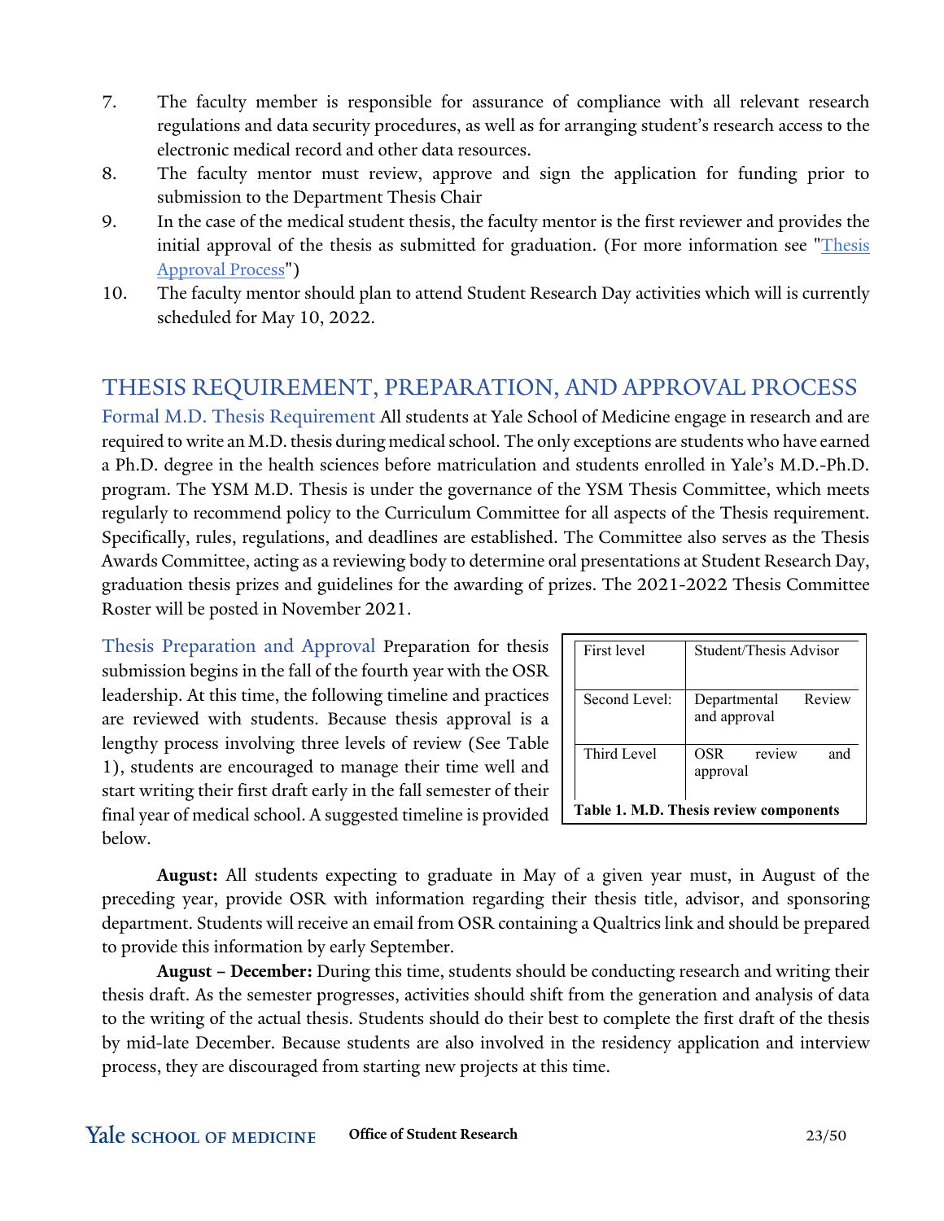7. The faculty member is responsible for assurance of compliance with all relevant research regulations and data security procedures, as well as for arranging student's research access to the electronic medical record and other data resources.
8. The faculty mentor must review, approve and sign the application for funding prior to submission to the Department Thesis Chair
9. In the case of the medical student thesis, the faculty mentor is the first reviewer and provides the initial approval of the thesis as submitted for graduation. (For more information see "Thesis Approval Process")
10. The faculty mentor should plan to attend Student Research Day activities which will is currently scheduled for May 10, 2022.

## THESIS REQUIREMENT, PREPARATION, AND APPROVAL PROCESS

**Formal M.D. Thesis Requirement** All students at Yale School of Medicine engage in research and are required to write an M.D. thesis during medical school. The only exceptions are students who have earned a Ph.D. degree in the health sciences before matriculation and students enrolled in Yale's M.D.-Ph.D. program. The YSM M.D. Thesis is under the governance of the YSM Thesis Committee, which meets regularly to recommend policy to the Curriculum Committee for all aspects of the Thesis requirement. Specifically, rules, regulations, and deadlines are established. The Committee also serves as the Thesis Awards Committee, acting as a reviewing body to determine oral presentations at Student Research Day, graduation thesis prizes and guidelines for the awarding of prizes. The 2021-2022 Thesis Committee Roster will be posted in November 2021.

**Thesis Preparation and Approval** Preparation for thesis submission begins in the fall of the fourth year with the OSR leadership. At this time, the following timeline and practices are reviewed with students. Because thesis approval is a lengthy process involving three levels of review (See Table 1), students are encouraged to manage their time well and start writing their first draft early in the fall semester of their final year of medical school. A suggested timeline is provided below.

| | |
|---|---|
| First level | Student/Thesis Advisor |
| Second Level: | Departmental Review and approval |
| Third Level | OSR review and approval |

**Table 1. M.D. Thesis review components**

**August:** All students expecting to graduate in May of a given year must, in August of the preceding year, provide OSR with information regarding their thesis title, advisor, and sponsoring department. Students will receive an email from OSR containing a Qualtrics link and should be prepared to provide this information by early September.

**August – December:** During this time, students should be conducting research and writing their thesis draft. As the semester progresses, activities should shift from the generation and analysis of data to the writing of the actual thesis. Students should do their best to complete the first draft of the thesis by mid-late December. Because students are also involved in the residency application and interview process, they are discouraged from starting new projects at this time.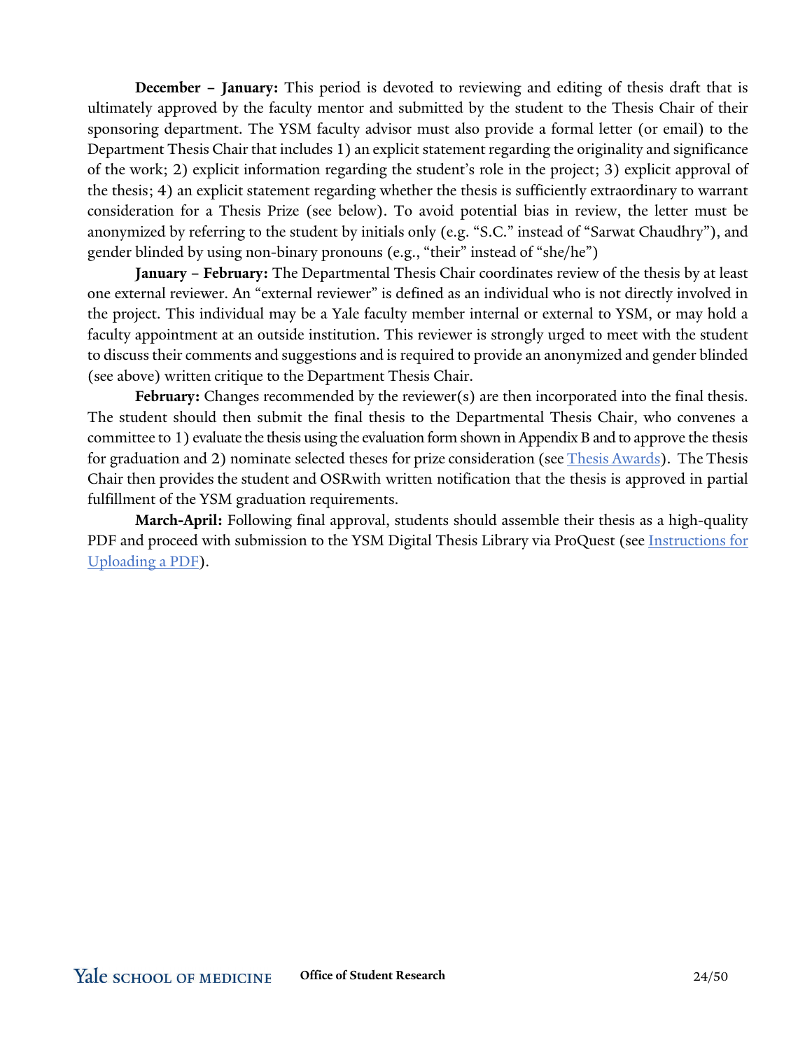**December – January:** This period is devoted to reviewing and editing of thesis draft that is ultimately approved by the faculty mentor and submitted by the student to the Thesis Chair of their sponsoring department. The YSM faculty advisor must also provide a formal letter (or email) to the Department Thesis Chair that includes 1) an explicit statement regarding the originality and significance of the work; 2) explicit information regarding the student's role in the project; 3) explicit approval of the thesis; 4) an explicit statement regarding whether the thesis is sufficiently extraordinary to warrant consideration for a Thesis Prize (see below). To avoid potential bias in review, the letter must be anonymized by referring to the student by initials only (e.g. "S.C." instead of "Sarwat Chaudhry"), and gender blinded by using non-binary pronouns (e.g., "their" instead of "she/he")

**January – February:** The Departmental Thesis Chair coordinates review of the thesis by at least one external reviewer. An "external reviewer" is defined as an individual who is not directly involved in the project. This individual may be a Yale faculty member internal or external to YSM, or may hold a faculty appointment at an outside institution. This reviewer is strongly urged to meet with the student to discuss their comments and suggestions and is required to provide an anonymized and gender blinded (see above) written critique to the Department Thesis Chair.

**February:** Changes recommended by the reviewer(s) are then incorporated into the final thesis. The student should then submit the final thesis to the Departmental Thesis Chair, who convenes a committee to 1) evaluate the thesis using the evaluation form shown in Appendix B and to approve the thesis for graduation and 2) nominate selected theses for prize consideration (see Thesis Awards). The Thesis Chair then provides the student and OSRwith written notification that the thesis is approved in partial fulfillment of the YSM graduation requirements.

**March-April:** Following final approval, students should assemble their thesis as a high-quality PDF and proceed with submission to the YSM Digital Thesis Library via ProQuest (see Instructions for Uploading a PDF).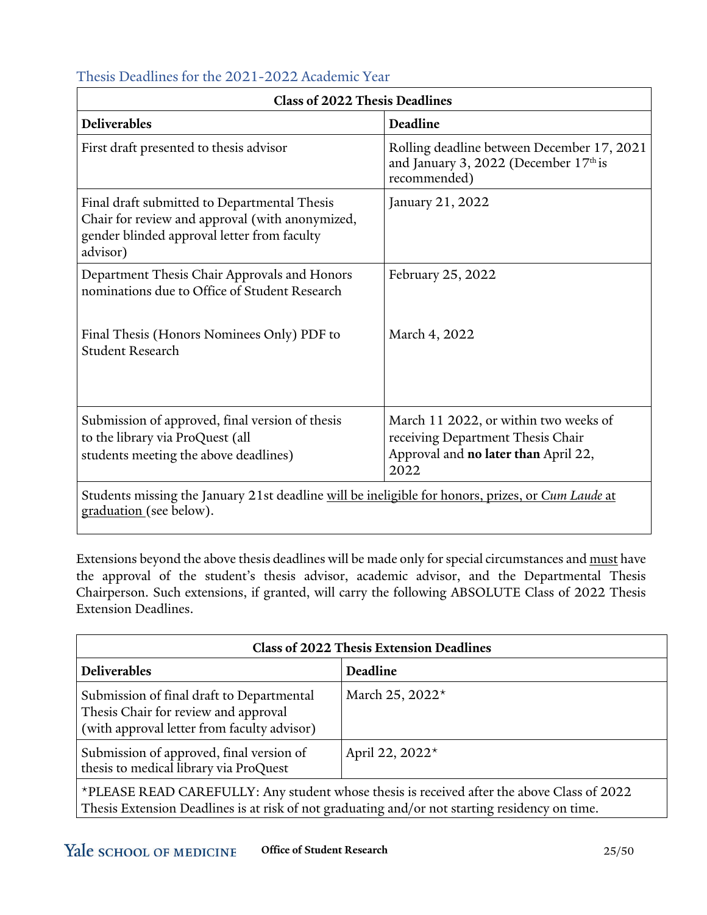## Thesis Deadlines for the 2021-2022 Academic Year

| Class of 2022 Thesis Deadlines | |
|---|---|
| **Deliverables** | **Deadline** |
| First draft presented to thesis advisor | Rolling deadline between December 17, 2021 and January 3, 2022 (December 17th is recommended) |
| Final draft submitted to Departmental Thesis Chair for review and approval (with anonymized, gender blinded approval letter from faculty advisor) | January 21, 2022 |
| Department Thesis Chair Approvals and Honors nominations due to Office of Student Research<br><br>Final Thesis (Honors Nominees Only) PDF to Student Research | February 25, 2022<br><br>March 4, 2022 |
| Submission of approved, final version of thesis to the library via ProQuest (all students meeting the above deadlines) | March 11 2022, or within two weeks of receiving Department Thesis Chair Approval and **no later than** April 22, 2022 |
| Students missing the January 21st deadline <u>will be ineligible for honors, prizes, or *Cum Laude* at graduation</u> (see below). | |

Extensions beyond the above thesis deadlines will be made only for special circumstances and <u>must</u> have the approval of the student's thesis advisor, academic advisor, and the Departmental Thesis Chairperson. Such extensions, if granted, will carry the following ABSOLUTE Class of 2022 Thesis Extension Deadlines.

| Class of 2022 Thesis Extension Deadlines | |
|---|---|
| **Deliverables** | **Deadline** |
| Submission of final draft to Departmental Thesis Chair for review and approval (with approval letter from faculty advisor) | March 25, 2022* |
| Submission of approved, final version of thesis to medical library via ProQuest | April 22, 2022* |
| *PLEASE READ CAREFULLY: Any student whose thesis is received after the above Class of 2022 Thesis Extension Deadlines is at risk of not graduating and/or not starting residency on time. | |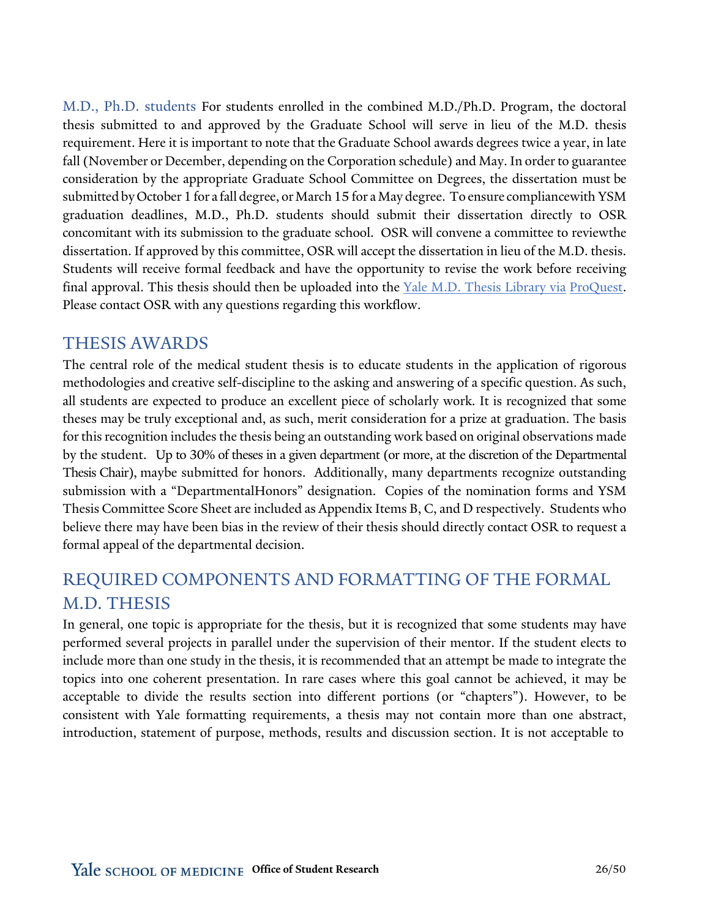M.D., Ph.D. students For students enrolled in the combined M.D./Ph.D. Program, the doctoral thesis submitted to and approved by the Graduate School will serve in lieu of the M.D. thesis requirement. Here it is important to note that the Graduate School awards degrees twice a year, in late fall (November or December, depending on the Corporation schedule) and May. In order to guarantee consideration by the appropriate Graduate School Committee on Degrees, the dissertation must be submitted by October 1 for a fall degree, or March 15 for a May degree. To ensure compliancewith YSM graduation deadlines, M.D., Ph.D. students should submit their dissertation directly to OSR concomitant with its submission to the graduate school. OSR will convene a committee to reviewthe dissertation. If approved by this committee, OSR will accept the dissertation in lieu of the M.D. thesis. Students will receive formal feedback and have the opportunity to revise the work before receiving final approval. This thesis should then be uploaded into the Yale M.D. Thesis Library via ProQuest. Please contact OSR with any questions regarding this workflow.

## THESIS AWARDS

The central role of the medical student thesis is to educate students in the application of rigorous methodologies and creative self-discipline to the asking and answering of a specific question. As such, all students are expected to produce an excellent piece of scholarly work. It is recognized that some theses may be truly exceptional and, as such, merit consideration for a prize at graduation. The basis for this recognition includes the thesis being an outstanding work based on original observations made by the student. Up to 30% of theses in a given department (or more, at the discretion of the Departmental Thesis Chair), maybe submitted for honors. Additionally, many departments recognize outstanding submission with a "DepartmentalHonors" designation. Copies of the nomination forms and YSM Thesis Committee Score Sheet are included as Appendix Items B, C, and D respectively. Students who believe there may have been bias in the review of their thesis should directly contact OSR to request a formal appeal of the departmental decision.

## REQUIRED COMPONENTS AND FORMATTING OF THE FORMAL M.D. THESIS

In general, one topic is appropriate for the thesis, but it is recognized that some students may have performed several projects in parallel under the supervision of their mentor. If the student elects to include more than one study in the thesis, it is recommended that an attempt be made to integrate the topics into one coherent presentation. In rare cases where this goal cannot be achieved, it may be acceptable to divide the results section into different portions (or "chapters"). However, to be consistent with Yale formatting requirements, a thesis may not contain more than one abstract, introduction, statement of purpose, methods, results and discussion section. It is not acceptable to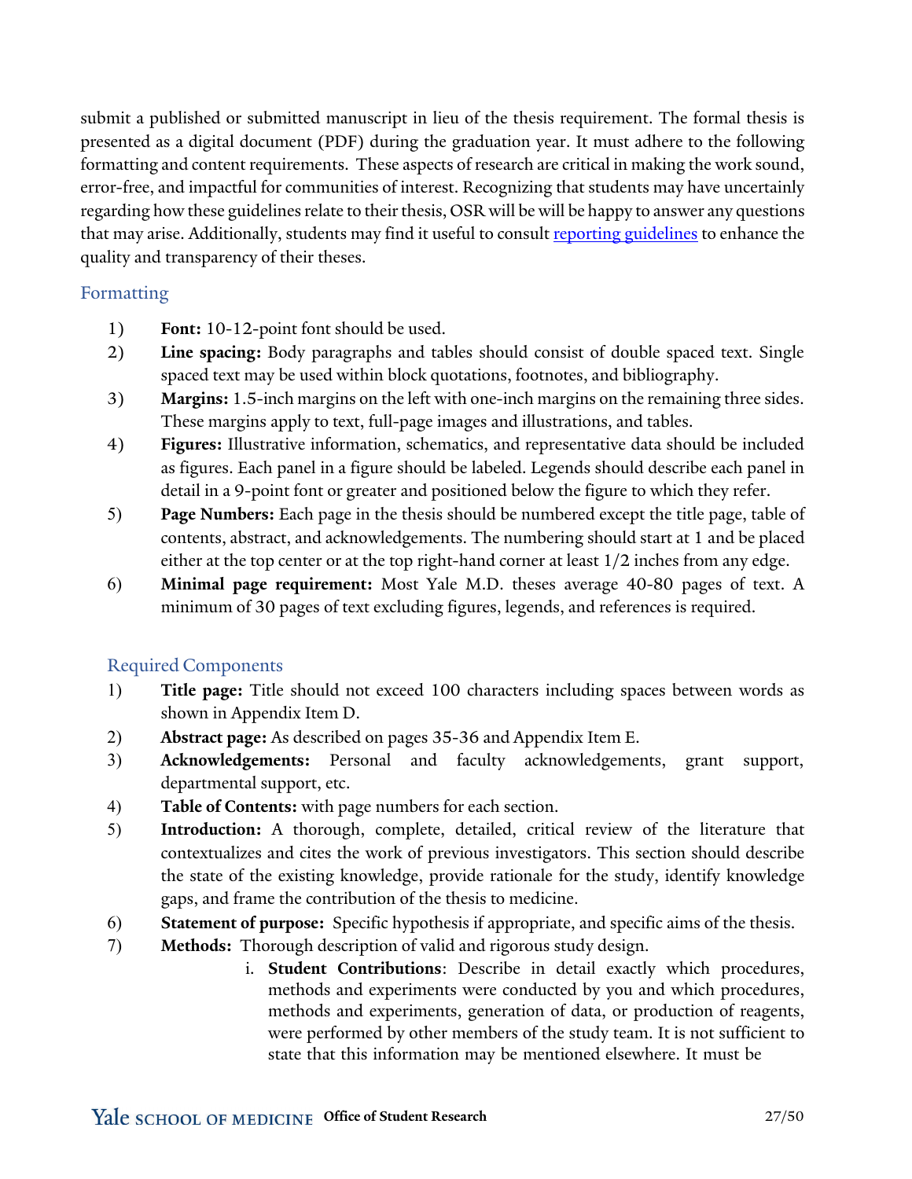submit a published or submitted manuscript in lieu of the thesis requirement. The formal thesis is presented as a digital document (PDF) during the graduation year. It must adhere to the following formatting and content requirements. These aspects of research are critical in making the work sound, error-free, and impactful for communities of interest. Recognizing that students may have uncertainly regarding how these guidelines relate to their thesis, OSR will be will be happy to answer any questions that may arise. Additionally, students may find it useful to consult [reporting guidelines]() to enhance the quality and transparency of their theses.

## Formatting

1) **Font:** 10-12-point font should be used.
2) **Line spacing:** Body paragraphs and tables should consist of double spaced text. Single spaced text may be used within block quotations, footnotes, and bibliography.
3) **Margins:** 1.5-inch margins on the left with one-inch margins on the remaining three sides. These margins apply to text, full-page images and illustrations, and tables.
4) **Figures:** Illustrative information, schematics, and representative data should be included as figures. Each panel in a figure should be labeled. Legends should describe each panel in detail in a 9-point font or greater and positioned below the figure to which they refer.
5) **Page Numbers:** Each page in the thesis should be numbered except the title page, table of contents, abstract, and acknowledgements. The numbering should start at 1 and be placed either at the top center or at the top right-hand corner at least 1/2 inches from any edge.
6) **Minimal page requirement:** Most Yale M.D. theses average 40-80 pages of text. A minimum of 30 pages of text excluding figures, legends, and references is required.

## Required Components

1) **Title page:** Title should not exceed 100 characters including spaces between words as shown in Appendix Item D.
2) **Abstract page:** As described on pages 35-36 and Appendix Item E.
3) **Acknowledgements:** Personal and faculty acknowledgements, grant support, departmental support, etc.
4) **Table of Contents:** with page numbers for each section.
5) **Introduction:** A thorough, complete, detailed, critical review of the literature that contextualizes and cites the work of previous investigators. This section should describe the state of the existing knowledge, provide rationale for the study, identify knowledge gaps, and frame the contribution of the thesis to medicine.
6) **Statement of purpose:** Specific hypothesis if appropriate, and specific aims of the thesis.
7) **Methods:** Thorough description of valid and rigorous study design.
    i. **Student Contributions**: Describe in detail exactly which procedures, methods and experiments were conducted by you and which procedures, methods and experiments, generation of data, or production of reagents, were performed by other members of the study team. It is not sufficient to state that this information may be mentioned elsewhere. It must be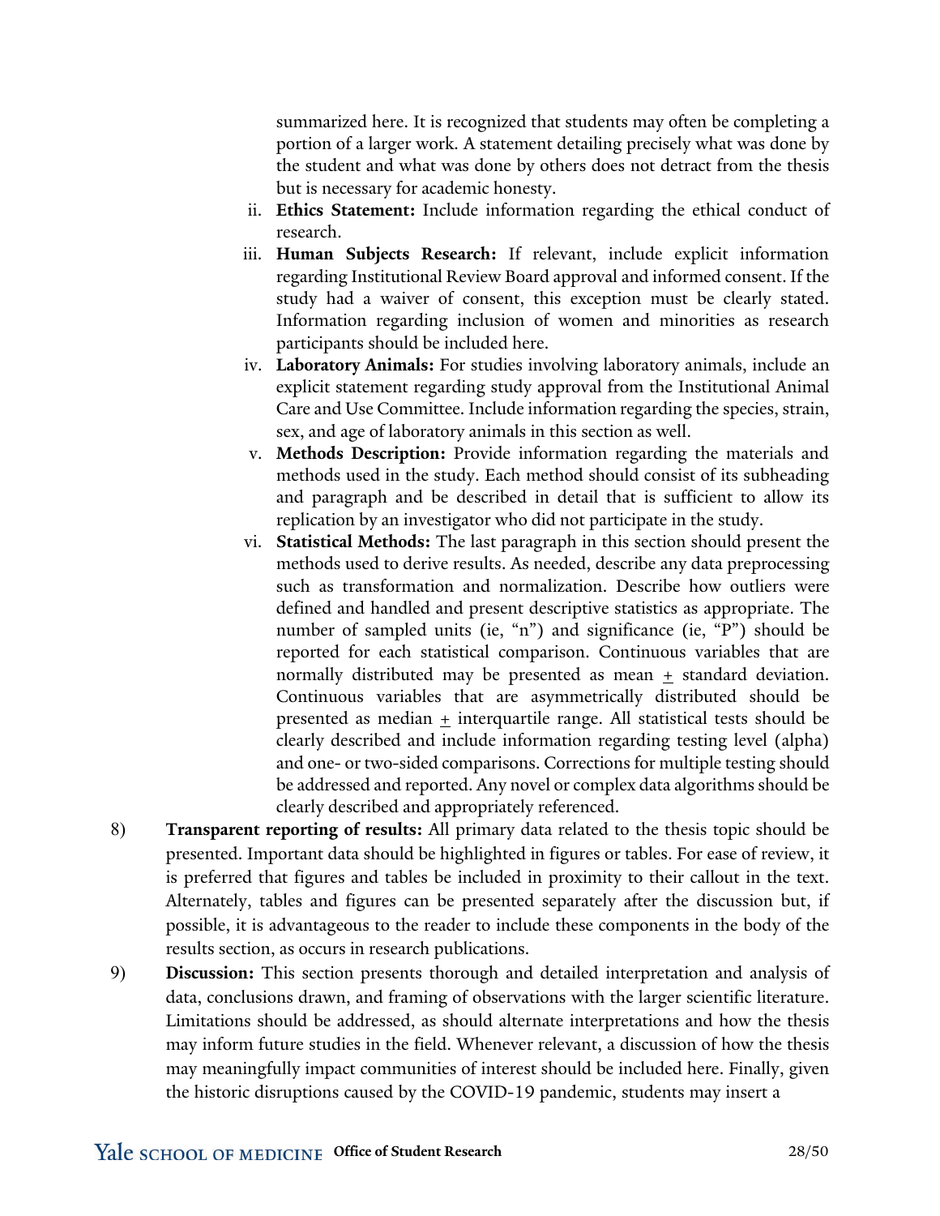summarized here. It is recognized that students may often be completing a portion of a larger work. A statement detailing precisely what was done by the student and what was done by others does not detract from the thesis but is necessary for academic honesty.

ii. **Ethics Statement:** Include information regarding the ethical conduct of research.

iii. **Human Subjects Research:** If relevant, include explicit information regarding Institutional Review Board approval and informed consent. If the study had a waiver of consent, this exception must be clearly stated. Information regarding inclusion of women and minorities as research participants should be included here.

iv. **Laboratory Animals:** For studies involving laboratory animals, include an explicit statement regarding study approval from the Institutional Animal Care and Use Committee. Include information regarding the species, strain, sex, and age of laboratory animals in this section as well.

v. **Methods Description:** Provide information regarding the materials and methods used in the study. Each method should consist of its subheading and paragraph and be described in detail that is sufficient to allow its replication by an investigator who did not participate in the study.

vi. **Statistical Methods:** The last paragraph in this section should present the methods used to derive results. As needed, describe any data preprocessing such as transformation and normalization. Describe how outliers were defined and handled and present descriptive statistics as appropriate. The number of sampled units (ie, "n") and significance (ie, "P") should be reported for each statistical comparison. Continuous variables that are normally distributed may be presented as mean ± standard deviation. Continuous variables that are asymmetrically distributed should be presented as median ± interquartile range. All statistical tests should be clearly described and include information regarding testing level (alpha) and one- or two-sided comparisons. Corrections for multiple testing should be addressed and reported. Any novel or complex data algorithms should be clearly described and appropriately referenced.

8) **Transparent reporting of results:** All primary data related to the thesis topic should be presented. Important data should be highlighted in figures or tables. For ease of review, it is preferred that figures and tables be included in proximity to their callout in the text. Alternately, tables and figures can be presented separately after the discussion but, if possible, it is advantageous to the reader to include these components in the body of the results section, as occurs in research publications.

9) **Discussion:** This section presents thorough and detailed interpretation and analysis of data, conclusions drawn, and framing of observations with the larger scientific literature. Limitations should be addressed, as should alternate interpretations and how the thesis may inform future studies in the field. Whenever relevant, a discussion of how the thesis may meaningfully impact communities of interest should be included here. Finally, given the historic disruptions caused by the COVID-19 pandemic, students may insert a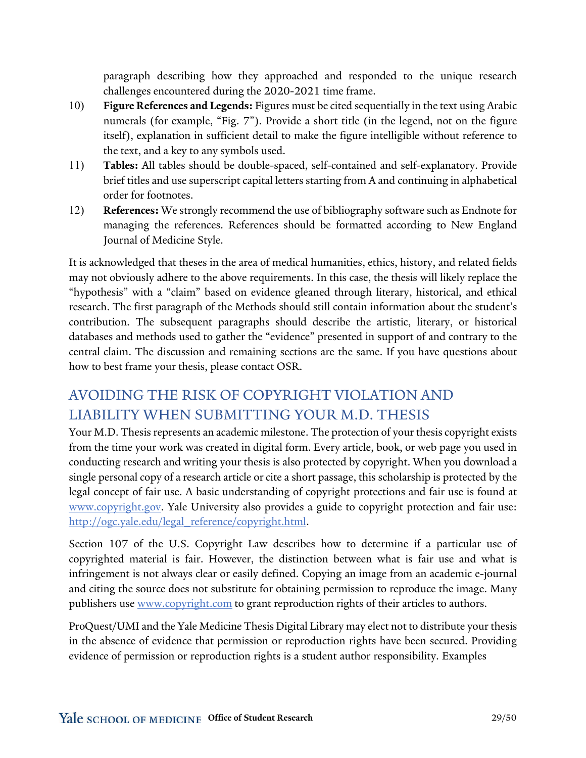paragraph describing how they approached and responded to the unique research challenges encountered during the 2020-2021 time frame.

10) **Figure References and Legends:** Figures must be cited sequentially in the text using Arabic numerals (for example, "Fig. 7"). Provide a short title (in the legend, not on the figure itself), explanation in sufficient detail to make the figure intelligible without reference to the text, and a key to any symbols used.
11) **Tables:** All tables should be double-spaced, self-contained and self-explanatory. Provide brief titles and use superscript capital letters starting from A and continuing in alphabetical order for footnotes.
12) **References:** We strongly recommend the use of bibliography software such as Endnote for managing the references. References should be formatted according to New England Journal of Medicine Style.

It is acknowledged that theses in the area of medical humanities, ethics, history, and related fields may not obviously adhere to the above requirements. In this case, the thesis will likely replace the "hypothesis" with a "claim" based on evidence gleaned through literary, historical, and ethical research. The first paragraph of the Methods should still contain information about the student's contribution. The subsequent paragraphs should describe the artistic, literary, or historical databases and methods used to gather the "evidence" presented in support of and contrary to the central claim. The discussion and remaining sections are the same. If you have questions about how to best frame your thesis, please contact OSR.

## AVOIDING THE RISK OF COPYRIGHT VIOLATION AND LIABILITY WHEN SUBMITTING YOUR M.D. THESIS

Your M.D. Thesis represents an academic milestone. The protection of your thesis copyright exists from the time your work was created in digital form. Every article, book, or web page you used in conducting research and writing your thesis is also protected by copyright. When you download a single personal copy of a research article or cite a short passage, this scholarship is protected by the legal concept of fair use. A basic understanding of copyright protections and fair use is found at [www.copyright.gov](www.copyright.gov). Yale University also provides a guide to copyright protection and fair use: [http://ogc.yale.edu/legal_reference/copyright.html](http://ogc.yale.edu/legal_reference/copyright.html).

Section 107 of the U.S. Copyright Law describes how to determine if a particular use of copyrighted material is fair. However, the distinction between what is fair use and what is infringement is not always clear or easily defined. Copying an image from an academic e-journal and citing the source does not substitute for obtaining permission to reproduce the image. Many publishers use [www.copyright.com](www.copyright.com) to grant reproduction rights of their articles to authors.

ProQuest/UMI and the Yale Medicine Thesis Digital Library may elect not to distribute your thesis in the absence of evidence that permission or reproduction rights have been secured. Providing evidence of permission or reproduction rights is a student author responsibility. Examples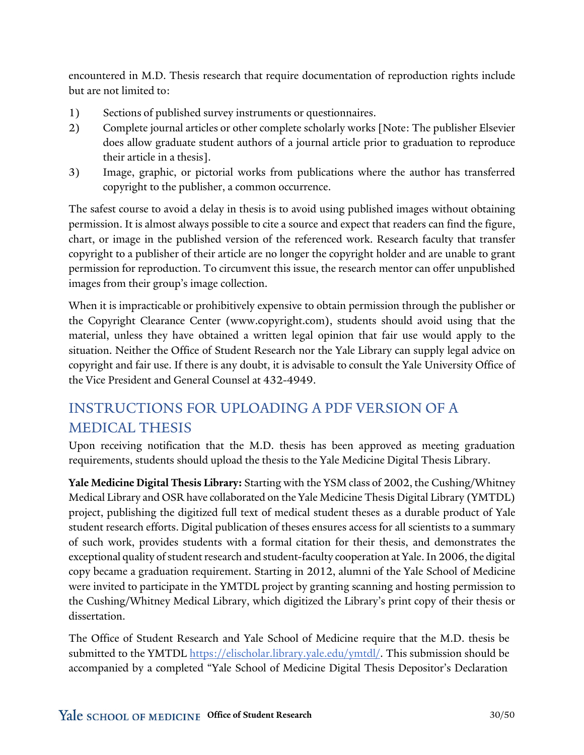encountered in M.D. Thesis research that require documentation of reproduction rights include but are not limited to:

1) Sections of published survey instruments or questionnaires.
2) Complete journal articles or other complete scholarly works [Note: The publisher Elsevier does allow graduate student authors of a journal article prior to graduation to reproduce their article in a thesis].
3) Image, graphic, or pictorial works from publications where the author has transferred copyright to the publisher, a common occurrence.

The safest course to avoid a delay in thesis is to avoid using published images without obtaining permission. It is almost always possible to cite a source and expect that readers can find the figure, chart, or image in the published version of the referenced work. Research faculty that transfer copyright to a publisher of their article are no longer the copyright holder and are unable to grant permission for reproduction. To circumvent this issue, the research mentor can offer unpublished images from their group's image collection.

When it is impracticable or prohibitively expensive to obtain permission through the publisher or the Copyright Clearance Center (www.copyright.com), students should avoid using that the material, unless they have obtained a written legal opinion that fair use would apply to the situation. Neither the Office of Student Research nor the Yale Library can supply legal advice on copyright and fair use. If there is any doubt, it is advisable to consult the Yale University Office of the Vice President and General Counsel at 432-4949.

## INSTRUCTIONS FOR UPLOADING A PDF VERSION OF A MEDICAL THESIS

Upon receiving notification that the M.D. thesis has been approved as meeting graduation requirements, students should upload the thesis to the Yale Medicine Digital Thesis Library.

**Yale Medicine Digital Thesis Library:** Starting with the YSM class of 2002, the Cushing/Whitney Medical Library and OSR have collaborated on the Yale Medicine Thesis Digital Library (YMTDL) project, publishing the digitized full text of medical student theses as a durable product of Yale student research efforts. Digital publication of theses ensures access for all scientists to a summary of such work, provides students with a formal citation for their thesis, and demonstrates the exceptional quality of student research and student-faculty cooperation at Yale. In 2006, the digital copy became a graduation requirement. Starting in 2012, alumni of the Yale School of Medicine were invited to participate in the YMTDL project by granting scanning and hosting permission to the Cushing/Whitney Medical Library, which digitized the Library's print copy of their thesis or dissertation.

The Office of Student Research and Yale School of Medicine require that the M.D. thesis be submitted to the YMTDL https://elischolar.library.yale.edu/ymtdl/. This submission should be accompanied by a completed "Yale School of Medicine Digital Thesis Depositor's Declaration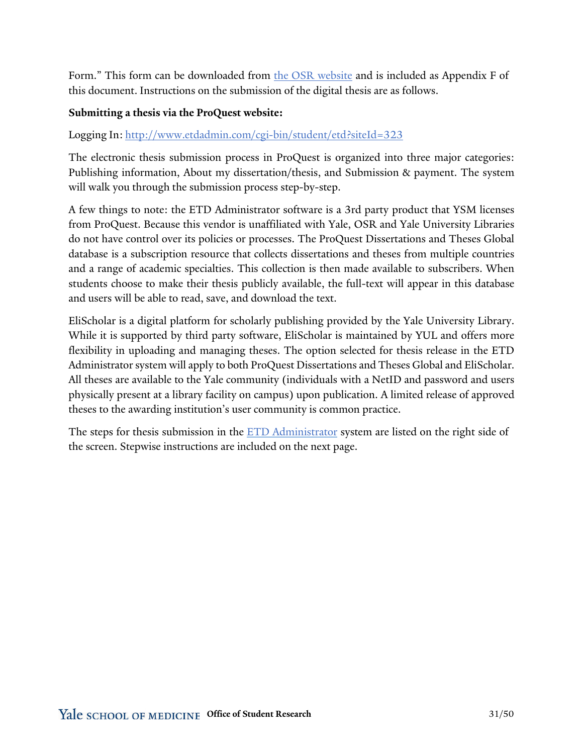Form." This form can be downloaded from [the OSR website] and is included as Appendix F of this document. Instructions on the submission of the digital thesis are as follows.

**Submitting a thesis via the ProQuest website:**

Logging In: http://www.etdadmin.com/cgi-bin/student/etd?siteId=323

The electronic thesis submission process in ProQuest is organized into three major categories: Publishing information, About my dissertation/thesis, and Submission & payment. The system will walk you through the submission process step-by-step.

A few things to note: the ETD Administrator software is a 3rd party product that YSM licenses from ProQuest. Because this vendor is unaffiliated with Yale, OSR and Yale University Libraries do not have control over its policies or processes. The ProQuest Dissertations and Theses Global database is a subscription resource that collects dissertations and theses from multiple countries and a range of academic specialties. This collection is then made available to subscribers. When students choose to make their thesis publicly available, the full-text will appear in this database and users will be able to read, save, and download the text.

EliScholar is a digital platform for scholarly publishing provided by the Yale University Library. While it is supported by third party software, EliScholar is maintained by YUL and offers more flexibility in uploading and managing theses. The option selected for thesis release in the ETD Administrator system will apply to both ProQuest Dissertations and Theses Global and EliScholar. All theses are available to the Yale community (individuals with a NetID and password and users physically present at a library facility on campus) upon publication. A limited release of approved theses to the awarding institution's user community is common practice.

The steps for thesis submission in the ETD Administrator system are listed on the right side of the screen. Stepwise instructions are included on the next page.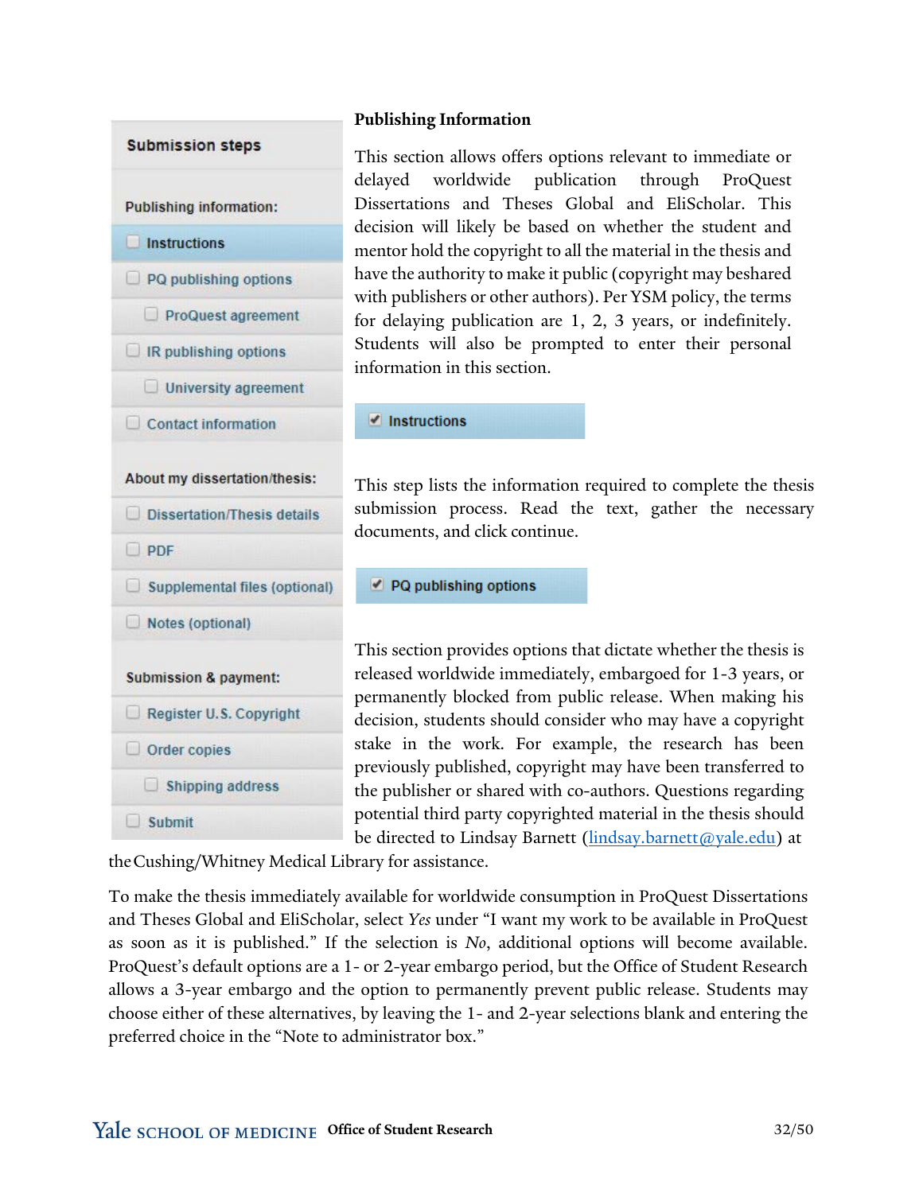Submission steps

Publishing information:

- Instructions
- PQ publishing options
  - ProQuest agreement
- IR publishing options
  - University agreement
- Contact information

About my dissertation/thesis:

- Dissertation/Thesis details
- PDF
- Supplemental files (optional)
- Notes (optional)

Submission & payment:

- Register U.S. Copyright
- Order copies
  - Shipping address
- Submit

## Publishing Information

This section allows offers options relevant to immediate or delayed worldwide publication through ProQuest Dissertations and Theses Global and EliScholar. This decision will likely be based on whether the student and mentor hold the copyright to all the material in the thesis and have the authority to make it public (copyright may beshared with publishers or other authors). Per YSM policy, the terms for delaying publication are 1, 2, 3 years, or indefinitely. Students will also be prompted to enter their personal information in this section.

**Instructions**

This step lists the information required to complete the thesis submission process. Read the text, gather the necessary documents, and click continue.

**PQ publishing options**

This section provides options that dictate whether the thesis is released worldwide immediately, embargoed for 1-3 years, or permanently blocked from public release. When making his decision, students should consider who may have a copyright stake in the work. For example, the research has been previously published, copyright may have been transferred to the publisher or shared with co-authors. Questions regarding potential third party copyrighted material in the thesis should be directed to Lindsay Barnett (lindsay.barnett@yale.edu) at the Cushing/Whitney Medical Library for assistance.

To make the thesis immediately available for worldwide consumption in ProQuest Dissertations and Theses Global and EliScholar, select *Yes* under "I want my work to be available in ProQuest as soon as it is published." If the selection is *No*, additional options will become available. ProQuest's default options are a 1- or 2-year embargo period, but the Office of Student Research allows a 3-year embargo and the option to permanently prevent public release. Students may choose either of these alternatives, by leaving the 1- and 2-year selections blank and entering the preferred choice in the "Note to administrator box."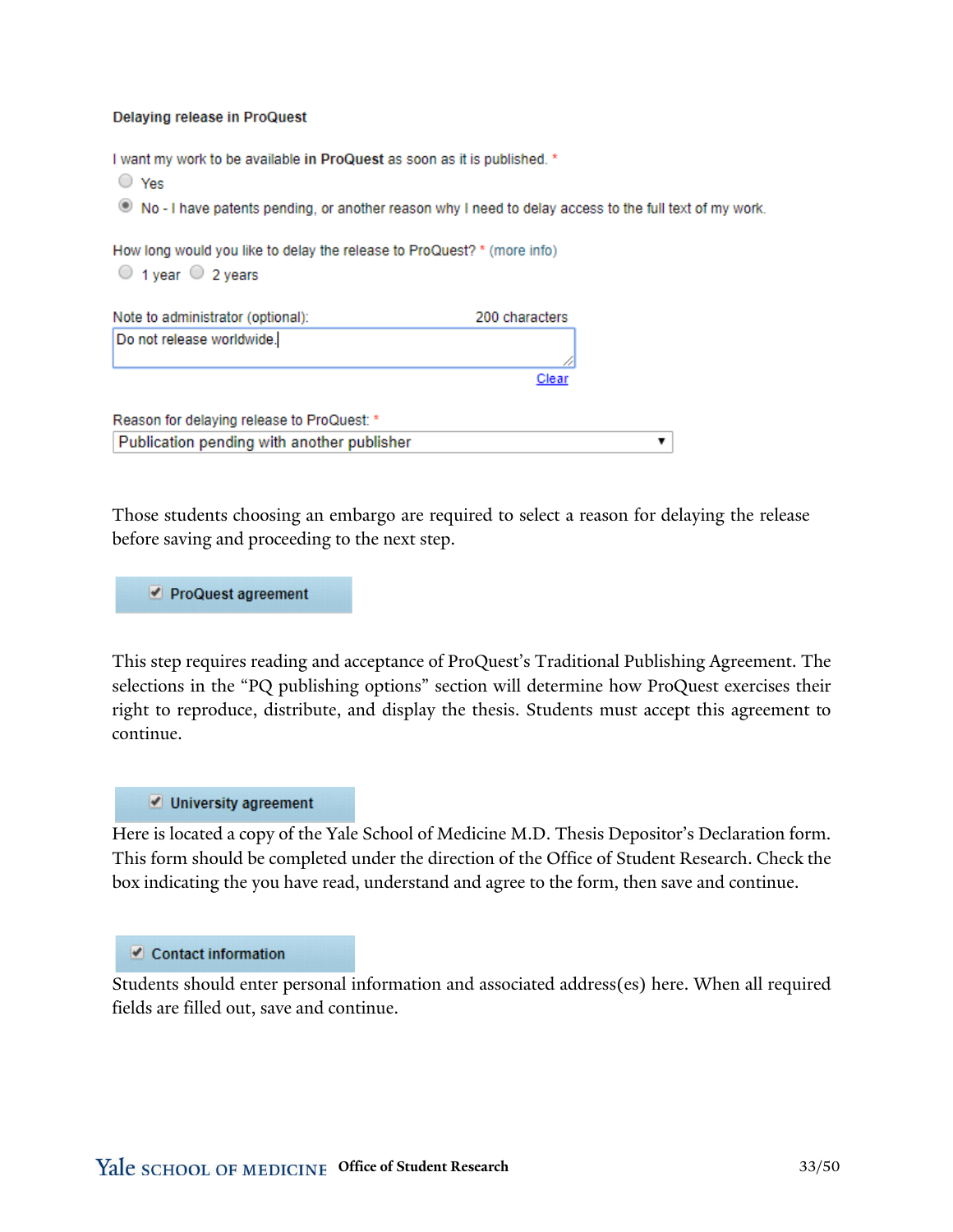**Delaying release in ProQuest**

I want my work to be available **in ProQuest** as soon as it is published. *

- Yes
- No - I have patents pending, or another reason why I need to delay access to the full text of my work.

How long would you like to delay the release to ProQuest? * (more info)

- 1 year
- 2 years

Note to administrator (optional): 200 characters

Do not release worldwide.

Clear

Reason for delaying release to ProQuest: *

Publication pending with another publisher

Those students choosing an embargo are required to select a reason for delaying the release before saving and proceeding to the next step.

**ProQuest agreement**

This step requires reading and acceptance of ProQuest's Traditional Publishing Agreement. The selections in the "PQ publishing options" section will determine how ProQuest exercises their right to reproduce, distribute, and display the thesis. Students must accept this agreement to continue.

**University agreement**

Here is located a copy of the Yale School of Medicine M.D. Thesis Depositor's Declaration form. This form should be completed under the direction of the Office of Student Research. Check the box indicating the you have read, understand and agree to the form, then save and continue.

**Contact information**

Students should enter personal information and associated address(es) here. When all required fields are filled out, save and continue.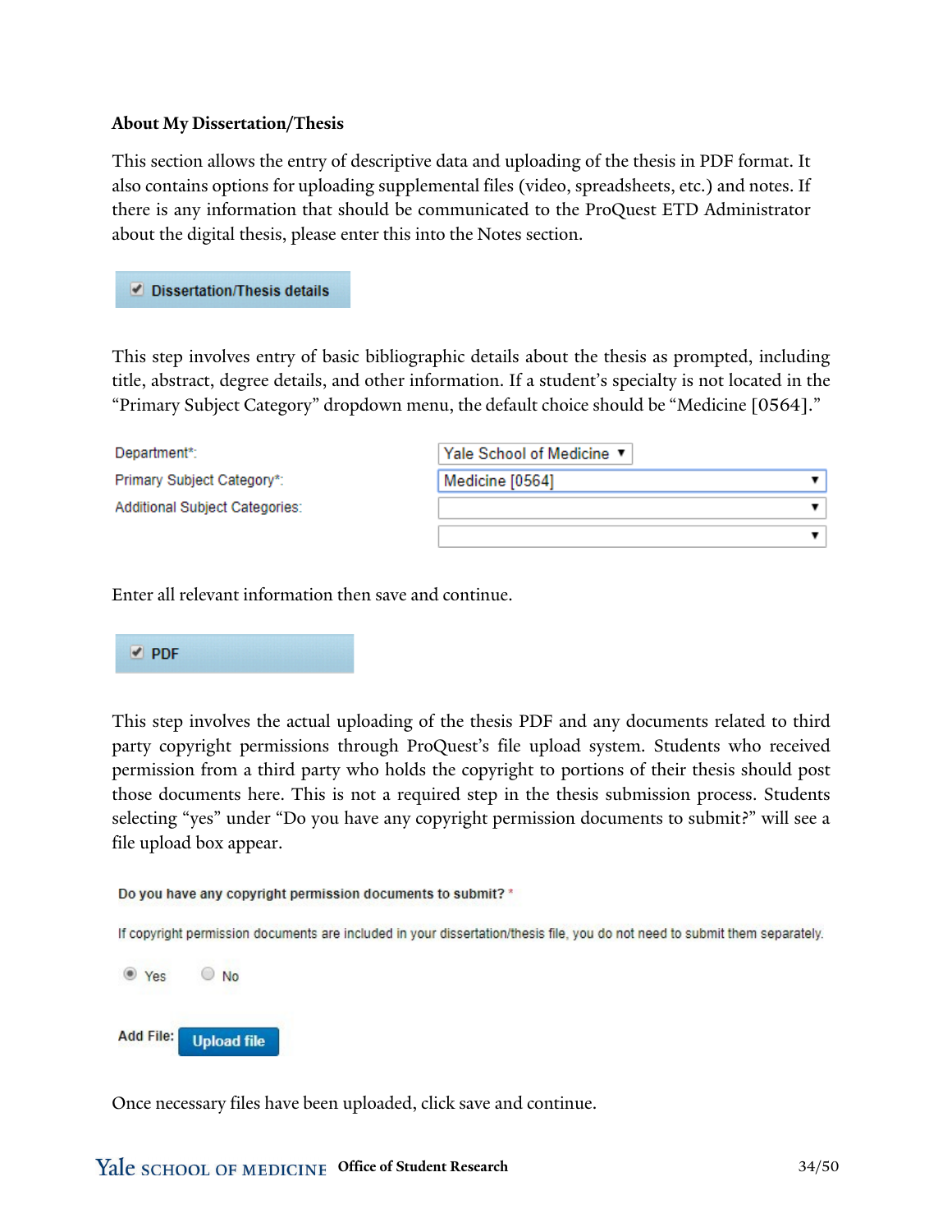**About My Dissertation/Thesis**

This section allows the entry of descriptive data and uploading of the thesis in PDF format. It also contains options for uploading supplemental files (video, spreadsheets, etc.) and notes. If there is any information that should be communicated to the ProQuest ETD Administrator about the digital thesis, please enter this into the Notes section.

✔ Dissertation/Thesis details

This step involves entry of basic bibliographic details about the thesis as prompted, including title, abstract, degree details, and other information. If a student's specialty is not located in the "Primary Subject Category" dropdown menu, the default choice should be "Medicine [0564]."

| | |
|---|---|
| Department*: | Yale School of Medicine ▼ |
| Primary Subject Category*: | Medicine [0564] ▼ |
| Additional Subject Categories: | ▼ |
| | ▼ |

Enter all relevant information then save and continue.

✔ PDF

This step involves the actual uploading of the thesis PDF and any documents related to third party copyright permissions through ProQuest's file upload system. Students who received permission from a third party who holds the copyright to portions of their thesis should post those documents here. This is not a required step in the thesis submission process. Students selecting "yes" under "Do you have any copyright permission documents to submit?" will see a file upload box appear.

**Do you have any copyright permission documents to submit?** *

If copyright permission documents are included in your dissertation/thesis file, you do not need to submit them separately.

◉ Yes ○ No

**Add File:** Upload file

Once necessary files have been uploaded, click save and continue.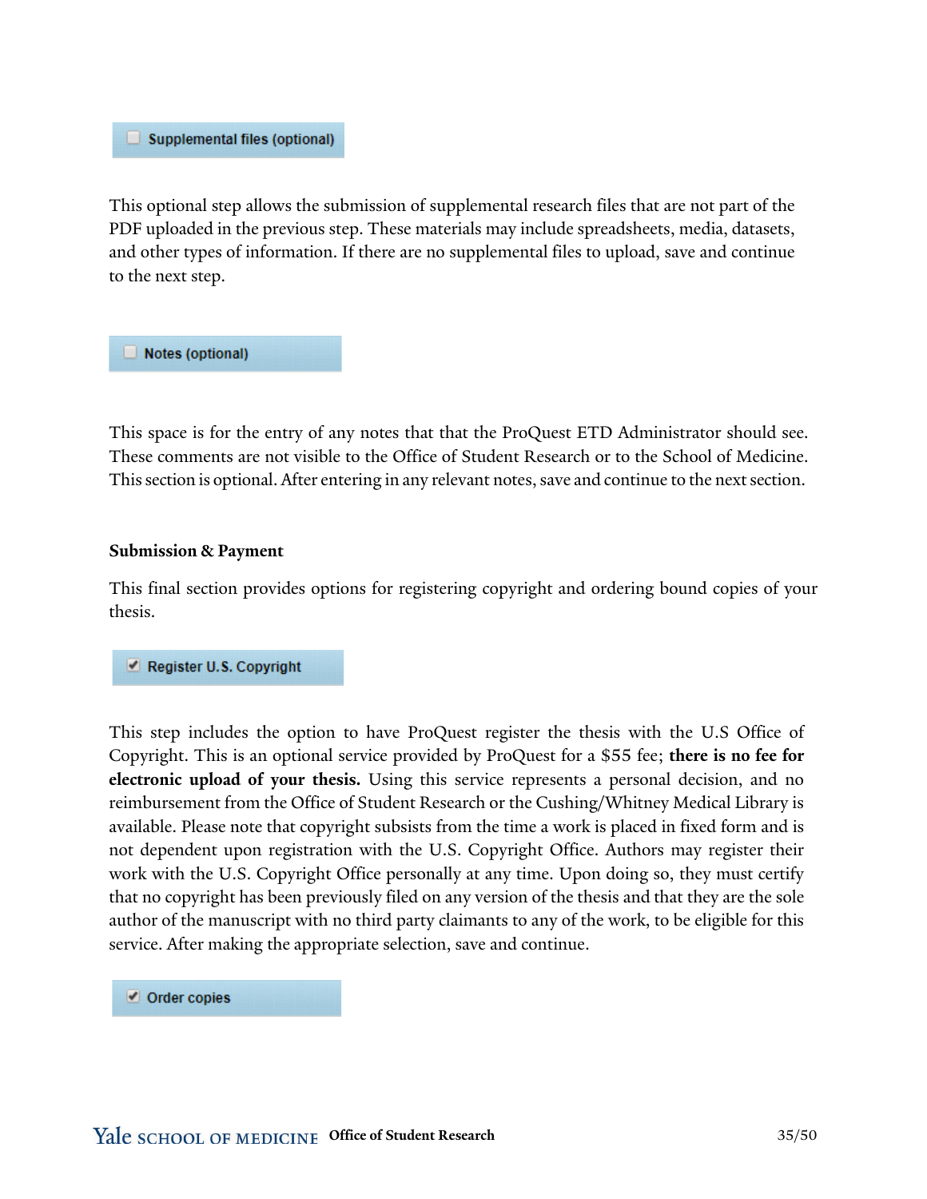☐ **Supplemental files (optional)**

This optional step allows the submission of supplemental research files that are not part of the PDF uploaded in the previous step. These materials may include spreadsheets, media, datasets, and other types of information. If there are no supplemental files to upload, save and continue to the next step.

☐ **Notes (optional)**

This space is for the entry of any notes that that the ProQuest ETD Administrator should see. These comments are not visible to the Office of Student Research or to the School of Medicine. This section is optional. After entering in any relevant notes, save and continue to the next section.

**Submission & Payment**

This final section provides options for registering copyright and ordering bound copies of your thesis.

☑ **Register U.S. Copyright**

This step includes the option to have ProQuest register the thesis with the U.S Office of Copyright. This is an optional service provided by ProQuest for a $55 fee; **there is no fee for electronic upload of your thesis.** Using this service represents a personal decision, and no reimbursement from the Office of Student Research or the Cushing/Whitney Medical Library is available. Please note that copyright subsists from the time a work is placed in fixed form and is not dependent upon registration with the U.S. Copyright Office. Authors may register their work with the U.S. Copyright Office personally at any time. Upon doing so, they must certify that no copyright has been previously filed on any version of the thesis and that they are the sole author of the manuscript with no third party claimants to any of the work, to be eligible for this service. After making the appropriate selection, save and continue.

☑ **Order copies**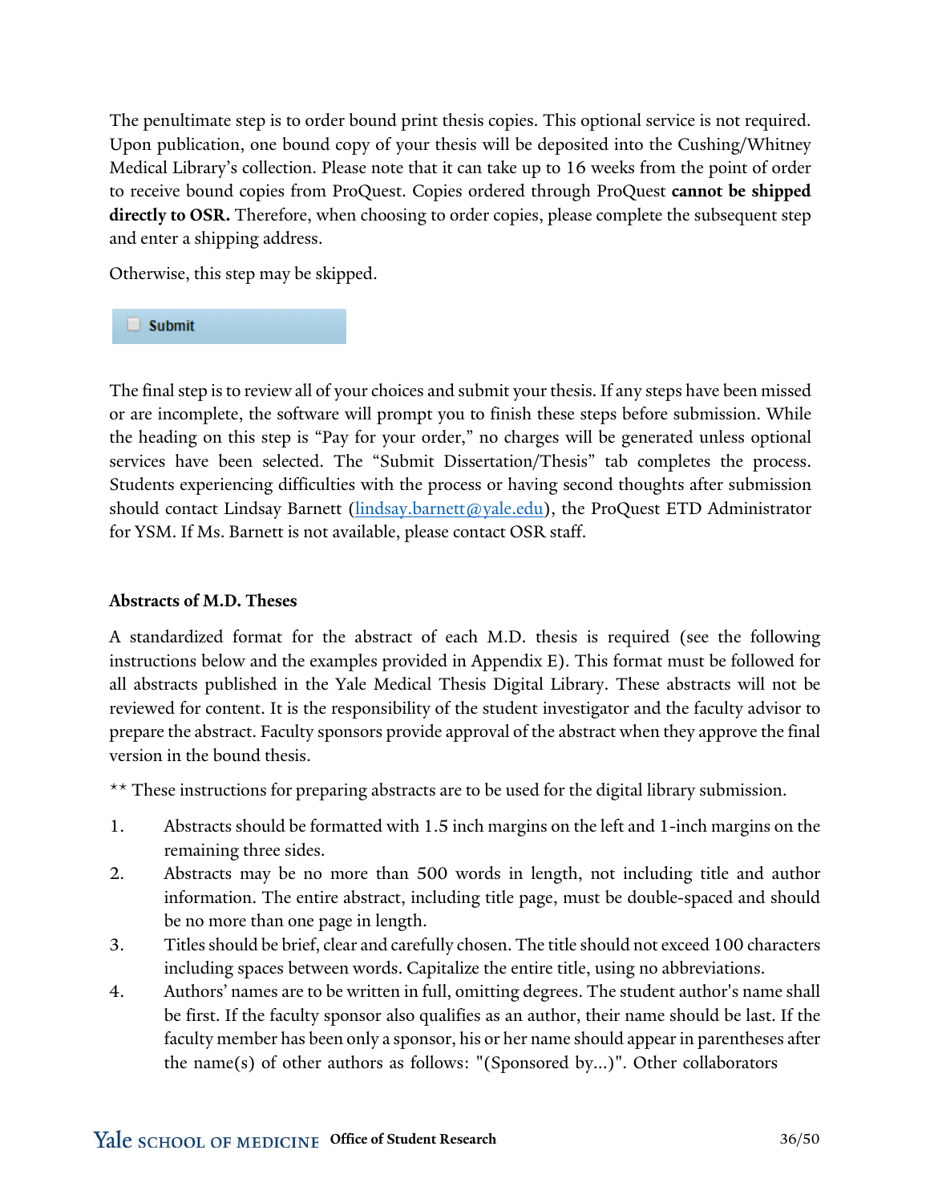The penultimate step is to order bound print thesis copies. This optional service is not required. Upon publication, one bound copy of your thesis will be deposited into the Cushing/Whitney Medical Library's collection. Please note that it can take up to 16 weeks from the point of order to receive bound copies from ProQuest. Copies ordered through ProQuest **cannot be shipped directly to OSR.** Therefore, when choosing to order copies, please complete the subsequent step and enter a shipping address.

Otherwise, this step may be skipped.

☐ **Submit**

The final step is to review all of your choices and submit your thesis. If any steps have been missed or are incomplete, the software will prompt you to finish these steps before submission. While the heading on this step is "Pay for your order," no charges will be generated unless optional services have been selected. The "Submit Dissertation/Thesis" tab completes the process. Students experiencing difficulties with the process or having second thoughts after submission should contact Lindsay Barnett (lindsay.barnett@yale.edu), the ProQuest ETD Administrator for YSM. If Ms. Barnett is not available, please contact OSR staff.

**Abstracts of M.D. Theses**

A standardized format for the abstract of each M.D. thesis is required (see the following instructions below and the examples provided in Appendix E). This format must be followed for all abstracts published in the Yale Medical Thesis Digital Library. These abstracts will not be reviewed for content. It is the responsibility of the student investigator and the faculty advisor to prepare the abstract. Faculty sponsors provide approval of the abstract when they approve the final version in the bound thesis.

** These instructions for preparing abstracts are to be used for the digital library submission.

1. Abstracts should be formatted with 1.5 inch margins on the left and 1-inch margins on the remaining three sides.
2. Abstracts may be no more than 500 words in length, not including title and author information. The entire abstract, including title page, must be double-spaced and should be no more than one page in length.
3. Titles should be brief, clear and carefully chosen. The title should not exceed 100 characters including spaces between words. Capitalize the entire title, using no abbreviations.
4. Authors' names are to be written in full, omitting degrees. The student author's name shall be first. If the faculty sponsor also qualifies as an author, their name should be last. If the faculty member has been only a sponsor, his or her name should appear in parentheses after the name(s) of other authors as follows: "(Sponsored by...)". Other collaborators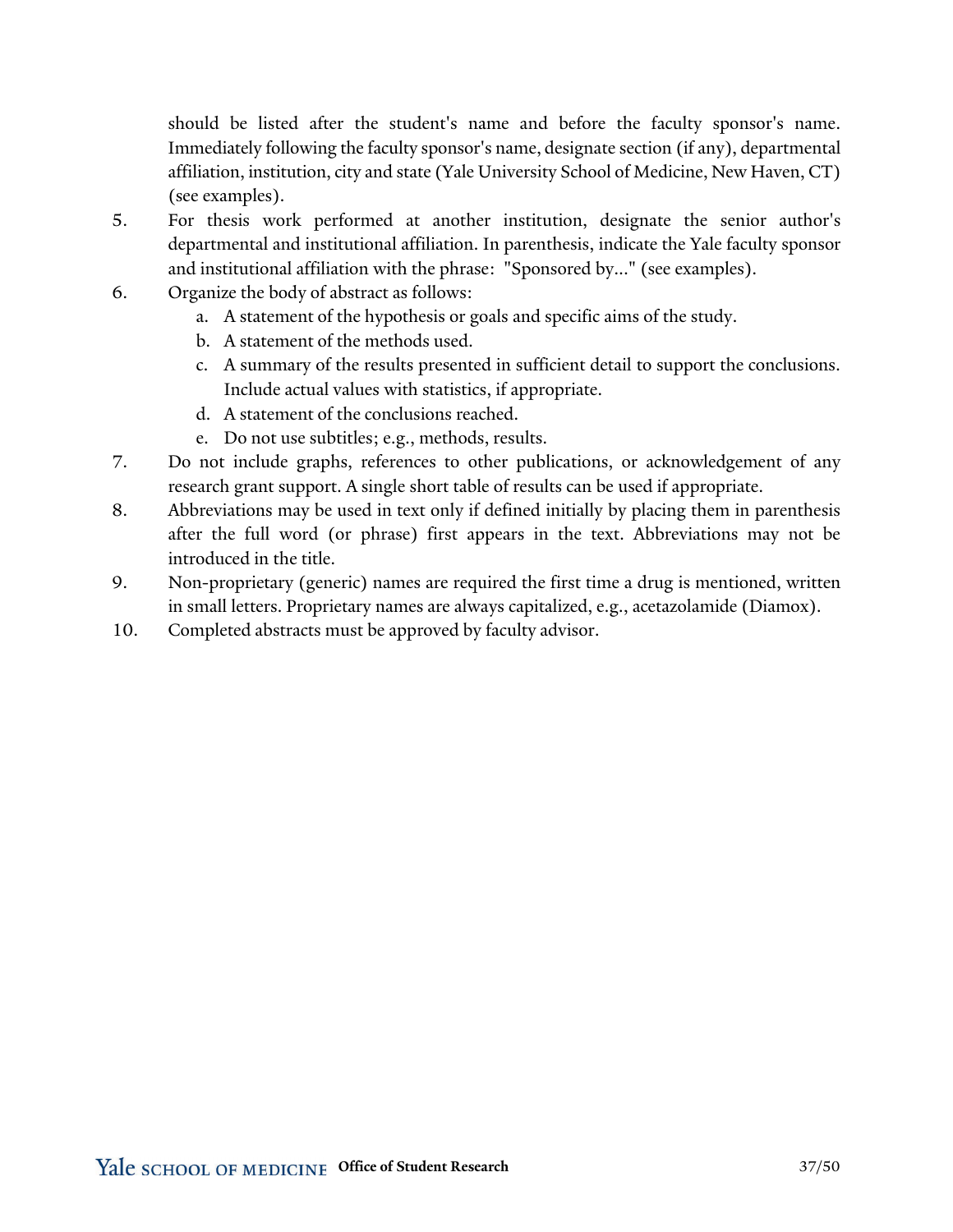should be listed after the student's name and before the faculty sponsor's name. Immediately following the faculty sponsor's name, designate section (if any), departmental affiliation, institution, city and state (Yale University School of Medicine, New Haven, CT) (see examples).

5. For thesis work performed at another institution, designate the senior author's departmental and institutional affiliation. In parenthesis, indicate the Yale faculty sponsor and institutional affiliation with the phrase: "Sponsored by..." (see examples).
6. Organize the body of abstract as follows:
    a. A statement of the hypothesis or goals and specific aims of the study.
    b. A statement of the methods used.
    c. A summary of the results presented in sufficient detail to support the conclusions. Include actual values with statistics, if appropriate.
    d. A statement of the conclusions reached.
    e. Do not use subtitles; e.g., methods, results.
7. Do not include graphs, references to other publications, or acknowledgement of any research grant support. A single short table of results can be used if appropriate.
8. Abbreviations may be used in text only if defined initially by placing them in parenthesis after the full word (or phrase) first appears in the text. Abbreviations may not be introduced in the title.
9. Non-proprietary (generic) names are required the first time a drug is mentioned, written in small letters. Proprietary names are always capitalized, e.g., acetazolamide (Diamox).
10. Completed abstracts must be approved by faculty advisor.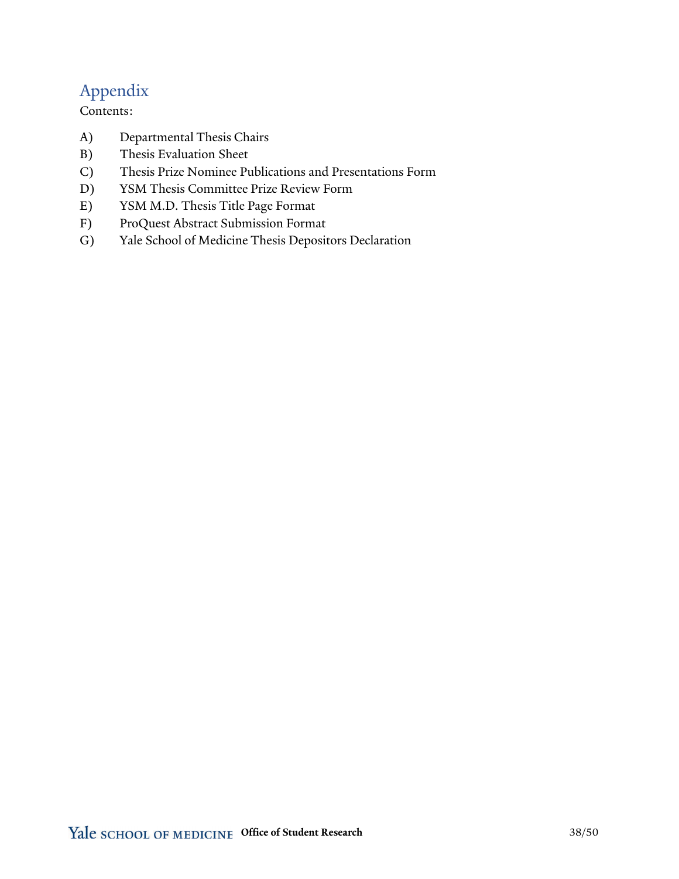# Appendix

Contents:

A) Departmental Thesis Chairs
B) Thesis Evaluation Sheet
C) Thesis Prize Nominee Publications and Presentations Form
D) YSM Thesis Committee Prize Review Form
E) YSM M.D. Thesis Title Page Format
F) ProQuest Abstract Submission Format
G) Yale School of Medicine Thesis Depositors Declaration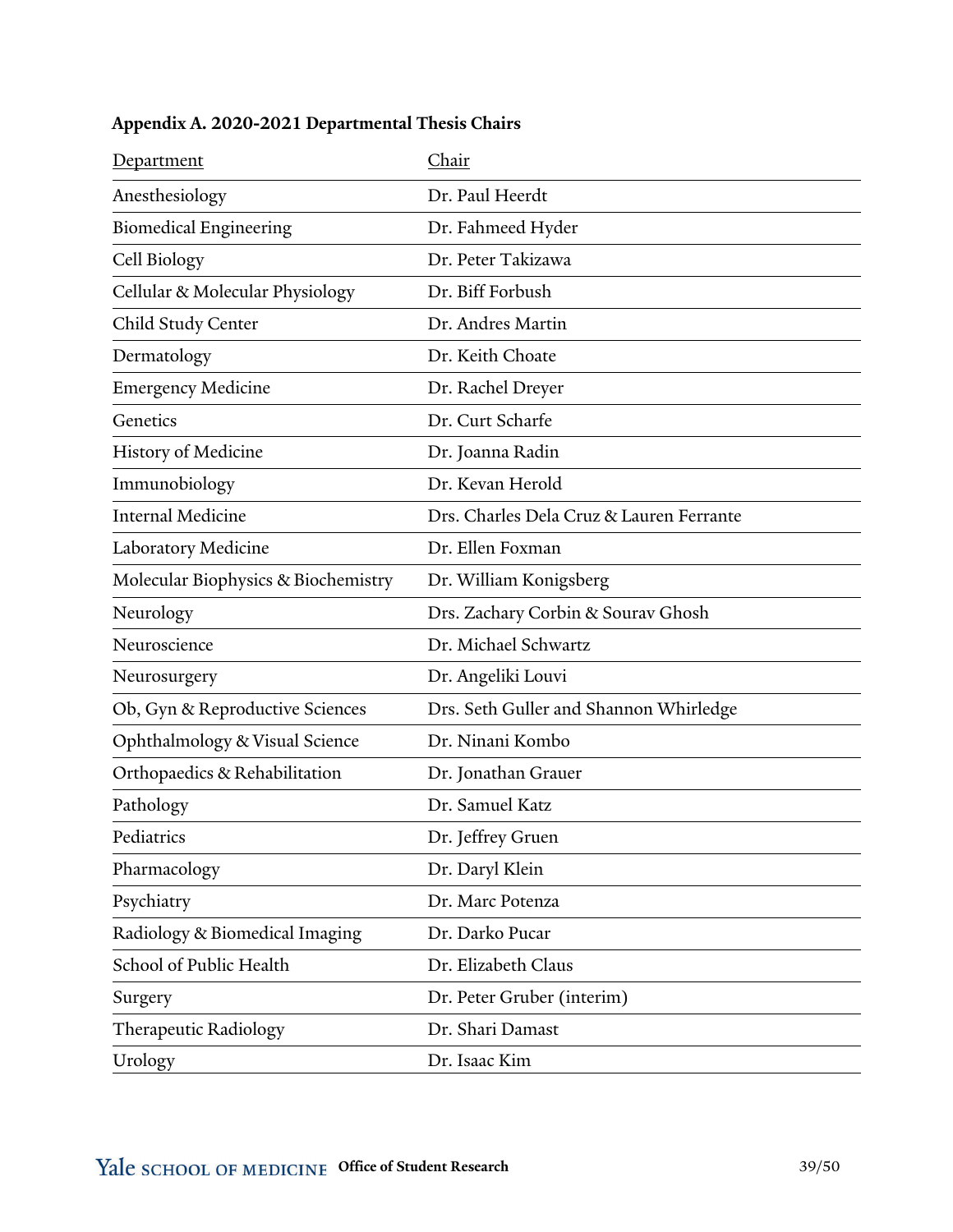**Appendix A. 2020-2021 Departmental Thesis Chairs**

| Department | Chair |
| --- | --- |
| Anesthesiology | Dr. Paul Heerdt |
| Biomedical Engineering | Dr. Fahmeed Hyder |
| Cell Biology | Dr. Peter Takizawa |
| Cellular & Molecular Physiology | Dr. Biff Forbush |
| Child Study Center | Dr. Andres Martin |
| Dermatology | Dr. Keith Choate |
| Emergency Medicine | Dr. Rachel Dreyer |
| Genetics | Dr. Curt Scharfe |
| History of Medicine | Dr. Joanna Radin |
| Immunobiology | Dr. Kevan Herold |
| Internal Medicine | Drs. Charles Dela Cruz & Lauren Ferrante |
| Laboratory Medicine | Dr. Ellen Foxman |
| Molecular Biophysics & Biochemistry | Dr. William Konigsberg |
| Neurology | Drs. Zachary Corbin & Sourav Ghosh |
| Neuroscience | Dr. Michael Schwartz |
| Neurosurgery | Dr. Angeliki Louvi |
| Ob, Gyn & Reproductive Sciences | Drs. Seth Guller and Shannon Whirledge |
| Ophthalmology & Visual Science | Dr. Ninani Kombo |
| Orthopaedics & Rehabilitation | Dr. Jonathan Grauer |
| Pathology | Dr. Samuel Katz |
| Pediatrics | Dr. Jeffrey Gruen |
| Pharmacology | Dr. Daryl Klein |
| Psychiatry | Dr. Marc Potenza |
| Radiology & Biomedical Imaging | Dr. Darko Pucar |
| School of Public Health | Dr. Elizabeth Claus |
| Surgery | Dr. Peter Gruber (interim) |
| Therapeutic Radiology | Dr. Shari Damast |
| Urology | Dr. Isaac Kim |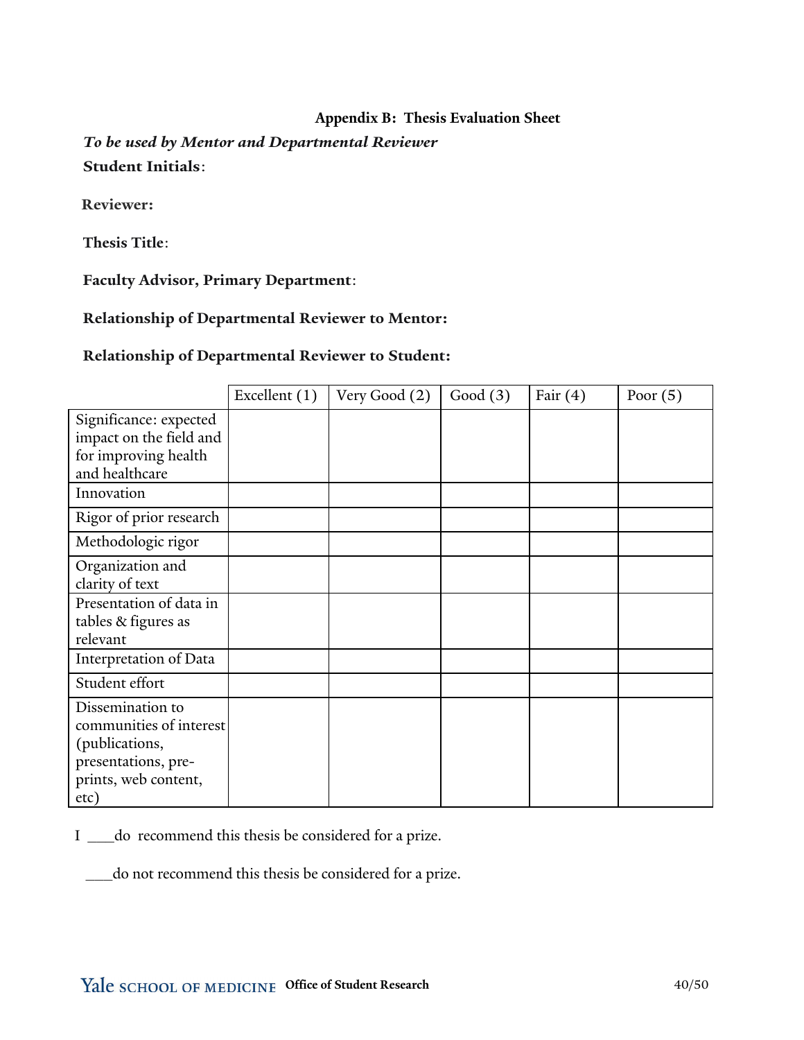## Appendix B: Thesis Evaluation Sheet

***To be used by Mentor and Departmental Reviewer***

**Student Initials**:

**Reviewer:**

**Thesis Title**:

**Faculty Advisor, Primary Department**:

**Relationship of Departmental Reviewer to Mentor:**

**Relationship of Departmental Reviewer to Student:**

| | Excellent (1) | Very Good (2) | Good (3) | Fair (4) | Poor (5) |
|---|---|---|---|---|---|
| Significance: expected impact on the field and for improving health and healthcare | | | | | |
| Innovation | | | | | |
| Rigor of prior research | | | | | |
| Methodologic rigor | | | | | |
| Organization and clarity of text | | | | | |
| Presentation of data in tables & figures as relevant | | | | | |
| Interpretation of Data | | | | | |
| Student effort | | | | | |
| Dissemination to communities of interest (publications, presentations, pre-prints, web content, etc) | | | | | |

I ___do recommend this thesis be considered for a prize.

___do not recommend this thesis be considered for a prize.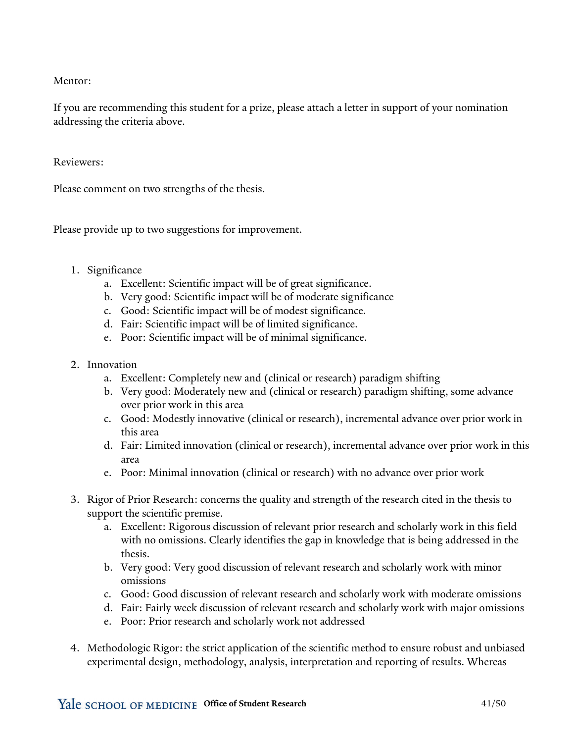Mentor:

If you are recommending this student for a prize, please attach a letter in support of your nomination addressing the criteria above.

Reviewers:

Please comment on two strengths of the thesis.

Please provide up to two suggestions for improvement.

1. Significance
    a. Excellent: Scientific impact will be of great significance.
    b. Very good: Scientific impact will be of moderate significance
    c. Good: Scientific impact will be of modest significance.
    d. Fair: Scientific impact will be of limited significance.
    e. Poor: Scientific impact will be of minimal significance.

2. Innovation
    a. Excellent: Completely new and (clinical or research) paradigm shifting
    b. Very good: Moderately new and (clinical or research) paradigm shifting, some advance over prior work in this area
    c. Good: Modestly innovative (clinical or research), incremental advance over prior work in this area
    d. Fair: Limited innovation (clinical or research), incremental advance over prior work in this area
    e. Poor: Minimal innovation (clinical or research) with no advance over prior work

3. Rigor of Prior Research: concerns the quality and strength of the research cited in the thesis to support the scientific premise.
    a. Excellent: Rigorous discussion of relevant prior research and scholarly work in this field with no omissions. Clearly identifies the gap in knowledge that is being addressed in the thesis.
    b. Very good: Very good discussion of relevant research and scholarly work with minor omissions
    c. Good: Good discussion of relevant research and scholarly work with moderate omissions
    d. Fair: Fairly week discussion of relevant research and scholarly work with major omissions
    e. Poor: Prior research and scholarly work not addressed

4. Methodologic Rigor: the strict application of the scientific method to ensure robust and unbiased experimental design, methodology, analysis, interpretation and reporting of results. Whereas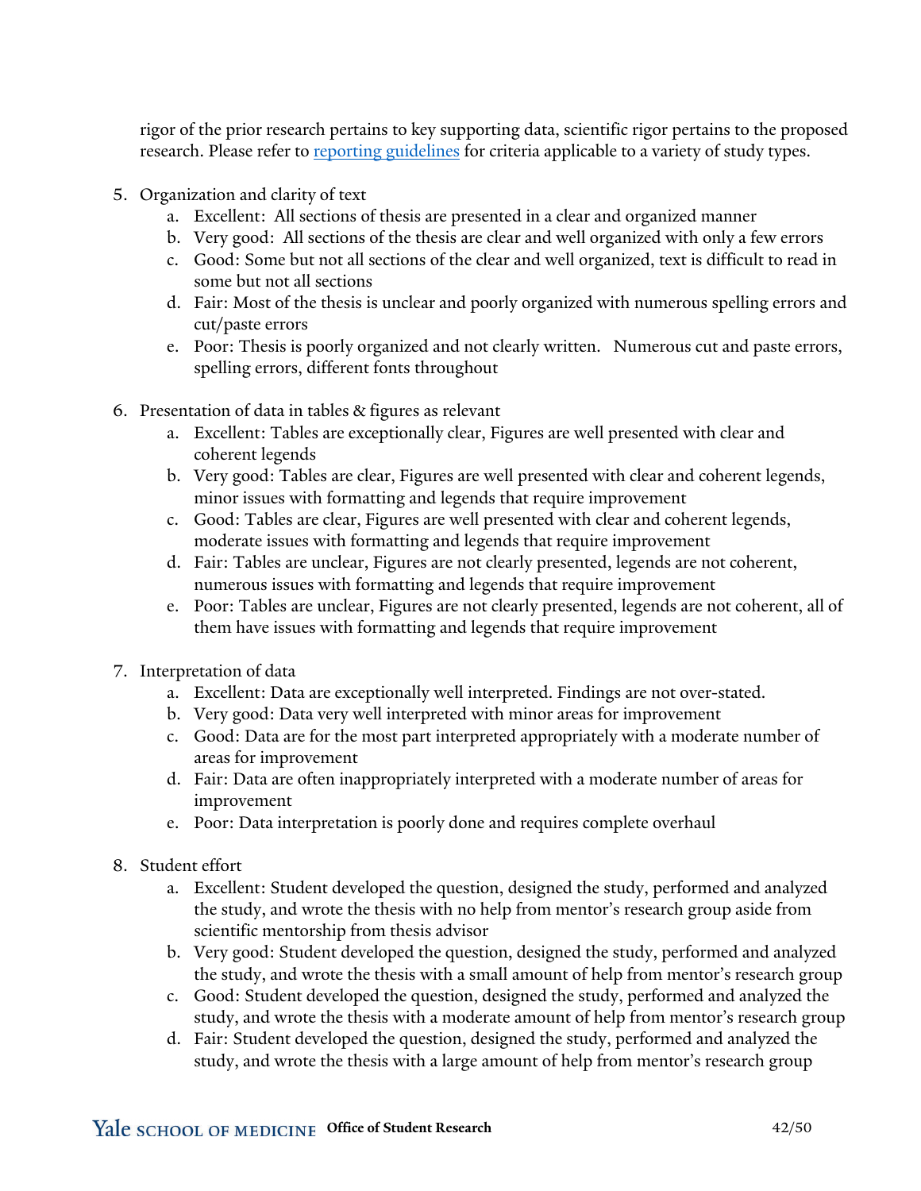rigor of the prior research pertains to key supporting data, scientific rigor pertains to the proposed research. Please refer to [reporting guidelines]() for criteria applicable to a variety of study types.

5. Organization and clarity of text
    a. Excellent: All sections of thesis are presented in a clear and organized manner
    b. Very good: All sections of the thesis are clear and well organized with only a few errors
    c. Good: Some but not all sections of the clear and well organized, text is difficult to read in some but not all sections
    d. Fair: Most of the thesis is unclear and poorly organized with numerous spelling errors and cut/paste errors
    e. Poor: Thesis is poorly organized and not clearly written. Numerous cut and paste errors, spelling errors, different fonts throughout

6. Presentation of data in tables & figures as relevant
    a. Excellent: Tables are exceptionally clear, Figures are well presented with clear and coherent legends
    b. Very good: Tables are clear, Figures are well presented with clear and coherent legends, minor issues with formatting and legends that require improvement
    c. Good: Tables are clear, Figures are well presented with clear and coherent legends, moderate issues with formatting and legends that require improvement
    d. Fair: Tables are unclear, Figures are not clearly presented, legends are not coherent, numerous issues with formatting and legends that require improvement
    e. Poor: Tables are unclear, Figures are not clearly presented, legends are not coherent, all of them have issues with formatting and legends that require improvement

7. Interpretation of data
    a. Excellent: Data are exceptionally well interpreted. Findings are not over-stated.
    b. Very good: Data very well interpreted with minor areas for improvement
    c. Good: Data are for the most part interpreted appropriately with a moderate number of areas for improvement
    d. Fair: Data are often inappropriately interpreted with a moderate number of areas for improvement
    e. Poor: Data interpretation is poorly done and requires complete overhaul

8. Student effort
    a. Excellent: Student developed the question, designed the study, performed and analyzed the study, and wrote the thesis with no help from mentor's research group aside from scientific mentorship from thesis advisor
    b. Very good: Student developed the question, designed the study, performed and analyzed the study, and wrote the thesis with a small amount of help from mentor's research group
    c. Good: Student developed the question, designed the study, performed and analyzed the study, and wrote the thesis with a moderate amount of help from mentor's research group
    d. Fair: Student developed the question, designed the study, performed and analyzed the study, and wrote the thesis with a large amount of help from mentor's research group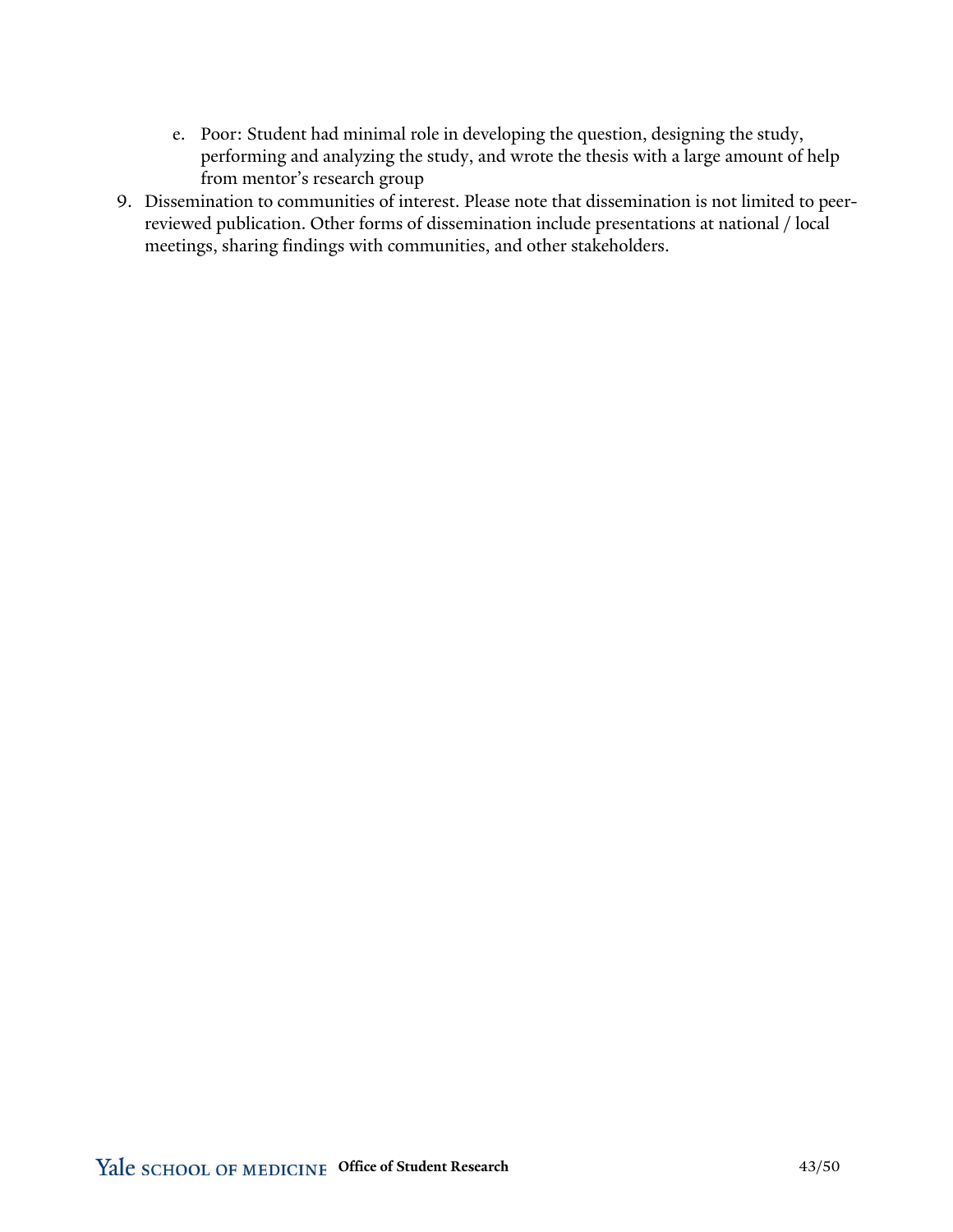e. Poor: Student had minimal role in developing the question, designing the study, performing and analyzing the study, and wrote the thesis with a large amount of help from mentor's research group

9. Dissemination to communities of interest. Please note that dissemination is not limited to peer-reviewed publication. Other forms of dissemination include presentations at national / local meetings, sharing findings with communities, and other stakeholders.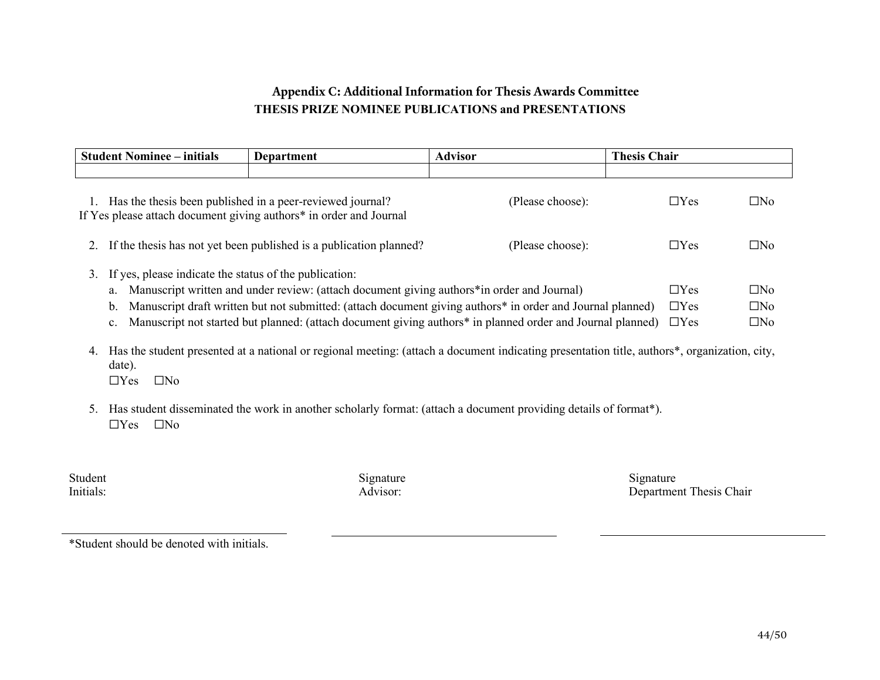## Appendix C: Additional Information for Thesis Awards Committee

### THESIS PRIZE NOMINEE PUBLICATIONS and PRESENTATIONS

| Student Nominee – initials | Department | Advisor | Thesis Chair |
|---|---|---|---|
| | | | |

1. Has the thesis been published in a peer-reviewed journal? (Please choose): ☐Yes ☐No

   If Yes please attach document giving authors* in order and Journal

2. If the thesis has not yet been published is a publication planned? (Please choose): ☐Yes ☐No

3. If yes, please indicate the status of the publication:
   a. Manuscript written and under review: (attach document giving authors*in order and Journal) ☐Yes ☐No
   b. Manuscript draft written but not submitted: (attach document giving authors* in order and Journal planned) ☐Yes ☐No
   c. Manuscript not started but planned: (attach document giving authors* in planned order and Journal planned) ☐Yes ☐No

4. Has the student presented at a national or regional meeting: (attach a document indicating presentation title, authors*, organization, city, date).

   ☐Yes ☐No

5. Has student disseminated the work in another scholarly format: (attach a document providing details of format*).

   ☐Yes ☐No

Student Initials: ______________________

Signature Advisor: ______________________

Signature Department Thesis Chair: ______________________

*Student should be denoted with initials.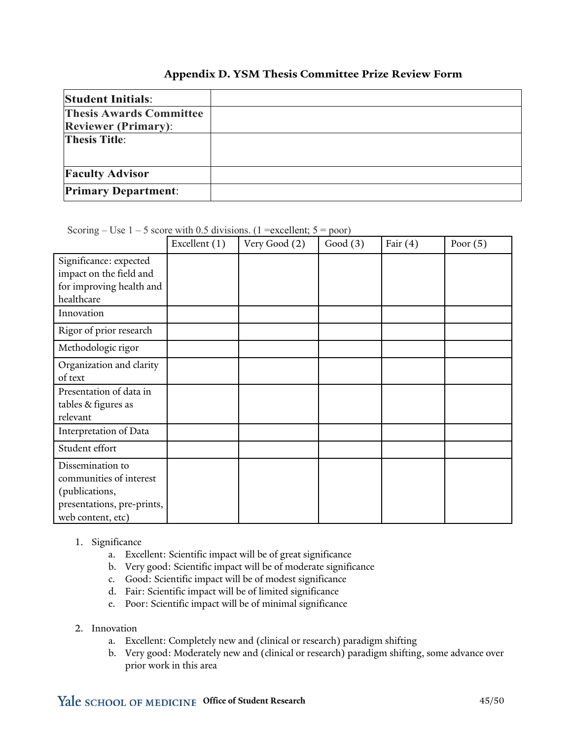## Appendix D. YSM Thesis Committee Prize Review Form

| | |
|---|---|
| **Student Initials**: | |
| **Thesis Awards Committee Reviewer (Primary)**: | |
| **Thesis Title**: | |
| **Faculty Advisor** | |
| **Primary Department**: | |

Scoring – Use 1 – 5 score with 0.5 divisions. (1 =excellent; 5 = poor)

| | Excellent (1) | Very Good (2) | Good (3) | Fair (4) | Poor (5) |
|---|---|---|---|---|---|
| Significance: expected impact on the field and for improving health and healthcare | | | | | |
| Innovation | | | | | |
| Rigor of prior research | | | | | |
| Methodologic rigor | | | | | |
| Organization and clarity of text | | | | | |
| Presentation of data in tables & figures as relevant | | | | | |
| Interpretation of Data | | | | | |
| Student effort | | | | | |
| Dissemination to communities of interest (publications, presentations, pre-prints, web content, etc) | | | | | |

1. Significance
    a. Excellent: Scientific impact will be of great significance
    b. Very good: Scientific impact will be of moderate significance
    c. Good: Scientific impact will be of modest significance
    d. Fair: Scientific impact will be of limited significance
    e. Poor: Scientific impact will be of minimal significance

2. Innovation
    a. Excellent: Completely new and (clinical or research) paradigm shifting
    b. Very good: Moderately new and (clinical or research) paradigm shifting, some advance over prior work in this area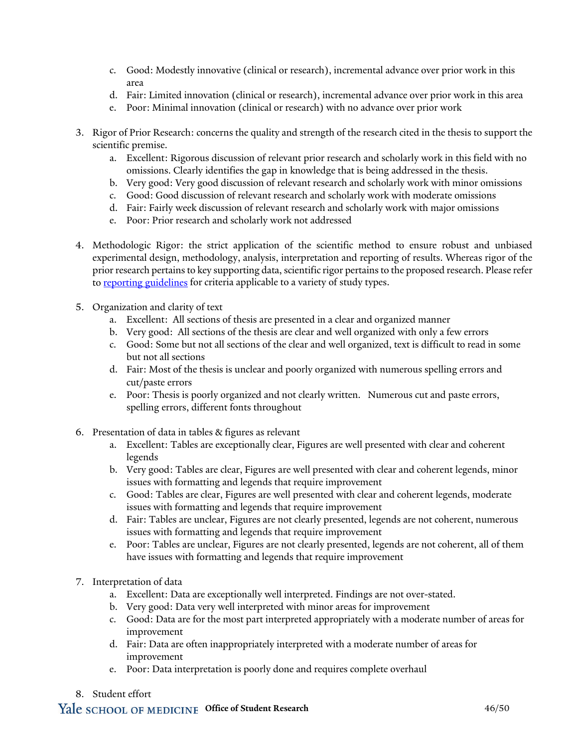c. Good: Modestly innovative (clinical or research), incremental advance over prior work in this area
   d. Fair: Limited innovation (clinical or research), incremental advance over prior work in this area
   e. Poor: Minimal innovation (clinical or research) with no advance over prior work

3. Rigor of Prior Research: concerns the quality and strength of the research cited in the thesis to support the scientific premise.
   a. Excellent: Rigorous discussion of relevant prior research and scholarly work in this field with no omissions. Clearly identifies the gap in knowledge that is being addressed in the thesis.
   b. Very good: Very good discussion of relevant research and scholarly work with minor omissions
   c. Good: Good discussion of relevant research and scholarly work with moderate omissions
   d. Fair: Fairly week discussion of relevant research and scholarly work with major omissions
   e. Poor: Prior research and scholarly work not addressed

4. Methodologic Rigor: the strict application of the scientific method to ensure robust and unbiased experimental design, methodology, analysis, interpretation and reporting of results. Whereas rigor of the prior research pertains to key supporting data, scientific rigor pertains to the proposed research. Please refer to [reporting guidelines](reporting guidelines) for criteria applicable to a variety of study types.

5. Organization and clarity of text
   a. Excellent: All sections of thesis are presented in a clear and organized manner
   b. Very good: All sections of the thesis are clear and well organized with only a few errors
   c. Good: Some but not all sections of the clear and well organized, text is difficult to read in some but not all sections
   d. Fair: Most of the thesis is unclear and poorly organized with numerous spelling errors and cut/paste errors
   e. Poor: Thesis is poorly organized and not clearly written. Numerous cut and paste errors, spelling errors, different fonts throughout

6. Presentation of data in tables & figures as relevant
   a. Excellent: Tables are exceptionally clear, Figures are well presented with clear and coherent legends
   b. Very good: Tables are clear, Figures are well presented with clear and coherent legends, minor issues with formatting and legends that require improvement
   c. Good: Tables are clear, Figures are well presented with clear and coherent legends, moderate issues with formatting and legends that require improvement
   d. Fair: Tables are unclear, Figures are not clearly presented, legends are not coherent, numerous issues with formatting and legends that require improvement
   e. Poor: Tables are unclear, Figures are not clearly presented, legends are not coherent, all of them have issues with formatting and legends that require improvement

7. Interpretation of data
   a. Excellent: Data are exceptionally well interpreted. Findings are not over-stated.
   b. Very good: Data very well interpreted with minor areas for improvement
   c. Good: Data are for the most part interpreted appropriately with a moderate number of areas for improvement
   d. Fair: Data are often inappropriately interpreted with a moderate number of areas for improvement
   e. Poor: Data interpretation is poorly done and requires complete overhaul

8. Student effort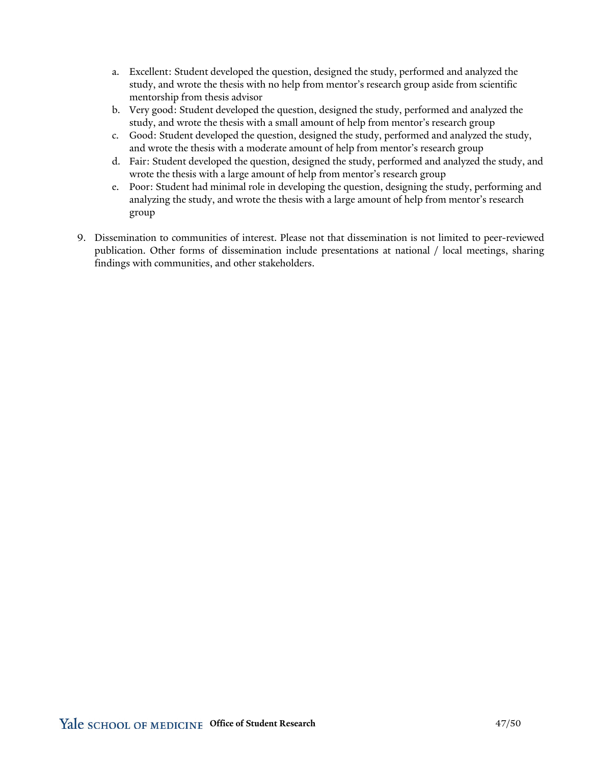a. Excellent: Student developed the question, designed the study, performed and analyzed the study, and wrote the thesis with no help from mentor's research group aside from scientific mentorship from thesis advisor
b. Very good: Student developed the question, designed the study, performed and analyzed the study, and wrote the thesis with a small amount of help from mentor's research group
c. Good: Student developed the question, designed the study, performed and analyzed the study, and wrote the thesis with a moderate amount of help from mentor's research group
d. Fair: Student developed the question, designed the study, performed and analyzed the study, and wrote the thesis with a large amount of help from mentor's research group
e. Poor: Student had minimal role in developing the question, designing the study, performing and analyzing the study, and wrote the thesis with a large amount of help from mentor's research group

9. Dissemination to communities of interest. Please not that dissemination is not limited to peer-reviewed publication. Other forms of dissemination include presentations at national / local meetings, sharing findings with communities, and other stakeholders.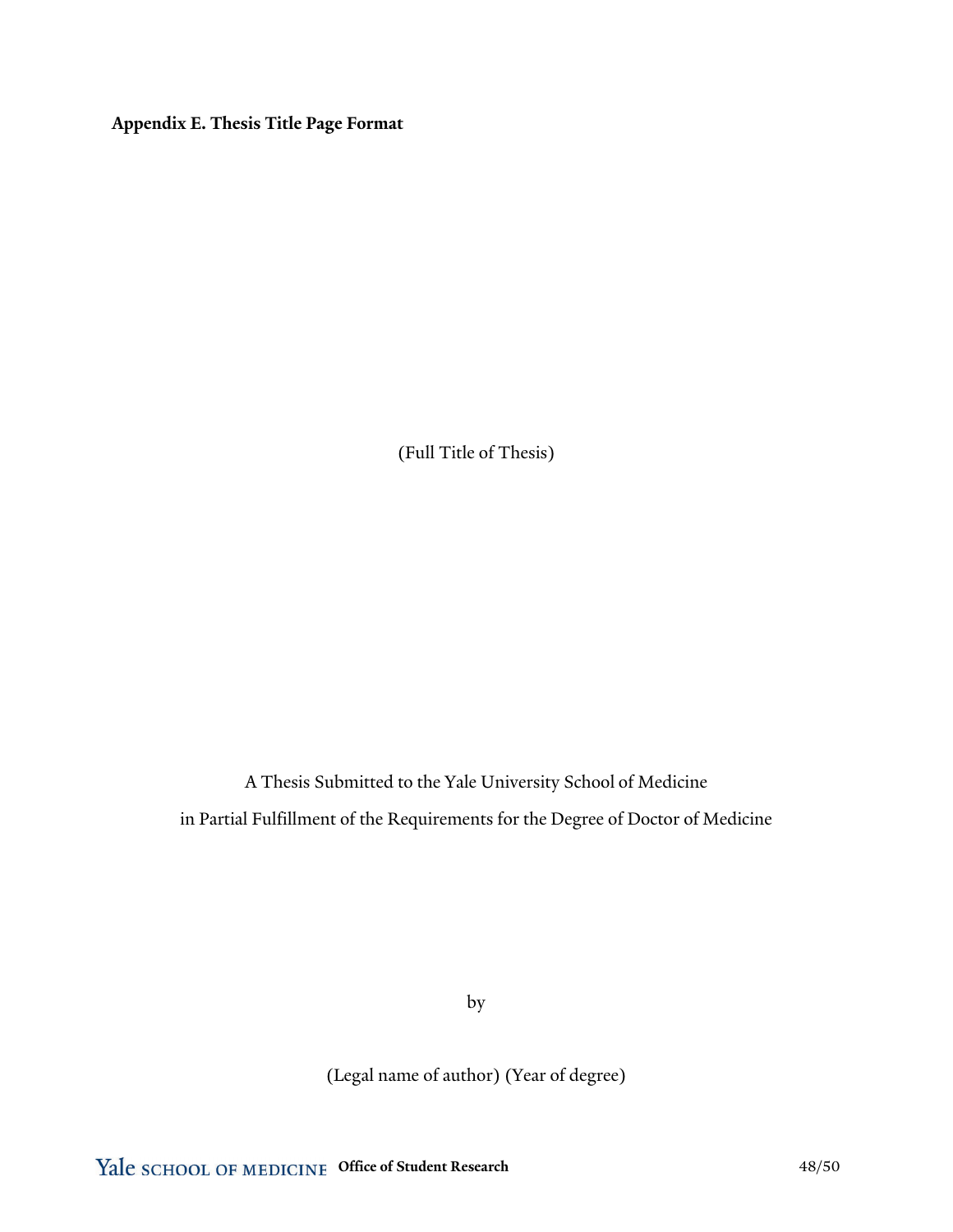**Appendix E. Thesis Title Page Format**

(Full Title of Thesis)

A Thesis Submitted to the Yale University School of Medicine

in Partial Fulfillment of the Requirements for the Degree of Doctor of Medicine

by

(Legal name of author) (Year of degree)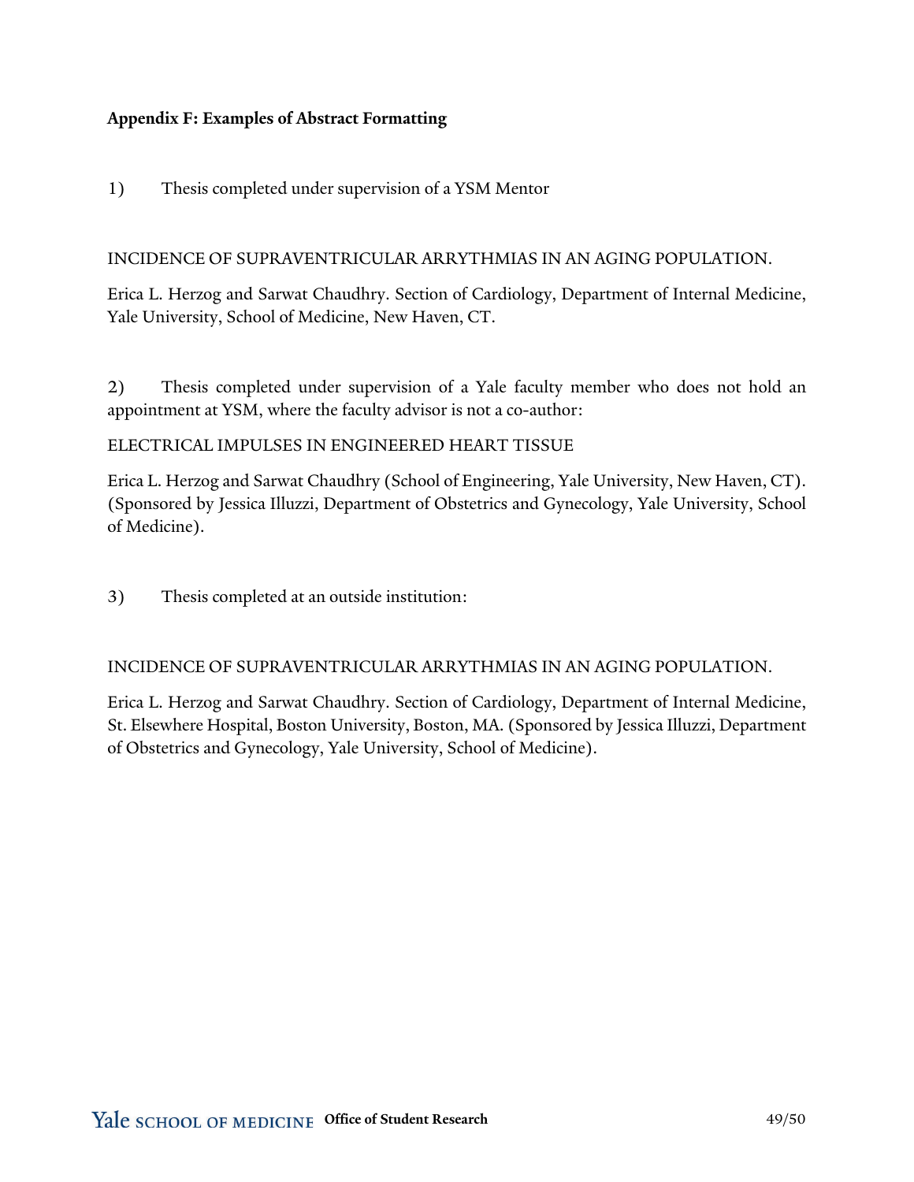**Appendix F: Examples of Abstract Formatting**

1) Thesis completed under supervision of a YSM Mentor

INCIDENCE OF SUPRAVENTRICULAR ARRYTHMIAS IN AN AGING POPULATION.

Erica L. Herzog and Sarwat Chaudhry. Section of Cardiology, Department of Internal Medicine, Yale University, School of Medicine, New Haven, CT.

2) Thesis completed under supervision of a Yale faculty member who does not hold an appointment at YSM, where the faculty advisor is not a co-author:

ELECTRICAL IMPULSES IN ENGINEERED HEART TISSUE

Erica L. Herzog and Sarwat Chaudhry (School of Engineering, Yale University, New Haven, CT). (Sponsored by Jessica Illuzzi, Department of Obstetrics and Gynecology, Yale University, School of Medicine).

3) Thesis completed at an outside institution:

INCIDENCE OF SUPRAVENTRICULAR ARRYTHMIAS IN AN AGING POPULATION.

Erica L. Herzog and Sarwat Chaudhry. Section of Cardiology, Department of Internal Medicine, St. Elsewhere Hospital, Boston University, Boston, MA. (Sponsored by Jessica Illuzzi, Department of Obstetrics and Gynecology, Yale University, School of Medicine).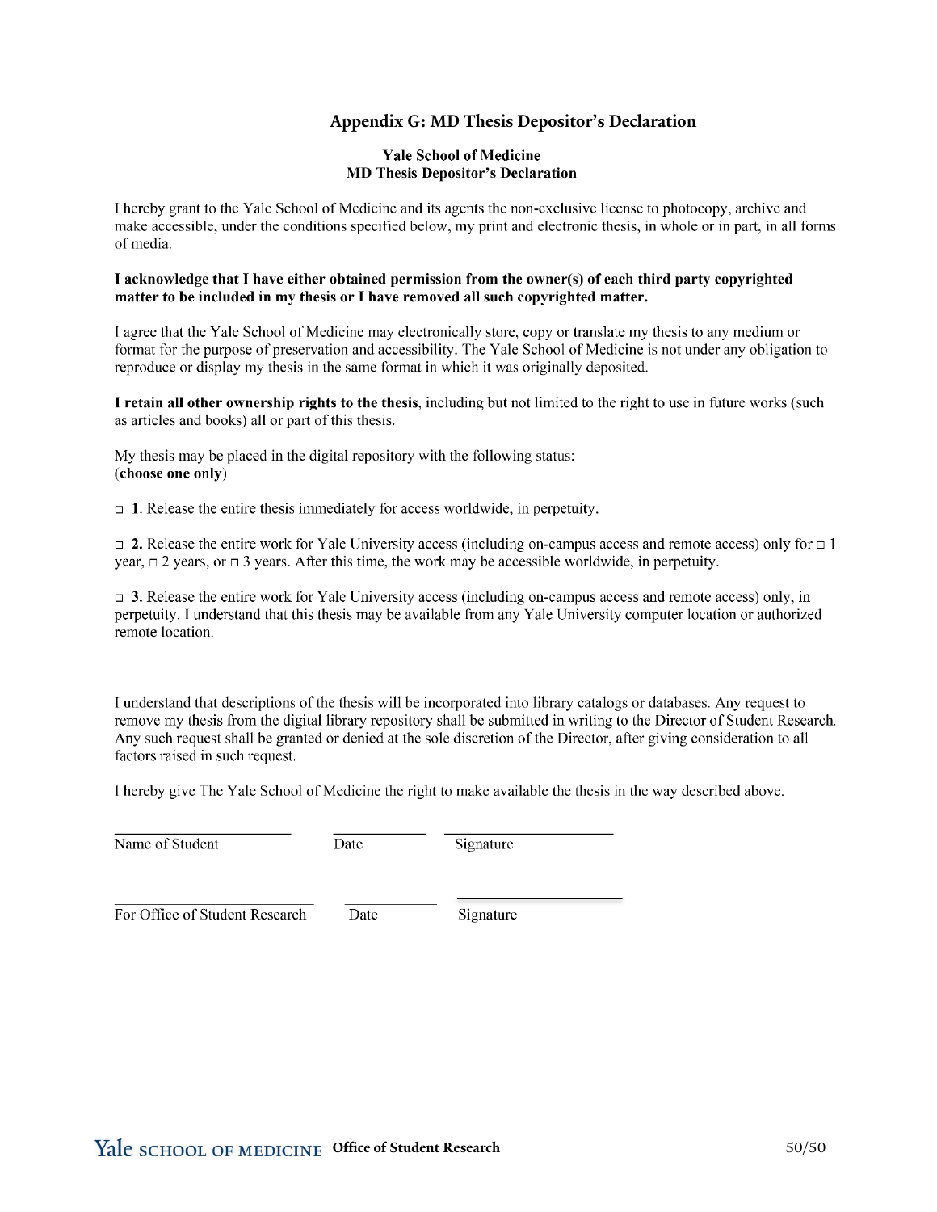## Appendix G: MD Thesis Depositor's Declaration

**Yale School of Medicine**
**MD Thesis Depositor's Declaration**

I hereby grant to the Yale School of Medicine and its agents the non-exclusive license to photocopy, archive and make accessible, under the conditions specified below, my print and electronic thesis, in whole or in part, in all forms of media.

**I acknowledge that I have either obtained permission from the owner(s) of each third party copyrighted matter to be included in my thesis or I have removed all such copyrighted matter.**

I agree that the Yale School of Medicine may electronically store, copy or translate my thesis to any medium or format for the purpose of preservation and accessibility. The Yale School of Medicine is not under any obligation to reproduce or display my thesis in the same format in which it was originally deposited.

**I retain all other ownership rights to the thesis**, including but not limited to the right to use in future works (such as articles and books) all or part of this thesis.

My thesis may be placed in the digital repository with the following status:
**(choose one only)**

□ **1**. Release the entire thesis immediately for access worldwide, in perpetuity.

□ **2.** Release the entire work for Yale University access (including on-campus access and remote access) only for □ 1 year, □ 2 years, or □ 3 years. After this time, the work may be accessible worldwide, in perpetuity.

□ **3.** Release the entire work for Yale University access (including on-campus access and remote access) only, in perpetuity. I understand that this thesis may be available from any Yale University computer location or authorized remote location.

I understand that descriptions of the thesis will be incorporated into library catalogs or databases. Any request to remove my thesis from the digital library repository shall be submitted in writing to the Director of Student Research. Any such request shall be granted or denied at the sole discretion of the Director, after giving consideration to all factors raised in such request.

I hereby give The Yale School of Medicine the right to make available the thesis in the way described above.

\_\_\_\_\_\_\_\_\_\_\_\_\_\_\_\_\_\_\_\_\_\_ \_\_\_\_\_\_\_\_\_\_\_\_ \_\_\_\_\_\_\_\_\_\_\_\_\_\_\_\_\_\_\_\_\_\_
Name of Student Date Signature

\_\_\_\_\_\_\_\_\_\_\_\_\_\_\_\_\_\_\_\_\_\_ \_\_\_\_\_\_\_\_\_\_\_\_ \_\_\_\_\_\_\_\_\_\_\_\_\_\_\_\_\_\_\_\_\_\_
For Office of Student Research Date Signature